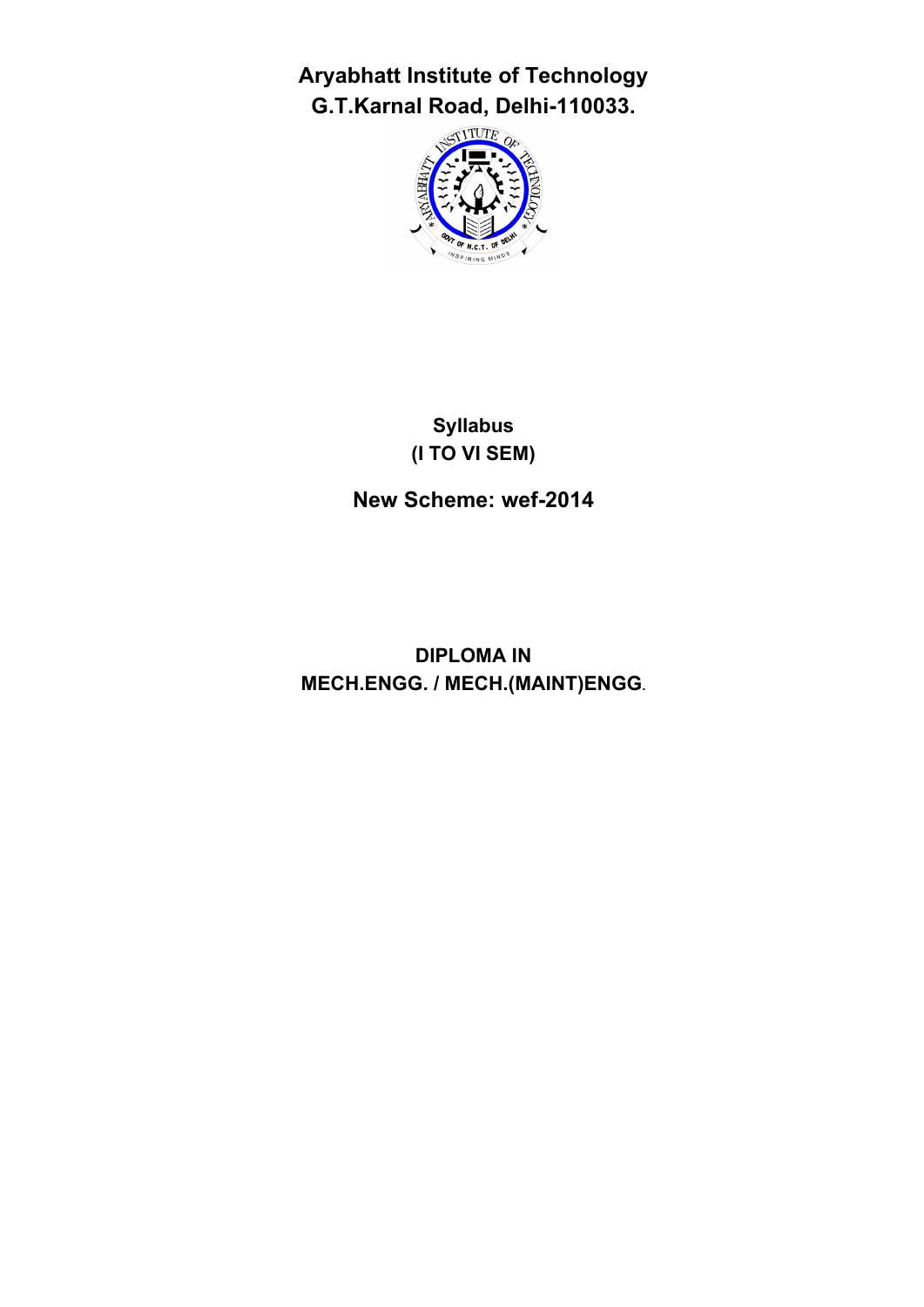# Aryabhatt Institute of Technology
## G.T.Karnal Road, Delhi-110033.

**Syllabus**
**(I TO VI SEM)**

**New Scheme: wef-2014**

**DIPLOMA IN**
**MECH.ENGG. / MECH.(MAINT)ENGG.**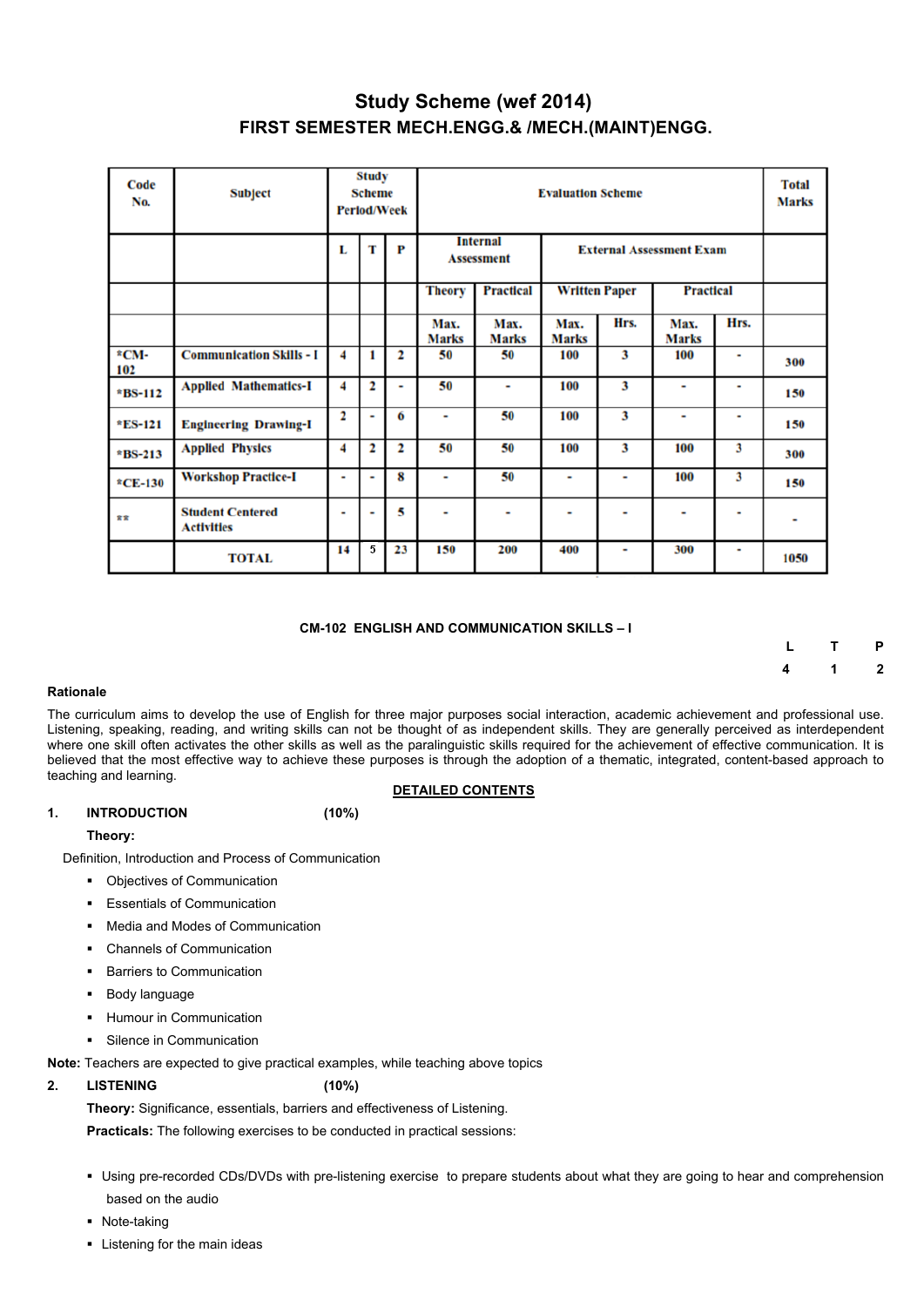# Study Scheme (wef 2014)

## FIRST SEMESTER MECH.ENGG.& /MECH.(MAINT)ENGG.

| Code No. | Subject | Study Scheme Period/Week | | | Evaluation Scheme | | | | | | Total Marks |
|---|---|---|---|---|---|---|---|---|---|---|---|
| | | L | T | P | Internal Assessment | | External Assessment Exam | | | | |
| | | | | | Theory | Practical | Written Paper | | Practical | | |
| | | | | | Max. Marks | Max. Marks | Max. Marks | Hrs. | Max. Marks | Hrs. | |
| *CM-102 | Communication Skills - I | 4 | 1 | 2 | 50 | 50 | 100 | 3 | 100 | - | 300 |
| *BS-112 | Applied Mathematics-I | 4 | 2 | - | 50 | - | 100 | 3 | - | - | 150 |
| *ES-121 | Engineering Drawing-I | 2 | - | 6 | - | 50 | 100 | 3 | - | - | 150 |
| *BS-213 | Applied Physics | 4 | 2 | 2 | 50 | 50 | 100 | 3 | 100 | 3 | 300 |
| *CE-130 | Workshop Practice-I | - | - | 8 | - | 50 | - | - | 100 | 3 | 150 |
| ** | Student Centered Activities | - | - | 5 | - | - | - | - | - | - | - |
| | TOTAL | 14 | 5 | 23 | 150 | 200 | 400 | - | 300 | - | 1050 |

### CM-102 ENGLISH AND COMMUNICATION SKILLS – I

| L | T | P |
|---|---|---|
| 4 | 1 | 2 |

**Rationale**

The curriculum aims to develop the use of English for three major purposes social interaction, academic achievement and professional use. Listening, speaking, reading, and writing skills can not be thought of as independent skills. They are generally perceived as interdependent where one skill often activates the other skills as well as the paralinguistic skills required for the achievement of effective communication. It is believed that the most effective way to achieve these purposes is through the adoption of a thematic, integrated, content-based approach to teaching and learning.

**DETAILED CONTENTS**

**1. INTRODUCTION (10%)**

**Theory:**

Definition, Introduction and Process of Communication

- Objectives of Communication
- Essentials of Communication
- Media and Modes of Communication
- Channels of Communication
- Barriers to Communication
- Body language
- Humour in Communication
- Silence in Communication

**Note:** Teachers are expected to give practical examples, while teaching above topics

**2. LISTENING (10%)**

**Theory:** Significance, essentials, barriers and effectiveness of Listening.

**Practicals:** The following exercises to be conducted in practical sessions:

- Using pre-recorded CDs/DVDs with pre-listening exercise to prepare students about what they are going to hear and comprehension based on the audio
- Note-taking
- Listening for the main ideas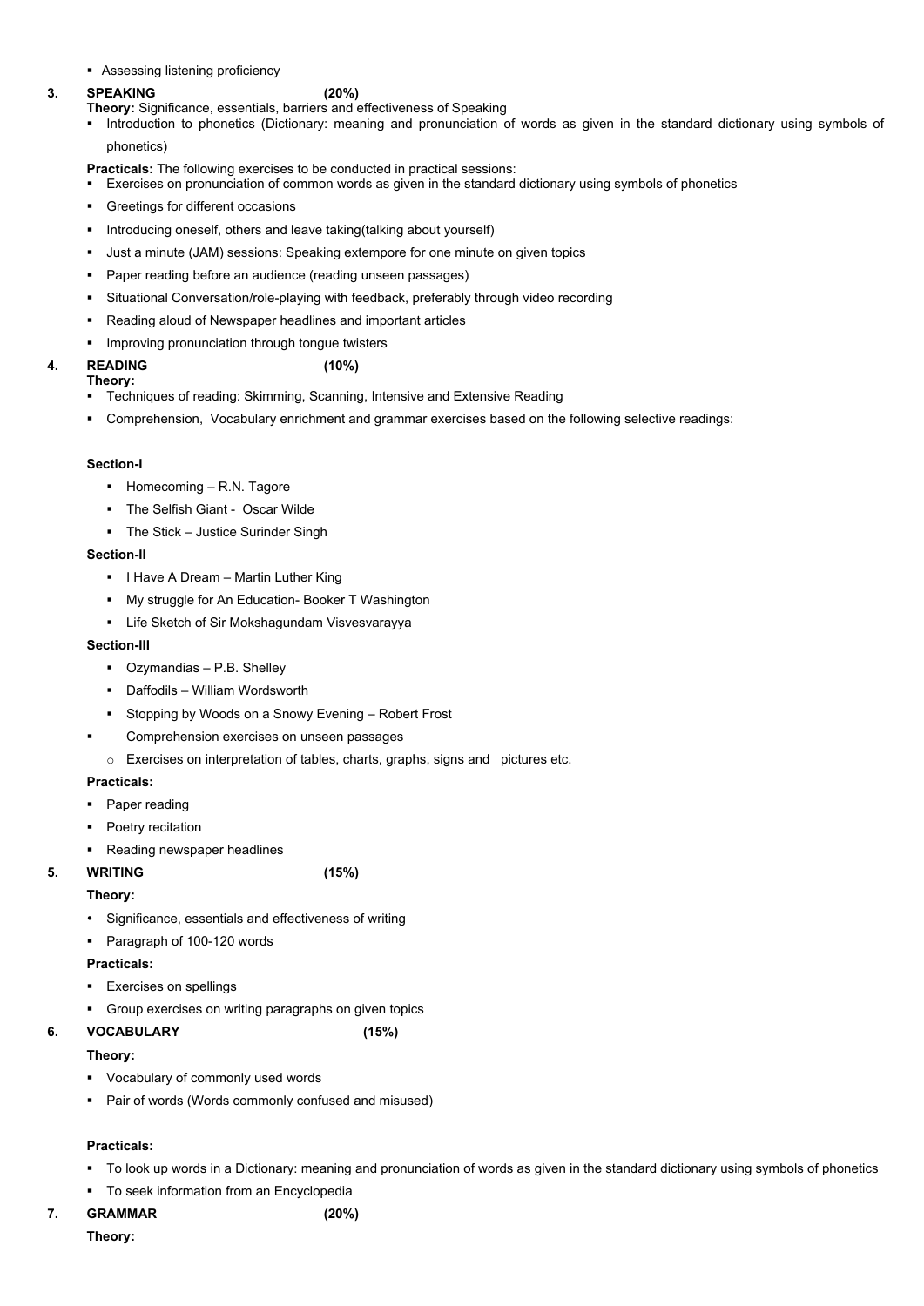- Assessing listening proficiency

**3. SPEAKING (20%)**

**Theory:** Significance, essentials, barriers and effectiveness of Speaking

- Introduction to phonetics (Dictionary: meaning and pronunciation of words as given in the standard dictionary using symbols of phonetics)

**Practicals:** The following exercises to be conducted in practical sessions:

- Exercises on pronunciation of common words as given in the standard dictionary using symbols of phonetics
- Greetings for different occasions
- Introducing oneself, others and leave taking(talking about yourself)
- Just a minute (JAM) sessions: Speaking extempore for one minute on given topics
- Paper reading before an audience (reading unseen passages)
- Situational Conversation/role-playing with feedback, preferably through video recording
- Reading aloud of Newspaper headlines and important articles
- Improving pronunciation through tongue twisters

**4. READING (10%)**

**Theory:**

- Techniques of reading: Skimming, Scanning, Intensive and Extensive Reading
- Comprehension, Vocabulary enrichment and grammar exercises based on the following selective readings:

**Section-I**

- Homecoming – R.N. Tagore
- The Selfish Giant - Oscar Wilde
- The Stick – Justice Surinder Singh

**Section-II**

- I Have A Dream – Martin Luther King
- My struggle for An Education- Booker T Washington
- Life Sketch of Sir Mokshagundam Visvesvarayya

**Section-III**

- Ozymandias – P.B. Shelley
- Daffodils – William Wordsworth
- Stopping by Woods on a Snowy Evening – Robert Frost
- Comprehension exercises on unseen passages
  - Exercises on interpretation of tables, charts, graphs, signs and pictures etc.

**Practicals:**

- Paper reading
- Poetry recitation
- Reading newspaper headlines

**5. WRITING (15%)**

**Theory:**

- Significance, essentials and effectiveness of writing
- Paragraph of 100-120 words

**Practicals:**

- Exercises on spellings
- Group exercises on writing paragraphs on given topics

**6. VOCABULARY (15%)**

**Theory:**

- Vocabulary of commonly used words
- Pair of words (Words commonly confused and misused)

**Practicals:**

- To look up words in a Dictionary: meaning and pronunciation of words as given in the standard dictionary using symbols of phonetics
- To seek information from an Encyclopedia

**7. GRAMMAR (20%)**

**Theory:**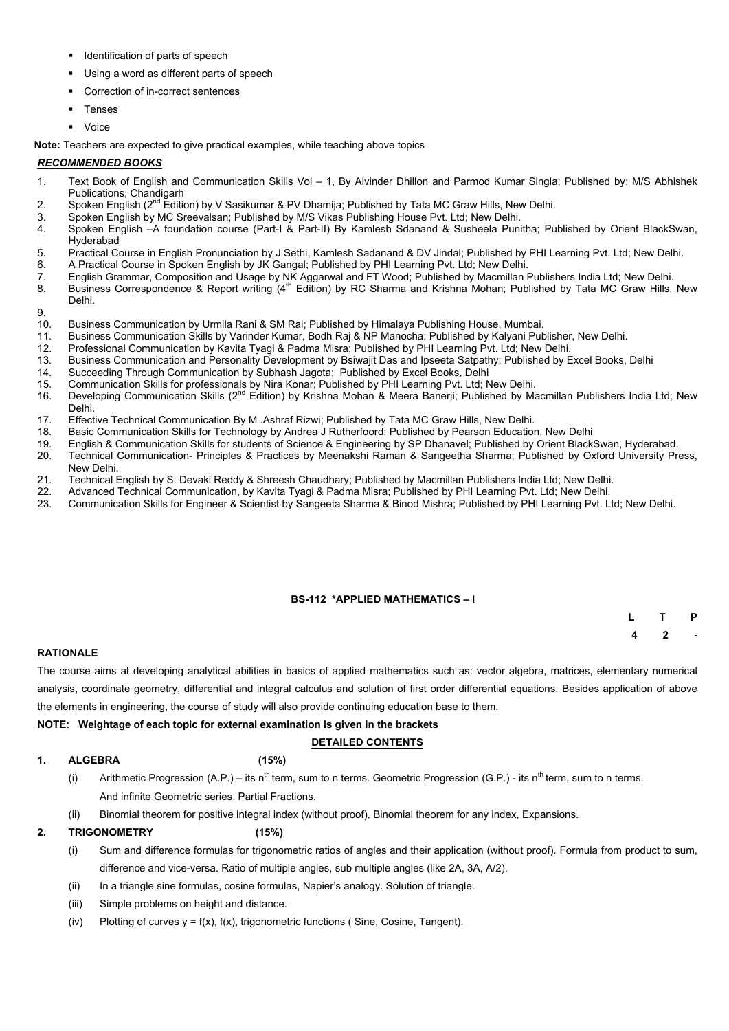- Identification of parts of speech
- Using a word as different parts of speech
- Correction of in-correct sentences
- Tenses
- Voice

**Note:** Teachers are expected to give practical examples, while teaching above topics

***RECOMMENDED BOOKS***

1. Text Book of English and Communication Skills Vol – 1, By Alvinder Dhillon and Parmod Kumar Singla; Published by: M/S Abhishek Publications, Chandigarh
2. Spoken English (2nd Edition) by V Sasikumar & PV Dhamija; Published by Tata MC Graw Hills, New Delhi.
3. Spoken English by MC Sreevalsan; Published by M/S Vikas Publishing House Pvt. Ltd; New Delhi.
4. Spoken English –A foundation course (Part-I & Part-II) By Kamlesh Sdanand & Susheela Punitha; Published by Orient BlackSwan, Hyderabad
5. Practical Course in English Pronunciation by J Sethi, Kamlesh Sadanand & DV Jindal; Published by PHI Learning Pvt. Ltd; New Delhi.
6. A Practical Course in Spoken English by JK Gangal; Published by PHI Learning Pvt. Ltd; New Delhi.
7. English Grammar, Composition and Usage by NK Aggarwal and FT Wood; Published by Macmillan Publishers India Ltd; New Delhi.
8. Business Correspondence & Report writing (4th Edition) by RC Sharma and Krishna Mohan; Published by Tata MC Graw Hills, New Delhi.
9. 
10. Business Communication by Urmila Rani & SM Rai; Published by Himalaya Publishing House, Mumbai.
11. Business Communication Skills by Varinder Kumar, Bodh Raj & NP Manocha; Published by Kalyani Publisher, New Delhi.
12. Professional Communication by Kavita Tyagi & Padma Misra; Published by PHI Learning Pvt. Ltd; New Delhi.
13. Business Communication and Personality Development by Bsiwajit Das and Ipseeta Satpathy; Published by Excel Books, Delhi
14. Succeeding Through Communication by Subhash Jagota; Published by Excel Books, Delhi
15. Communication Skills for professionals by Nira Konar; Published by PHI Learning Pvt. Ltd; New Delhi.
16. Developing Communication Skills (2nd Edition) by Krishna Mohan & Meera Banerji; Published by Macmillan Publishers India Ltd; New Delhi.
17. Effective Technical Communication By M .Ashraf Rizwi; Published by Tata MC Graw Hills, New Delhi.
18. Basic Communication Skills for Technology by Andrea J Rutherfoord; Published by Pearson Education, New Delhi
19. English & Communication Skills for students of Science & Engineering by SP Dhanavel; Published by Orient BlackSwan, Hyderabad.
20. Technical Communication- Principles & Practices by Meenakshi Raman & Sangeetha Sharma; Published by Oxford University Press, New Delhi.
21. Technical English by S. Devaki Reddy & Shreesh Chaudhary; Published by Macmillan Publishers India Ltd; New Delhi.
22. Advanced Technical Communication, by Kavita Tyagi & Padma Misra; Published by PHI Learning Pvt. Ltd; New Delhi.
23. Communication Skills for Engineer & Scientist by Sangeeta Sharma & Binod Mishra; Published by PHI Learning Pvt. Ltd; New Delhi.

## BS-112 *APPLIED MATHEMATICS – I

| L | T | P |
|---|---|---|
| 4 | 2 | - |

**RATIONALE**

The course aims at developing analytical abilities in basics of applied mathematics such as: vector algebra, matrices, elementary numerical analysis, coordinate geometry, differential and integral calculus and solution of first order differential equations. Besides application of above the elements in engineering, the course of study will also provide continuing education base to them.

**NOTE: Weightage of each topic for external examination is given in the brackets**

**DETAILED CONTENTS**

**1. ALGEBRA (15%)**

(i) Arithmetic Progression (A.P.) – its $n^{th}$ term, sum to n terms. Geometric Progression (G.P.) - its $n^{th}$ term, sum to n terms. And infinite Geometric series. Partial Fractions.

(ii) Binomial theorem for positive integral index (without proof), Binomial theorem for any index, Expansions.

**2. TRIGONOMETRY (15%)**

(i) Sum and difference formulas for trigonometric ratios of angles and their application (without proof). Formula from product to sum, difference and vice-versa. Ratio of multiple angles, sub multiple angles (like 2A, 3A, A/2).

(ii) In a triangle sine formulas, cosine formulas, Napier's analogy. Solution of triangle.

(iii) Simple problems on height and distance.

(iv) Plotting of curves y = f(x), f(x), trigonometric functions ( Sine, Cosine, Tangent).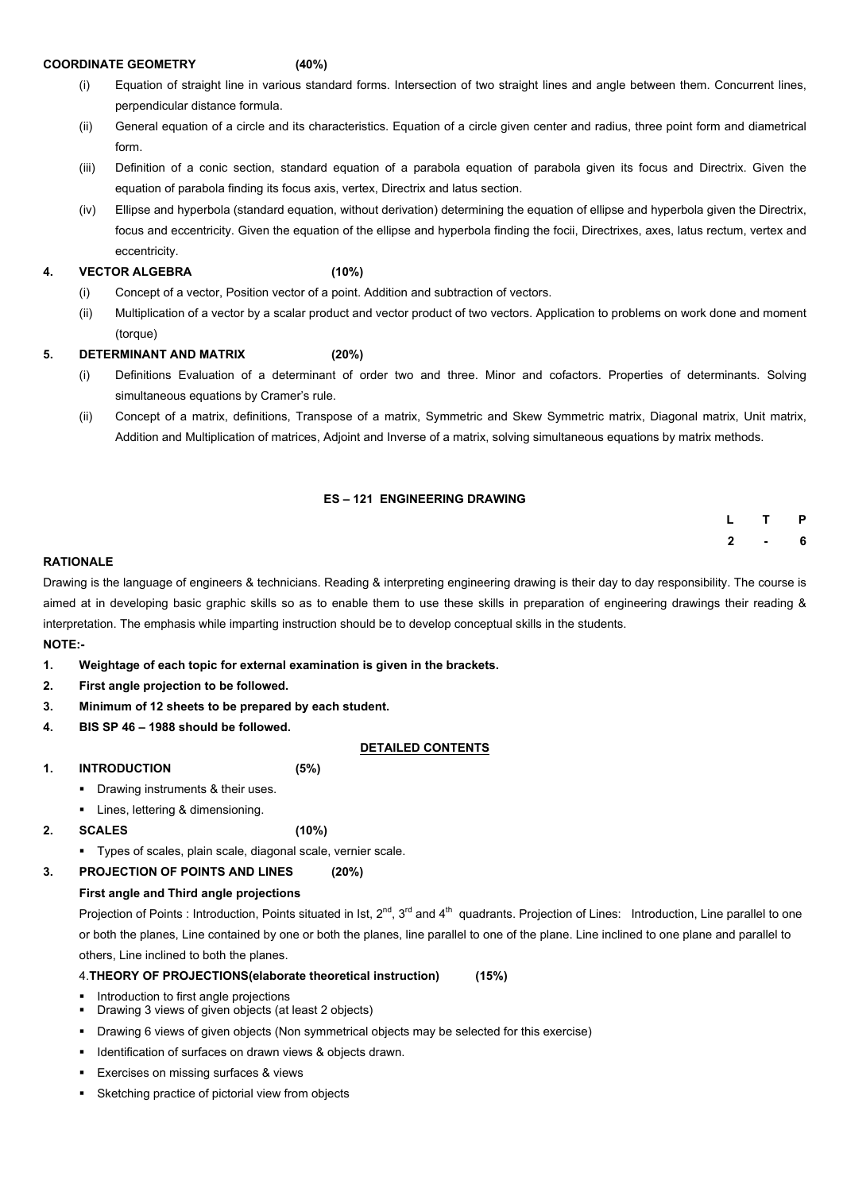**COORDINATE GEOMETRY (40%)**

(i) Equation of straight line in various standard forms. Intersection of two straight lines and angle between them. Concurrent lines, perpendicular distance formula.

(ii) General equation of a circle and its characteristics. Equation of a circle given center and radius, three point form and diametrical form.

(iii) Definition of a conic section, standard equation of a parabola equation of parabola given its focus and Directrix. Given the equation of parabola finding its focus axis, vertex, Directrix and latus section.

(iv) Ellipse and hyperbola (standard equation, without derivation) determining the equation of ellipse and hyperbola given the Directrix, focus and eccentricity. Given the equation of the ellipse and hyperbola finding the focii, Directrixes, axes, latus rectum, vertex and eccentricity.

**4. VECTOR ALGEBRA (10%)**

(i) Concept of a vector, Position vector of a point. Addition and subtraction of vectors.

(ii) Multiplication of a vector by a scalar product and vector product of two vectors. Application to problems on work done and moment (torque)

**5. DETERMINANT AND MATRIX (20%)**

(i) Definitions Evaluation of a determinant of order two and three. Minor and cofactors. Properties of determinants. Solving simultaneous equations by Cramer's rule.

(ii) Concept of a matrix, definitions, Transpose of a matrix, Symmetric and Skew Symmetric matrix, Diagonal matrix, Unit matrix, Addition and Multiplication of matrices, Adjoint and Inverse of a matrix, solving simultaneous equations by matrix methods.

## ES – 121 ENGINEERING DRAWING

| L | T | P |
|---|---|---|
| 2 | - | 6 |

**RATIONALE**

Drawing is the language of engineers & technicians. Reading & interpreting engineering drawing is their day to day responsibility. The course is aimed at in developing basic graphic skills so as to enable them to use these skills in preparation of engineering drawings their reading & interpretation. The emphasis while imparting instruction should be to develop conceptual skills in the students.

**NOTE:-**

1. **Weightage of each topic for external examination is given in the brackets.**
2. **First angle projection to be followed.**
3. **Minimum of 12 sheets to be prepared by each student.**
4. **BIS SP 46 – 1988 should be followed.**

**DETAILED CONTENTS**

**1. INTRODUCTION (5%)**

- Drawing instruments & their uses.
- Lines, lettering & dimensioning.

**2. SCALES (10%)**

- Types of scales, plain scale, diagonal scale, vernier scale.

**3. PROJECTION OF POINTS AND LINES (20%)**

**First angle and Third angle projections**

Projection of Points : Introduction, Points situated in Ist, 2nd, 3rd and 4th quadrants. Projection of Lines: Introduction, Line parallel to one or both the planes, Line contained by one or both the planes, line parallel to one of the plane. Line inclined to one plane and parallel to others, Line inclined to both the planes.

4.**THEORY OF PROJECTIONS(elaborate theoretical instruction) (15%)**

- Introduction to first angle projections
- Drawing 3 views of given objects (at least 2 objects)
- Drawing 6 views of given objects (Non symmetrical objects may be selected for this exercise)
- Identification of surfaces on drawn views & objects drawn.
- Exercises on missing surfaces & views
- Sketching practice of pictorial view from objects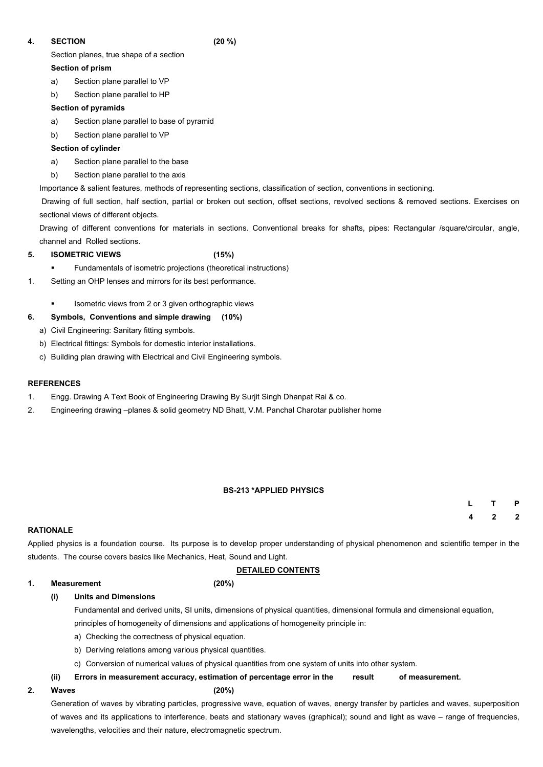**4. SECTION (20 %)**

Section planes, true shape of a section

**Section of prism**

a) Section plane parallel to VP

b) Section plane parallel to HP

**Section of pyramids**

a) Section plane parallel to base of pyramid

b) Section plane parallel to VP

**Section of cylinder**

a) Section plane parallel to the base

b) Section plane parallel to the axis

Importance & salient features, methods of representing sections, classification of section, conventions in sectioning.

Drawing of full section, half section, partial or broken out section, offset sections, revolved sections & removed sections. Exercises on sectional views of different objects.

Drawing of different conventions for materials in sections. Conventional breaks for shafts, pipes: Rectangular /square/circular, angle, channel and Rolled sections.

**5. ISOMETRIC VIEWS (15%)**

- Fundamentals of isometric projections (theoretical instructions)

1. Setting an OHP lenses and mirrors for its best performance.

- Isometric views from 2 or 3 given orthographic views

**6. Symbols, Conventions and simple drawing (10%)**

a) Civil Engineering: Sanitary fitting symbols.

b) Electrical fittings: Symbols for domestic interior installations.

c) Building plan drawing with Electrical and Civil Engineering symbols.

**REFERENCES**

1. Engg. Drawing A Text Book of Engineering Drawing By Surjit Singh Dhanpat Rai & co.
2. Engineering drawing –planes & solid geometry ND Bhatt, V.M. Panchal Charotar publisher home

## BS-213 *APPLIED PHYSICS

| L | T | P |
|---|---|---|
| 4 | 2 | 2 |

**RATIONALE**

Applied physics is a foundation course. Its purpose is to develop proper understanding of physical phenomenon and scientific temper in the students. The course covers basics like Mechanics, Heat, Sound and Light.

**DETAILED CONTENTS**

**1. Measurement (20%)**

**(i) Units and Dimensions**

Fundamental and derived units, SI units, dimensions of physical quantities, dimensional formula and dimensional equation, principles of homogeneity of dimensions and applications of homogeneity principle in:

a) Checking the correctness of physical equation.

b) Deriving relations among various physical quantities.

c) Conversion of numerical values of physical quantities from one system of units into other system.

**(ii) Errors in measurement accuracy, estimation of percentage error in the result of measurement.**

**2. Waves (20%)**

Generation of waves by vibrating particles, progressive wave, equation of waves, energy transfer by particles and waves, superposition of waves and its applications to interference, beats and stationary waves (graphical); sound and light as wave – range of frequencies, wavelengths, velocities and their nature, electromagnetic spectrum.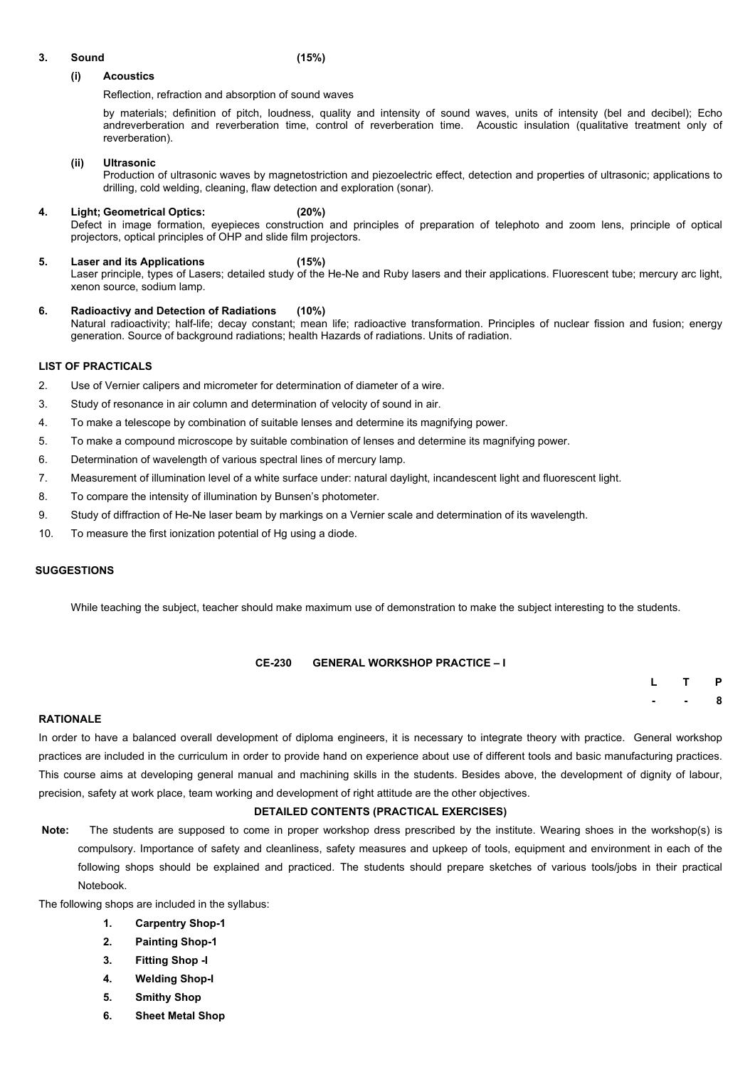**3. Sound (15%)**

**(i) Acoustics**

Reflection, refraction and absorption of sound waves

by materials; definition of pitch, loudness, quality and intensity of sound waves, units of intensity (bel and decibel); Echo andreverberation and reverberation time, control of reverberation time. Acoustic insulation (qualitative treatment only of reverberation).

**(ii) Ultrasonic**

Production of ultrasonic waves by magnetostriction and piezoelectric effect, detection and properties of ultrasonic; applications to drilling, cold welding, cleaning, flaw detection and exploration (sonar).

**4. Light; Geometrical Optics: (20%)**

Defect in image formation, eyepieces construction and principles of preparation of telephoto and zoom lens, principle of optical projectors, optical principles of OHP and slide film projectors.

**5. Laser and its Applications (15%)**

Laser principle, types of Lasers; detailed study of the He-Ne and Ruby lasers and their applications. Fluorescent tube; mercury arc light, xenon source, sodium lamp.

**6. Radioactivy and Detection of Radiations (10%)**

Natural radioactivity; half-life; decay constant; mean life; radioactive transformation. Principles of nuclear fission and fusion; energy generation. Source of background radiations; health Hazards of radiations. Units of radiation.

**LIST OF PRACTICALS**

2. Use of Vernier calipers and micrometer for determination of diameter of a wire.
3. Study of resonance in air column and determination of velocity of sound in air.
4. To make a telescope by combination of suitable lenses and determine its magnifying power.
5. To make a compound microscope by suitable combination of lenses and determine its magnifying power.
6. Determination of wavelength of various spectral lines of mercury lamp.
7. Measurement of illumination level of a white surface under: natural daylight, incandescent light and fluorescent light.
8. To compare the intensity of illumination by Bunsen's photometer.
9. Study of diffraction of He-Ne laser beam by markings on a Vernier scale and determination of its wavelength.
10. To measure the first ionization potential of Hg using a diode.

**SUGGESTIONS**

While teaching the subject, teacher should make maximum use of demonstration to make the subject interesting to the students.

## CE-230 GENERAL WORKSHOP PRACTICE – I

| L | T | P |
|---|---|---|
| - | - | 8 |

**RATIONALE**

In order to have a balanced overall development of diploma engineers, it is necessary to integrate theory with practice. General workshop practices are included in the curriculum in order to provide hand on experience about use of different tools and basic manufacturing practices. This course aims at developing general manual and machining skills in the students. Besides above, the development of dignity of labour, precision, safety at work place, team working and development of right attitude are the other objectives.

**DETAILED CONTENTS (PRACTICAL EXERCISES)**

**Note:** The students are supposed to come in proper workshop dress prescribed by the institute. Wearing shoes in the workshop(s) is compulsory. Importance of safety and cleanliness, safety measures and upkeep of tools, equipment and environment in each of the following shops should be explained and practiced. The students should prepare sketches of various tools/jobs in their practical Notebook.

The following shops are included in the syllabus:

1. **Carpentry Shop-1**
2. **Painting Shop-1**
3. **Fitting Shop -I**
4. **Welding Shop-I**
5. **Smithy Shop**
6. **Sheet Metal Shop**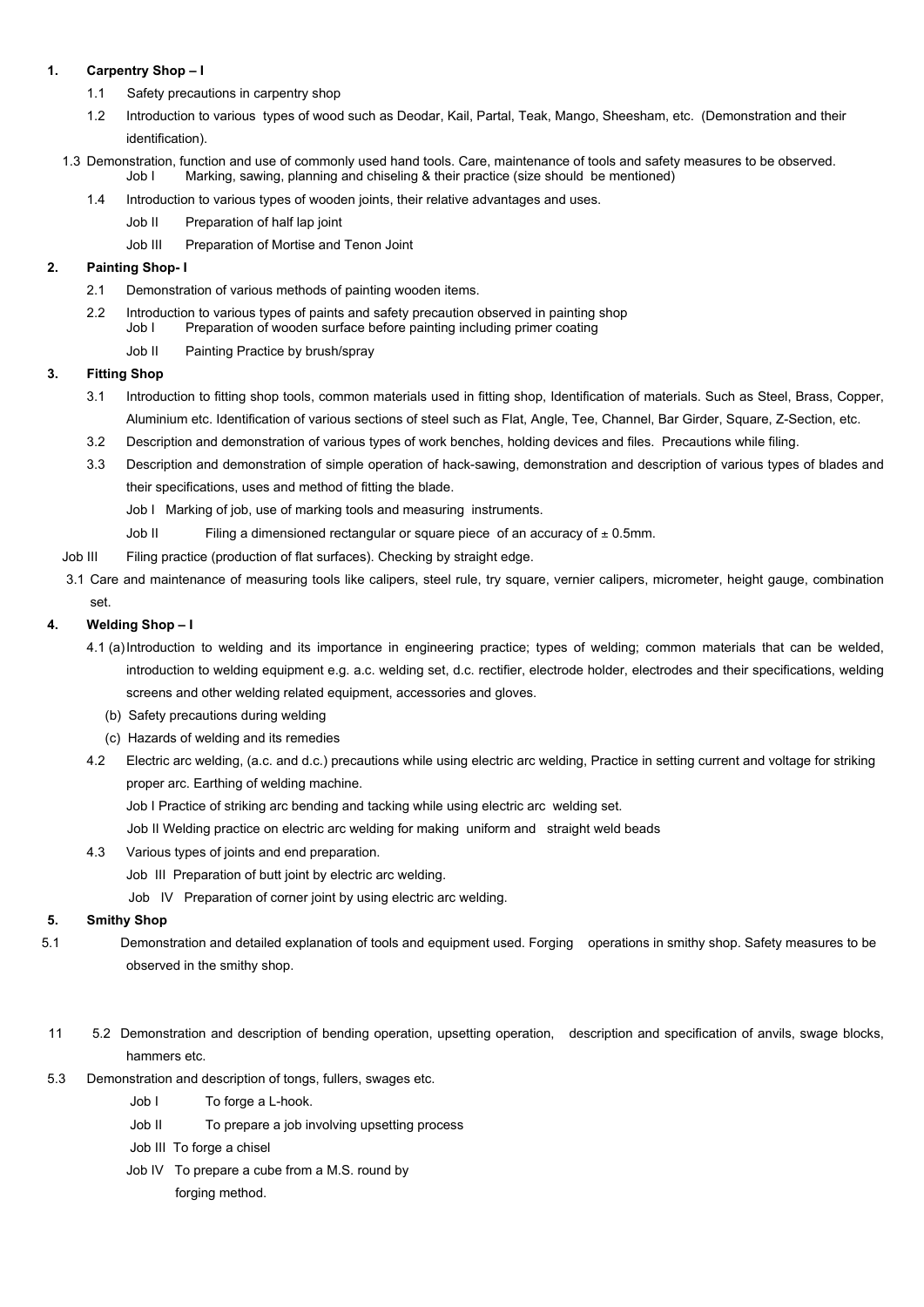1. **Carpentry Shop – I**

   1.1 Safety precautions in carpentry shop

   1.2 Introduction to various types of wood such as Deodar, Kail, Partal, Teak, Mango, Sheesham, etc. (Demonstration and their identification).

   1.3 Demonstration, function and use of commonly used hand tools. Care, maintenance of tools and safety measures to be observed.

   Job I Marking, sawing, planning and chiseling & their practice (size should be mentioned)

   1.4 Introduction to various types of wooden joints, their relative advantages and uses.

   Job II Preparation of half lap joint

   Job III Preparation of Mortise and Tenon Joint

2. **Painting Shop- I**

   2.1 Demonstration of various methods of painting wooden items.

   2.2 Introduction to various types of paints and safety precaution observed in painting shop

   Job I Preparation of wooden surface before painting including primer coating

   Job II Painting Practice by brush/spray

3. **Fitting Shop**

   3.1 Introduction to fitting shop tools, common materials used in fitting shop, Identification of materials. Such as Steel, Brass, Copper, Aluminium etc. Identification of various sections of steel such as Flat, Angle, Tee, Channel, Bar Girder, Square, Z-Section, etc.

   3.2 Description and demonstration of various types of work benches, holding devices and files. Precautions while filing.

   3.3 Description and demonstration of simple operation of hack-sawing, demonstration and description of various types of blades and their specifications, uses and method of fitting the blade.

   Job I Marking of job, use of marking tools and measuring instruments.

   Job II Filing a dimensioned rectangular or square piece of an accuracy of ± 0.5mm.

   Job III Filing practice (production of flat surfaces). Checking by straight edge.

   3.1 Care and maintenance of measuring tools like calipers, steel rule, try square, vernier calipers, micrometer, height gauge, combination set.

4. **Welding Shop – I**

   4.1 (a) Introduction to welding and its importance in engineering practice; types of welding; common materials that can be welded, introduction to welding equipment e.g. a.c. welding set, d.c. rectifier, electrode holder, electrodes and their specifications, welding screens and other welding related equipment, accessories and gloves.

   (b) Safety precautions during welding

   (c) Hazards of welding and its remedies

   4.2 Electric arc welding, (a.c. and d.c.) precautions while using electric arc welding, Practice in setting current and voltage for striking proper arc. Earthing of welding machine.

   Job I Practice of striking arc bending and tacking while using electric arc welding set.

   Job II Welding practice on electric arc welding for making uniform and straight weld beads

   4.3 Various types of joints and end preparation.

   Job III Preparation of butt joint by electric arc welding.

   Job IV Preparation of corner joint by using electric arc welding.

5. **Smithy Shop**

   5.1 Demonstration and detailed explanation of tools and equipment used. Forging operations in smithy shop. Safety measures to be observed in the smithy shop.

   11 5.2 Demonstration and description of bending operation, upsetting operation, description and specification of anvils, swage blocks, hammers etc.

   5.3 Demonstration and description of tongs, fullers, swages etc.

   Job I To forge a L-hook.

   Job II To prepare a job involving upsetting process

   Job III To forge a chisel

   Job IV To prepare a cube from a M.S. round by forging method.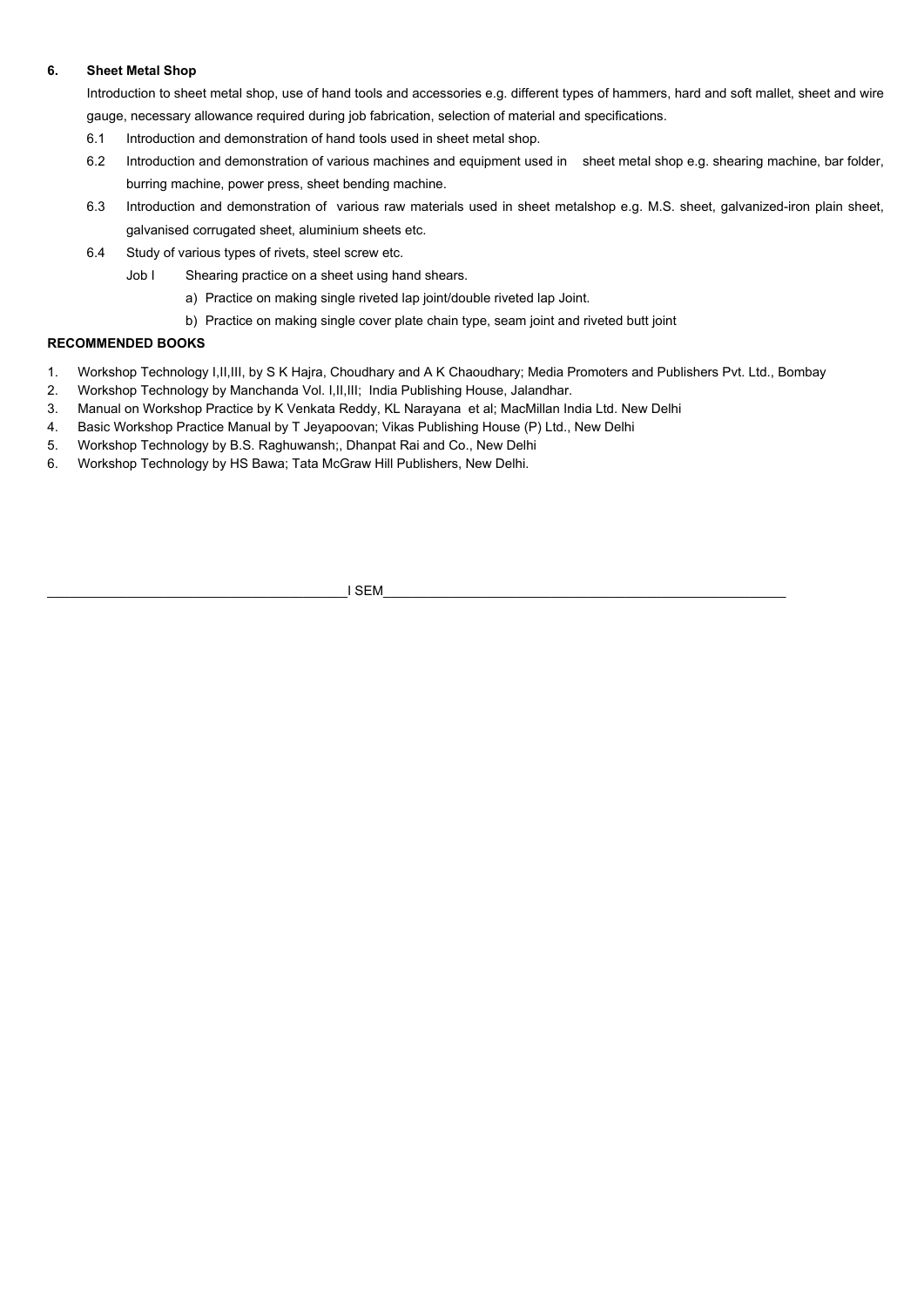### 6. Sheet Metal Shop

Introduction to sheet metal shop, use of hand tools and accessories e.g. different types of hammers, hard and soft mallet, sheet and wire gauge, necessary allowance required during job fabrication, selection of material and specifications.

6.1 Introduction and demonstration of hand tools used in sheet metal shop.

6.2 Introduction and demonstration of various machines and equipment used in sheet metal shop e.g. shearing machine, bar folder, burring machine, power press, sheet bending machine.

6.3 Introduction and demonstration of various raw materials used in sheet metalshop e.g. M.S. sheet, galvanized-iron plain sheet, galvanised corrugated sheet, aluminium sheets etc.

6.4 Study of various types of rivets, steel screw etc.

Job I Shearing practice on a sheet using hand shears.

a) Practice on making single riveted lap joint/double riveted lap Joint.

b) Practice on making single cover plate chain type, seam joint and riveted butt joint

### RECOMMENDED BOOKS

1. Workshop Technology I,II,III, by S K Hajra, Choudhary and A K Chaoudhary; Media Promoters and Publishers Pvt. Ltd., Bombay
2. Workshop Technology by Manchanda Vol. I,II,III; India Publishing House, Jalandhar.
3. Manual on Workshop Practice by K Venkata Reddy, KL Narayana et al; MacMillan India Ltd. New Delhi
4. Basic Workshop Practice Manual by T Jeyapoovan; Vikas Publishing House (P) Ltd., New Delhi
5. Workshop Technology by B.S. Raghuwansh;, Dhanpat Rai and Co., New Delhi
6. Workshop Technology by HS Bawa; Tata McGraw Hill Publishers, New Delhi.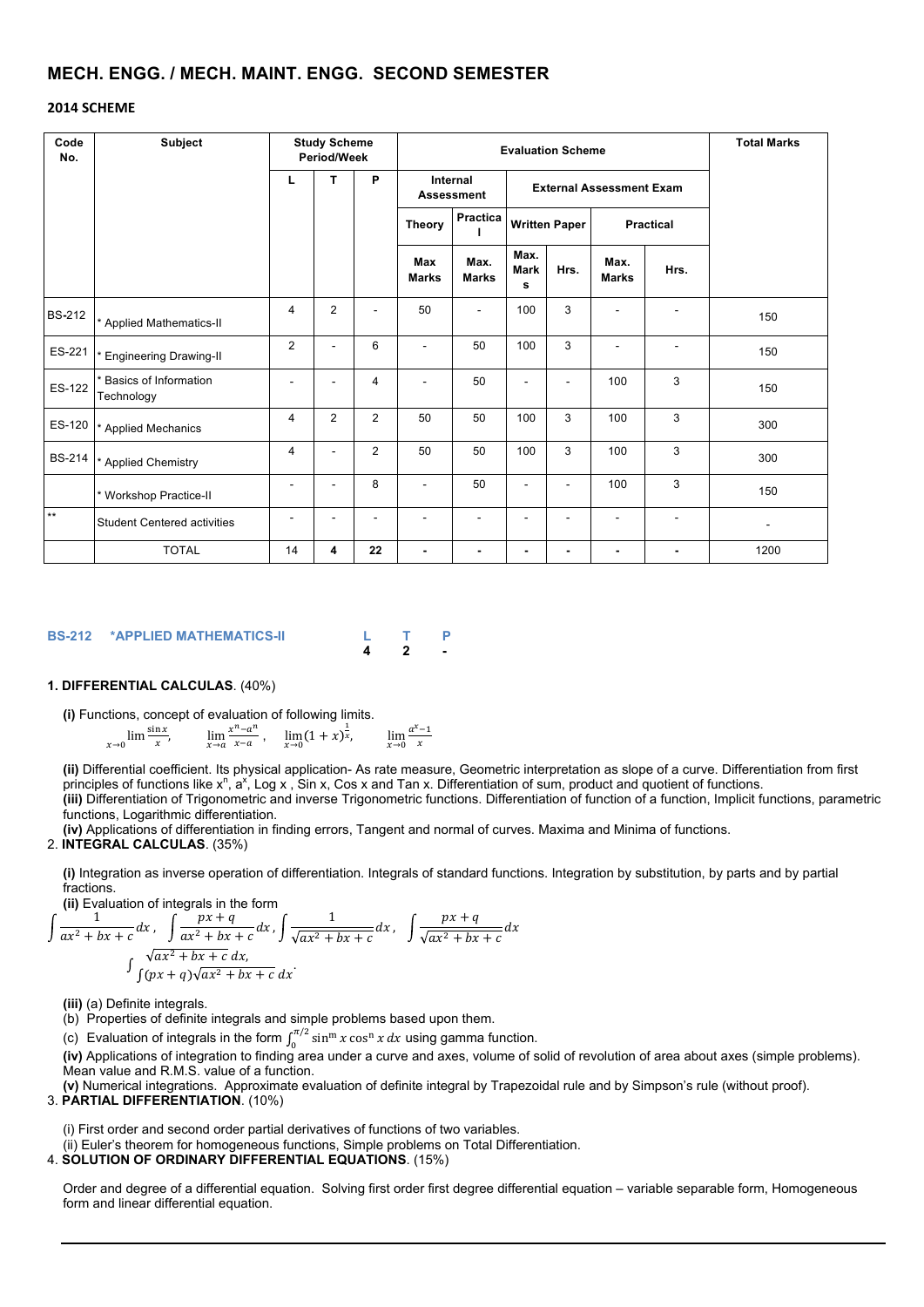## MECH. ENGG. / MECH. MAINT. ENGG. SECOND SEMESTER

**2014 SCHEME**

| Code No. | Subject | Study Scheme Period/Week | | | Evaluation Scheme | | | | | | Total Marks |
|---|---|---|---|---|---|---|---|---|---|---|---|
| | | | | | Internal Assessment | | External Assessment Exam | | | | |
| | | L | T | P | Theory | Practical | Written Paper | | Practical | | |
| | | | | | Max Marks | Max. Marks | Max. Marks | Hrs. | Max. Marks | Hrs. | |
| BS-212 | * Applied Mathematics-II | 4 | 2 | - | 50 | - | 100 | 3 | - | - | 150 |
| ES-221 | * Engineering Drawing-II | 2 | - | 6 | - | 50 | 100 | 3 | - | - | 150 |
| ES-122 | * Basics of Information Technology | - | - | 4 | - | 50 | - | - | 100 | 3 | 150 |
| ES-120 | * Applied Mechanics | 4 | 2 | 2 | 50 | 50 | 100 | 3 | 100 | 3 | 300 |
| BS-214 | * Applied Chemistry | 4 | - | 2 | 50 | 50 | 100 | 3 | 100 | 3 | 300 |
| | * Workshop Practice-II | - | - | 8 | - | 50 | - | - | 100 | 3 | 150 |
| ** | Student Centered activities | - | - | - | - | - | - | - | - | - | - |
| | TOTAL | 14 | 4 | 22 | - | - | - | - | - | - | 1200 |

### BS-212 *APPLIED MATHEMATICS-II

| L | T | P |
|---|---|---|
| 4 | 2 | - |

**1. DIFFERENTIAL CALCULAS**. (40%)

**(i)** Functions, concept of evaluation of following limits.

$$\lim_{x\to 0}\frac{\sin x}{x},\quad \lim_{x\to a}\frac{x^n-a^n}{x-a},\quad \lim_{x\to 0}(1+x)^{\frac{1}{x}},\quad \lim_{x\to 0}\frac{a^x-1}{x}$$

**(ii)** Differential coefficient. Its physical application- As rate measure, Geometric interpretation as slope of a curve. Differentiation from first principles of functions like $x^n$, $a^x$, Log x , Sin x, Cos x and Tan x. Differentiation of sum, product and quotient of functions.

**(iii)** Differentiation of Trigonometric and inverse Trigonometric functions. Differentiation of function of a function, Implicit functions, parametric functions, Logarithmic differentiation.

**(iv)** Applications of differentiation in finding errors, Tangent and normal of curves. Maxima and Minima of functions.

2. **INTEGRAL CALCULAS**. (35%)

**(i)** Integration as inverse operation of differentiation. Integrals of standard functions. Integration by substitution, by parts and by partial fractions.

**(ii)** Evaluation of integrals in the form

$$\int \frac{1}{ax^2+bx+c}dx,\ \int \frac{px+q}{ax^2+bx+c}dx,\ \int \frac{1}{\sqrt{ax^2+bx+c}}dx,\ \int \frac{px+q}{\sqrt{ax^2+bx+c}}dx$$

$$\int \sqrt{ax^2+bx+c}\,dx,\quad \int (px+q)\sqrt{ax^2+bx+c}\,dx.$$

**(iii)** (a) Definite integrals.

(b) Properties of definite integrals and simple problems based upon them.

(c) Evaluation of integrals in the form $\int_0^{\pi/2}\sin^m x\cos^n x\,dx$ using gamma function.

**(iv)** Applications of integration to finding area under a curve and axes, volume of solid of revolution of area about axes (simple problems). Mean value and R.M.S. value of a function.

**(v)** Numerical integrations. Approximate evaluation of definite integral by Trapezoidal rule and by Simpson's rule (without proof).

3. **PARTIAL DIFFERENTIATION**. (10%)

(i) First order and second order partial derivatives of functions of two variables.

(ii) Euler's theorem for homogeneous functions, Simple problems on Total Differentiation.

4. **SOLUTION OF ORDINARY DIFFERENTIAL EQUATIONS**. (15%)

Order and degree of a differential equation. Solving first order first degree differential equation – variable separable form, Homogeneous form and linear differential equation.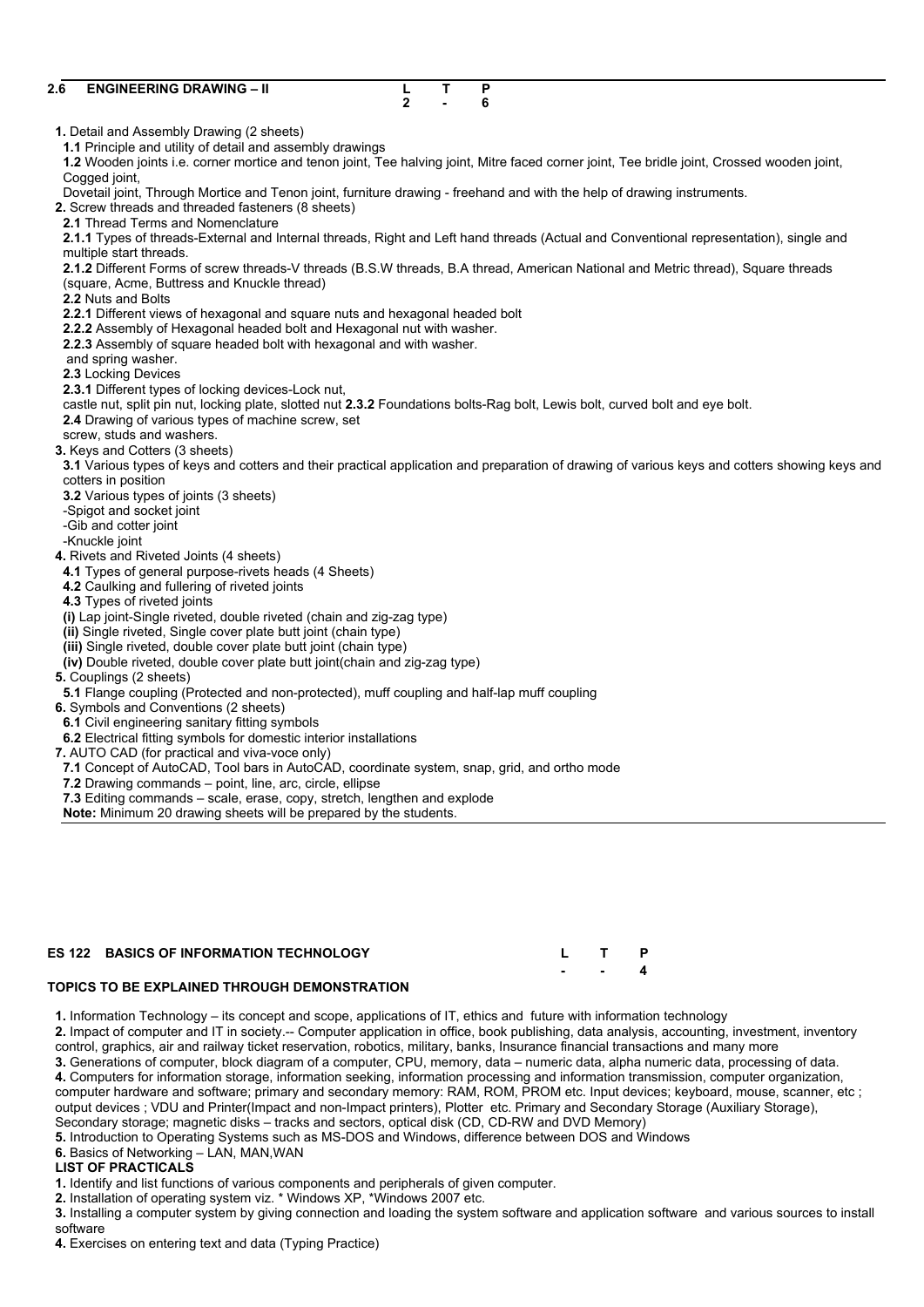## 2.6 ENGINEERING DRAWING – II

| L | T | P |
|---|---|---|
| 2 | - | 6 |

**1.** Detail and Assembly Drawing (2 sheets)

**1.1** Principle and utility of detail and assembly drawings

**1.2** Wooden joints i.e. corner mortice and tenon joint, Tee halving joint, Mitre faced corner joint, Tee bridle joint, Crossed wooden joint, Cogged joint,

Dovetail joint, Through Mortice and Tenon joint, furniture drawing - freehand and with the help of drawing instruments.

**2.** Screw threads and threaded fasteners (8 sheets)

**2.1** Thread Terms and Nomenclature

**2.1.1** Types of threads-External and Internal threads, Right and Left hand threads (Actual and Conventional representation), single and multiple start threads.

**2.1.2** Different Forms of screw threads-V threads (B.S.W threads, B.A thread, American National and Metric thread), Square threads (square, Acme, Buttress and Knuckle thread)

**2.2** Nuts and Bolts

**2.2.1** Different views of hexagonal and square nuts and hexagonal headed bolt

**2.2.2** Assembly of Hexagonal headed bolt and Hexagonal nut with washer.

**2.2.3** Assembly of square headed bolt with hexagonal and with washer.
and spring washer.

**2.3** Locking Devices

**2.3.1** Different types of locking devices-Lock nut,
castle nut, split pin nut, locking plate, slotted nut **2.3.2** Foundations bolts-Rag bolt, Lewis bolt, curved bolt and eye bolt.

**2.4** Drawing of various types of machine screw, set
screw, studs and washers.

**3.** Keys and Cotters (3 sheets)

**3.1** Various types of keys and cotters and their practical application and preparation of drawing of various keys and cotters showing keys and cotters in position

**3.2** Various types of joints (3 sheets)

- Spigot and socket joint
- Gib and cotter joint
- Knuckle joint

**4.** Rivets and Riveted Joints (4 sheets)

**4.1** Types of general purpose-rivets heads (4 Sheets)

**4.2** Caulking and fullering of riveted joints

**4.3** Types of riveted joints

**(i)** Lap joint-Single riveted, double riveted (chain and zig-zag type)

**(ii)** Single riveted, Single cover plate butt joint (chain type)

**(iii)** Single riveted, double cover plate butt joint (chain type)

**(iv)** Double riveted, double cover plate butt joint(chain and zig-zag type)

**5.** Couplings (2 sheets)

**5.1** Flange coupling (Protected and non-protected), muff coupling and half-lap muff coupling

**6.** Symbols and Conventions (2 sheets)

**6.1** Civil engineering sanitary fitting symbols

**6.2** Electrical fitting symbols for domestic interior installations

**7.** AUTO CAD (for practical and viva-voce only)

**7.1** Concept of AutoCAD, Tool bars in AutoCAD, coordinate system, snap, grid, and ortho mode

**7.2** Drawing commands – point, line, arc, circle, ellipse

**7.3** Editing commands – scale, erase, copy, stretch, lengthen and explode

**Note:** Minimum 20 drawing sheets will be prepared by the students.

## ES 122 BASICS OF INFORMATION TECHNOLOGY

| L | T | P |
|---|---|---|
| - | - | 4 |

### TOPICS TO BE EXPLAINED THROUGH DEMONSTRATION

**1.** Information Technology – its concept and scope, applications of IT, ethics and future with information technology

**2.** Impact of computer and IT in society.-- Computer application in office, book publishing, data analysis, accounting, investment, inventory control, graphics, air and railway ticket reservation, robotics, military, banks, Insurance financial transactions and many more

**3.** Generations of computer, block diagram of a computer, CPU, memory, data – numeric data, alpha numeric data, processing of data.

**4.** Computers for information storage, information seeking, information processing and information transmission, computer organization, computer hardware and software; primary and secondary memory: RAM, ROM, PROM etc. Input devices; keyboard, mouse, scanner, etc ; output devices ; VDU and Printer(Impact and non-Impact printers), Plotter etc. Primary and Secondary Storage (Auxiliary Storage), Secondary storage; magnetic disks – tracks and sectors, optical disk (CD, CD-RW and DVD Memory)

**5.** Introduction to Operating Systems such as MS-DOS and Windows, difference between DOS and Windows

**6.** Basics of Networking – LAN, MAN,WAN

### LIST OF PRACTICALS

**1.** Identify and list functions of various components and peripherals of given computer.

**2.** Installation of operating system viz. * Windows XP, *Windows 2007 etc.

**3.** Installing a computer system by giving connection and loading the system software and application software and various sources to install software

**4.** Exercises on entering text and data (Typing Practice)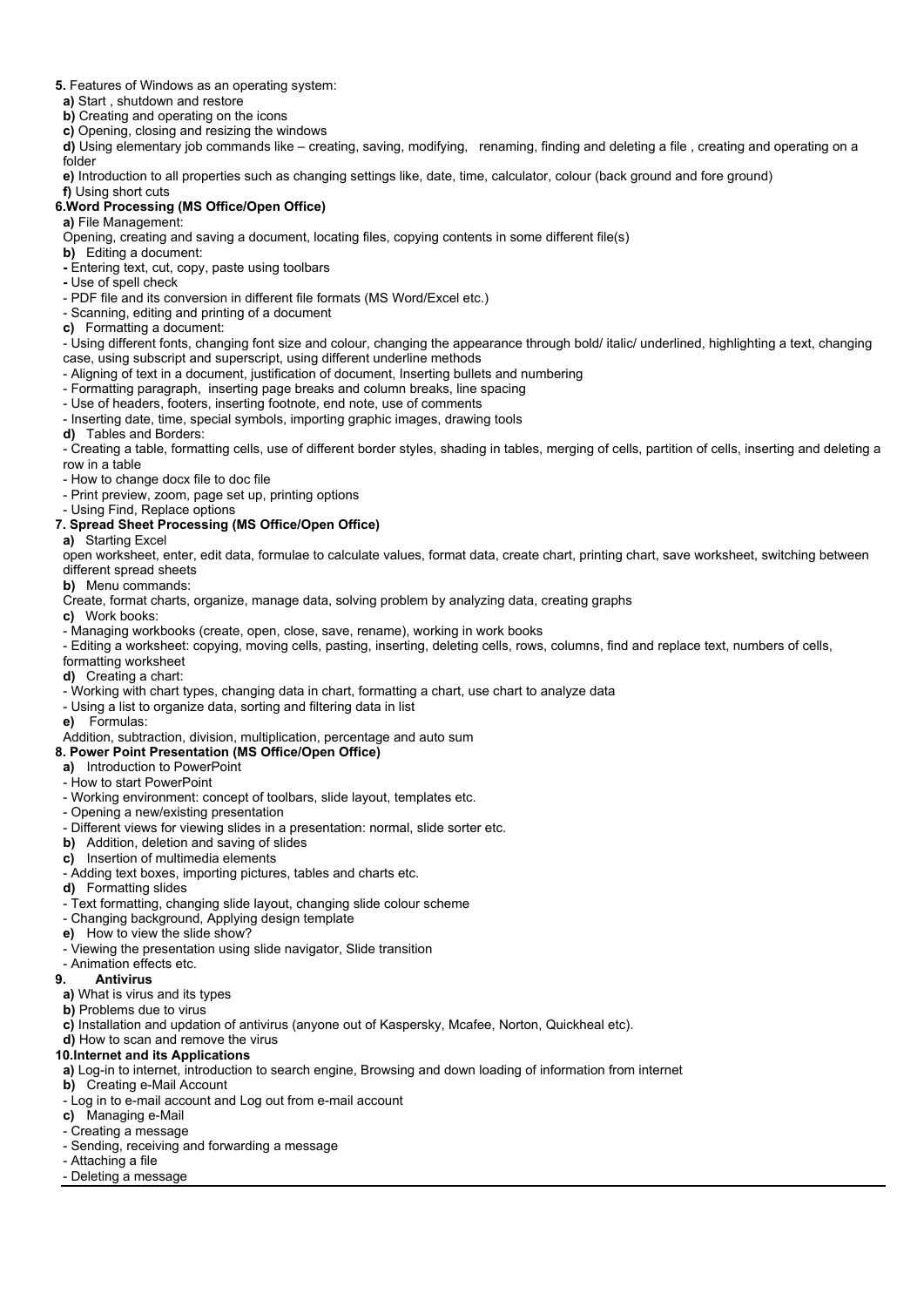**5.** Features of Windows as an operating system:

**a)** Start , shutdown and restore

**b)** Creating and operating on the icons

**c)** Opening, closing and resizing the windows

**d)** Using elementary job commands like – creating, saving, modifying, renaming, finding and deleting a file , creating and operating on a folder

**e)** Introduction to all properties such as changing settings like, date, time, calculator, colour (back ground and fore ground)

**f)** Using short cuts

**6.Word Processing (MS Office/Open Office)**

**a)** File Management:

Opening, creating and saving a document, locating files, copying contents in some different file(s)

**b)** Editing a document:

- Entering text, cut, copy, paste using toolbars
- Use of spell check
- PDF file and its conversion in different file formats (MS Word/Excel etc.)
- Scanning, editing and printing of a document

**c)** Formatting a document:

- Using different fonts, changing font size and colour, changing the appearance through bold/ italic/ underlined, highlighting a text, changing case, using subscript and superscript, using different underline methods
- Aligning of text in a document, justification of document, Inserting bullets and numbering
- Formatting paragraph, inserting page breaks and column breaks, line spacing
- Use of headers, footers, inserting footnote, end note, use of comments
- Inserting date, time, special symbols, importing graphic images, drawing tools

**d)** Tables and Borders:

- Creating a table, formatting cells, use of different border styles, shading in tables, merging of cells, partition of cells, inserting and deleting a row in a table
- How to change docx file to doc file
- Print preview, zoom, page set up, printing options
- Using Find, Replace options

**7. Spread Sheet Processing (MS Office/Open Office)**

**a)** Starting Excel

open worksheet, enter, edit data, formulae to calculate values, format data, create chart, printing chart, save worksheet, switching between different spread sheets

**b)** Menu commands:

Create, format charts, organize, manage data, solving problem by analyzing data, creating graphs

**c)** Work books:

- Managing workbooks (create, open, close, save, rename), working in work books
- Editing a worksheet: copying, moving cells, pasting, inserting, deleting cells, rows, columns, find and replace text, numbers of cells, formatting worksheet

**d)** Creating a chart:

- Working with chart types, changing data in chart, formatting a chart, use chart to analyze data
- Using a list to organize data, sorting and filtering data in list

**e)** Formulas:

Addition, subtraction, division, multiplication, percentage and auto sum

**8. Power Point Presentation (MS Office/Open Office)**

**a)** Introduction to PowerPoint

- How to start PowerPoint
- Working environment: concept of toolbars, slide layout, templates etc.
- Opening a new/existing presentation
- Different views for viewing slides in a presentation: normal, slide sorter etc.

**b)** Addition, deletion and saving of slides

**c)** Insertion of multimedia elements

- Adding text boxes, importing pictures, tables and charts etc.

**d)** Formatting slides

- Text formatting, changing slide layout, changing slide colour scheme
- Changing background, Applying design template

**e)** How to view the slide show?

- Viewing the presentation using slide navigator, Slide transition
- Animation effects etc.

**9. Antivirus**

**a)** What is virus and its types

**b)** Problems due to virus

**c)** Installation and updation of antivirus (anyone out of Kaspersky, Mcafee, Norton, Quickheal etc).

**d)** How to scan and remove the virus

**10.Internet and its Applications**

**a)** Log-in to internet, introduction to search engine, Browsing and down loading of information from internet

**b)** Creating e-Mail Account

- Log in to e-mail account and Log out from e-mail account

**c)** Managing e-Mail

- Creating a message
- Sending, receiving and forwarding a message
- Attaching a file
- Deleting a message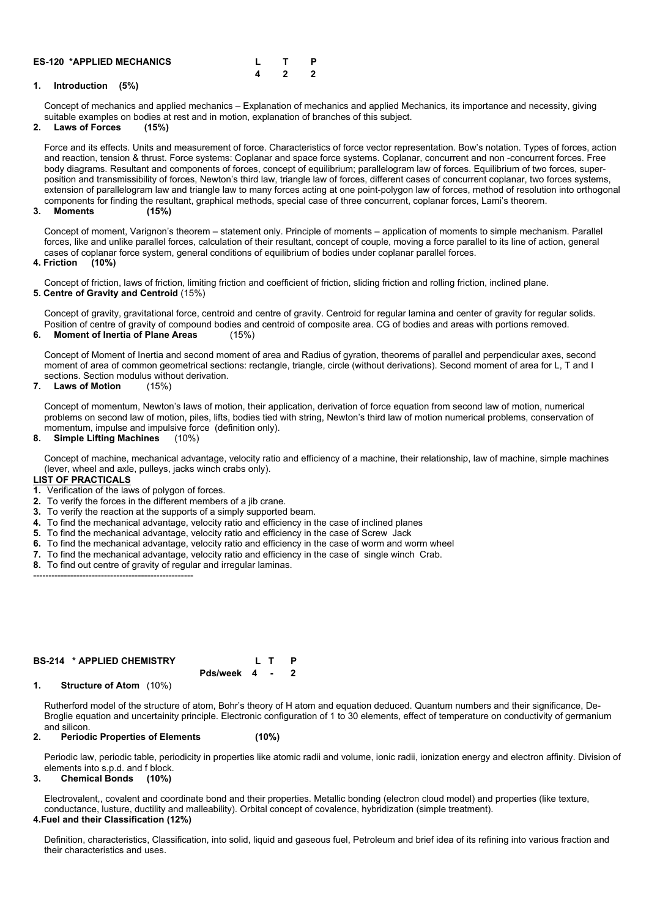**ES-120 *APPLIED MECHANICS**

| L | T | P |
|---|---|---|
| 4 | 2 | 2 |

**1. Introduction (5%)**

Concept of mechanics and applied mechanics – Explanation of mechanics and applied Mechanics, its importance and necessity, giving suitable examples on bodies at rest and in motion, explanation of branches of this subject.

**2. Laws of Forces (15%)**

Force and its effects. Units and measurement of force. Characteristics of force vector representation. Bow's notation. Types of forces, action and reaction, tension & thrust. Force systems: Coplanar and space force systems. Coplanar, concurrent and non -concurrent forces. Free body diagrams. Resultant and components of forces, concept of equilibrium; parallelogram law of forces. Equilibrium of two forces, super-position and transmissibility of forces, Newton's third law, triangle law of forces, different cases of concurrent coplanar, two forces systems, extension of parallelogram law and triangle law to many forces acting at one point-polygon law of forces, method of resolution into orthogonal components for finding the resultant, graphical methods, special case of three concurrent, coplanar forces, Lami's theorem.

**3. Moments (15%)**

Concept of moment, Varignon's theorem – statement only. Principle of moments – application of moments to simple mechanism. Parallel forces, like and unlike parallel forces, calculation of their resultant, concept of couple, moving a force parallel to its line of action, general cases of coplanar force system, general conditions of equilibrium of bodies under coplanar parallel forces.

**4. Friction (10%)**

Concept of friction, laws of friction, limiting friction and coefficient of friction, sliding friction and rolling friction, inclined plane.

**5. Centre of Gravity and Centroid** (15%)

Concept of gravity, gravitational force, centroid and centre of gravity. Centroid for regular lamina and center of gravity for regular solids. Position of centre of gravity of compound bodies and centroid of composite area. CG of bodies and areas with portions removed.

**6. Moment of Inertia of Plane Areas** (15%)

Concept of Moment of Inertia and second moment of area and Radius of gyration, theorems of parallel and perpendicular axes, second moment of area of common geometrical sections: rectangle, triangle, circle (without derivations). Second moment of area for L, T and I sections. Section modulus without derivation.

**7. Laws of Motion** (15%)

Concept of momentum, Newton's laws of motion, their application, derivation of force equation from second law of motion, numerical problems on second law of motion, piles, lifts, bodies tied with string, Newton's third law of motion numerical problems, conservation of momentum, impulse and impulsive force (definition only).

**8. Simple Lifting Machines** (10%)

Concept of machine, mechanical advantage, velocity ratio and efficiency of a machine, their relationship, law of machine, simple machines (lever, wheel and axle, pulleys, jacks winch crabs only).

**LIST OF PRACTICALS**

1. Verification of the laws of polygon of forces.
2. To verify the forces in the different members of a jib crane.
3. To verify the reaction at the supports of a simply supported beam.
4. To find the mechanical advantage, velocity ratio and efficiency in the case of inclined planes
5. To find the mechanical advantage, velocity ratio and efficiency in the case of Screw Jack
6. To find the mechanical advantage, velocity ratio and efficiency in the case of worm and worm wheel
7. To find the mechanical advantage, velocity ratio and efficiency in the case of single winch Crab.
8. To find out centre of gravity of regular and irregular laminas.

---

**BS-214 * APPLIED CHEMISTRY**

| | L | T | P |
|---|---|---|---|
| Pds/week | 4 | - | 2 |

**1. Structure of Atom** (10%)

Rutherford model of the structure of atom, Bohr's theory of H atom and equation deduced. Quantum numbers and their significance, De-Broglie equation and uncertainity principle. Electronic configuration of 1 to 30 elements, effect of temperature on conductivity of germanium and silicon.

**2. Periodic Properties of Elements (10%)**

Periodic law, periodic table, periodicity in properties like atomic radii and volume, ionic radii, ionization energy and electron affinity. Division of elements into s.p.d. and f block.

**3. Chemical Bonds (10%)**

Electrovalent,, covalent and coordinate bond and their properties. Metallic bonding (electron cloud model) and properties (like texture, conductance, lusture, ductility and malleability). Orbital concept of covalence, hybridization (simple treatment).

**4.Fuel and their Classification (12%)**

Definition, characteristics, Classification, into solid, liquid and gaseous fuel, Petroleum and brief idea of its refining into various fraction and their characteristics and uses.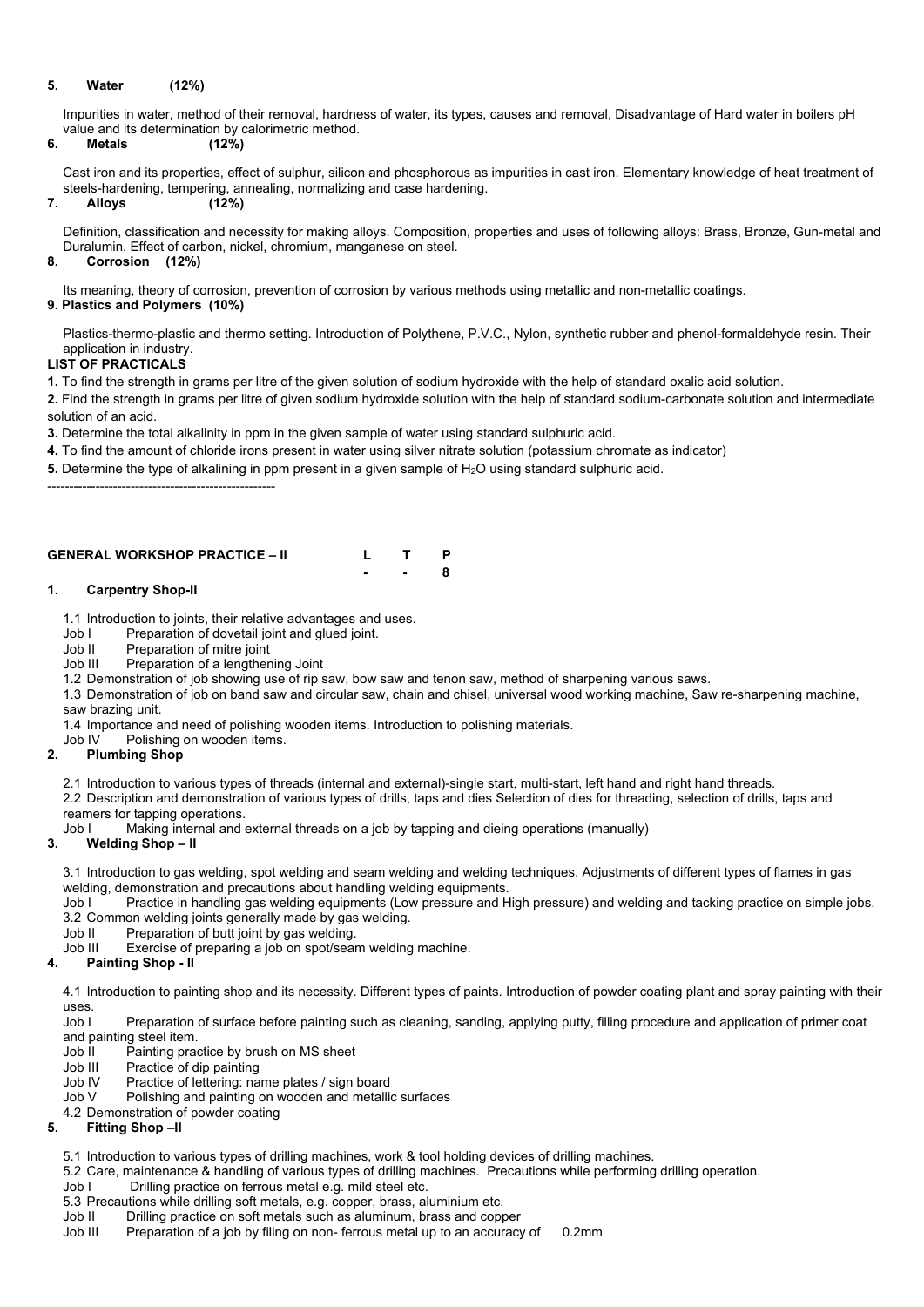**5. Water (12%)**

Impurities in water, method of their removal, hardness of water, its types, causes and removal, Disadvantage of Hard water in boilers pH value and its determination by calorimetric method.

**6. Metals (12%)**

Cast iron and its properties, effect of sulphur, silicon and phosphorous as impurities in cast iron. Elementary knowledge of heat treatment of steels-hardening, tempering, annealing, normalizing and case hardening.

**7. Alloys (12%)**

Definition, classification and necessity for making alloys. Composition, properties and uses of following alloys: Brass, Bronze, Gun-metal and Duralumin. Effect of carbon, nickel, chromium, manganese on steel.

**8. Corrosion (12%)**

Its meaning, theory of corrosion, prevention of corrosion by various methods using metallic and non-metallic coatings.

**9. Plastics and Polymers (10%)**

Plastics-thermo-plastic and thermo setting. Introduction of Polythene, P.V.C., Nylon, synthetic rubber and phenol-formaldehyde resin. Their application in industry.

**LIST OF PRACTICALS**

**1.** To find the strength in grams per litre of the given solution of sodium hydroxide with the help of standard oxalic acid solution.

**2.** Find the strength in grams per litre of given sodium hydroxide solution with the help of standard sodium-carbonate solution and intermediate solution of an acid.

**3.** Determine the total alkalinity in ppm in the given sample of water using standard sulphuric acid.

**4.** To find the amount of chloride irons present in water using silver nitrate solution (potassium chromate as indicator)

**5.** Determine the type of alkalining in ppm present in a given sample of $H_2O$ using standard sulphuric acid.

----------------------------------------------------

## GENERAL WORKSHOP PRACTICE – II

| L | T | P |
|---|---|---|
| - | - | 8 |

**1. Carpentry Shop-II**

1.1 Introduction to joints, their relative advantages and uses.

Job I Preparation of dovetail joint and glued joint.

Job II Preparation of mitre joint

Job III Preparation of a lengthening Joint

1.2 Demonstration of job showing use of rip saw, bow saw and tenon saw, method of sharpening various saws.

1.3 Demonstration of job on band saw and circular saw, chain and chisel, universal wood working machine, Saw re-sharpening machine, saw brazing unit.

1.4 Importance and need of polishing wooden items. Introduction to polishing materials.

Job IV Polishing on wooden items.

**2. Plumbing Shop**

2.1 Introduction to various types of threads (internal and external)-single start, multi-start, left hand and right hand threads.

2.2 Description and demonstration of various types of drills, taps and dies Selection of dies for threading, selection of drills, taps and reamers for tapping operations.

Job I Making internal and external threads on a job by tapping and dieing operations (manually)

**3. Welding Shop – II**

3.1 Introduction to gas welding, spot welding and seam welding and welding techniques. Adjustments of different types of flames in gas welding, demonstration and precautions about handling welding equipments.

Job I Practice in handling gas welding equipments (Low pressure and High pressure) and welding and tacking practice on simple jobs.

3.2 Common welding joints generally made by gas welding.

Job II Preparation of butt joint by gas welding.

Job III Exercise of preparing a job on spot/seam welding machine.

**4. Painting Shop - II**

4.1 Introduction to painting shop and its necessity. Different types of paints. Introduction of powder coating plant and spray painting with their uses.

Job I Preparation of surface before painting such as cleaning, sanding, applying putty, filling procedure and application of primer coat and painting steel item.

Job II Painting practice by brush on MS sheet

Job III Practice of dip painting

Job IV Practice of lettering: name plates / sign board

Job V Polishing and painting on wooden and metallic surfaces

4.2 Demonstration of powder coating

**5. Fitting Shop –II**

5.1 Introduction to various types of drilling machines, work & tool holding devices of drilling machines.

5.2 Care, maintenance & handling of various types of drilling machines. Precautions while performing drilling operation.

Job I Drilling practice on ferrous metal e.g. mild steel etc.

5.3 Precautions while drilling soft metals, e.g. copper, brass, aluminium etc.

Job II Drilling practice on soft metals such as aluminum, brass and copper

Job III Preparation of a job by filing on non- ferrous metal up to an accuracy of 0.2mm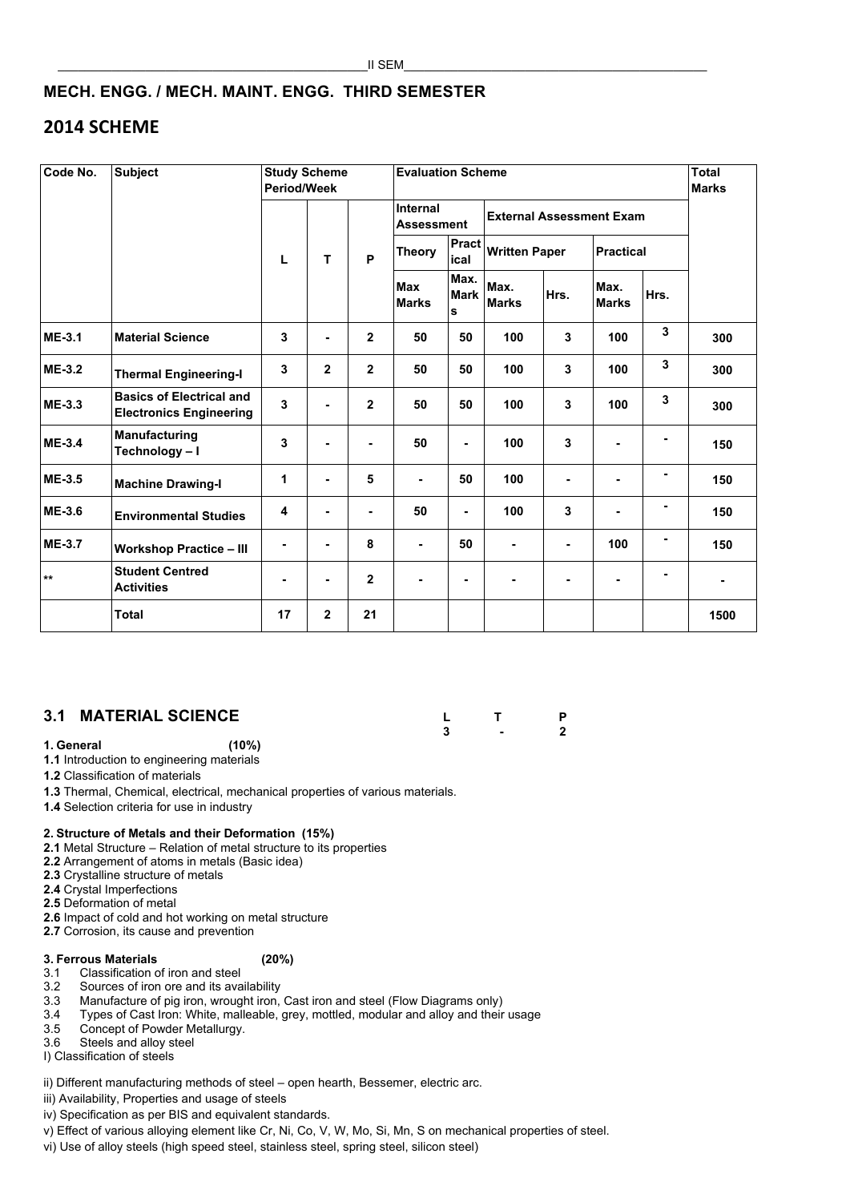## MECH. ENGG. / MECH. MAINT. ENGG. THIRD SEMESTER

## 2014 SCHEME

| Code No. | Subject | Study Scheme Period/Week | | | Evaluation Scheme | | | | | | Total Marks |
|---|---|---|---|---|---|---|---|---|---|---|---|
| | | | | | Internal Assessment | | External Assessment Exam | | | | |
| | | L | T | P | Theory | Practical | Written Paper | | Practical | | |
| | | | | | Max Marks | Max. Marks | Max. Marks | Hrs. | Max. Marks | Hrs. | |
| ME-3.1 | Material Science | 3 | - | 2 | 50 | 50 | 100 | 3 | 100 | 3 | 300 |
| ME-3.2 | Thermal Engineering-I | 3 | 2 | 2 | 50 | 50 | 100 | 3 | 100 | 3 | 300 |
| ME-3.3 | Basics of Electrical and Electronics Engineering | 3 | - | 2 | 50 | 50 | 100 | 3 | 100 | 3 | 300 |
| ME-3.4 | Manufacturing Technology – I | 3 | - | - | 50 | - | 100 | 3 | - | - | 150 |
| ME-3.5 | Machine Drawing-I | 1 | - | 5 | - | 50 | 100 | - | - | - | 150 |
| ME-3.6 | Environmental Studies | 4 | - | - | 50 | - | 100 | 3 | - | - | 150 |
| ME-3.7 | Workshop Practice – III | - | - | 8 | - | 50 | - | - | 100 | - | 150 |
| ** | Student Centred Activities | - | - | 2 | - | - | - | - | - | - | - |
| | Total | 17 | 2 | 21 | | | | | | | 1500 |

## 3.1 MATERIAL SCIENCE

| L | T | P |
|---|---|---|
| 3 | - | 2 |

**1. General (10%)**

**1.1** Introduction to engineering materials

**1.2** Classification of materials

**1.3** Thermal, Chemical, electrical, mechanical properties of various materials.

**1.4** Selection criteria for use in industry

**2. Structure of Metals and their Deformation (15%)**

**2.1** Metal Structure – Relation of metal structure to its properties

**2.2** Arrangement of atoms in metals (Basic idea)

**2.3** Crystalline structure of metals

**2.4** Crystal Imperfections

**2.5** Deformation of metal

**2.6** Impact of cold and hot working on metal structure

**2.7** Corrosion, its cause and prevention

**3. Ferrous Materials (20%)**

3.1 Classification of iron and steel

3.2 Sources of iron ore and its availability

3.3 Manufacture of pig iron, wrought iron, Cast iron and steel (Flow Diagrams only)

3.4 Types of Cast Iron: White, malleable, grey, mottled, modular and alloy and their usage

3.5 Concept of Powder Metallurgy.

3.6 Steels and alloy steel

I) Classification of steels

ii) Different manufacturing methods of steel – open hearth, Bessemer, electric arc.

iii) Availability, Properties and usage of steels

iv) Specification as per BIS and equivalent standards.

v) Effect of various alloying element like Cr, Ni, Co, V, W, Mo, Si, Mn, S on mechanical properties of steel.

vi) Use of alloy steels (high speed steel, stainless steel, spring steel, silicon steel)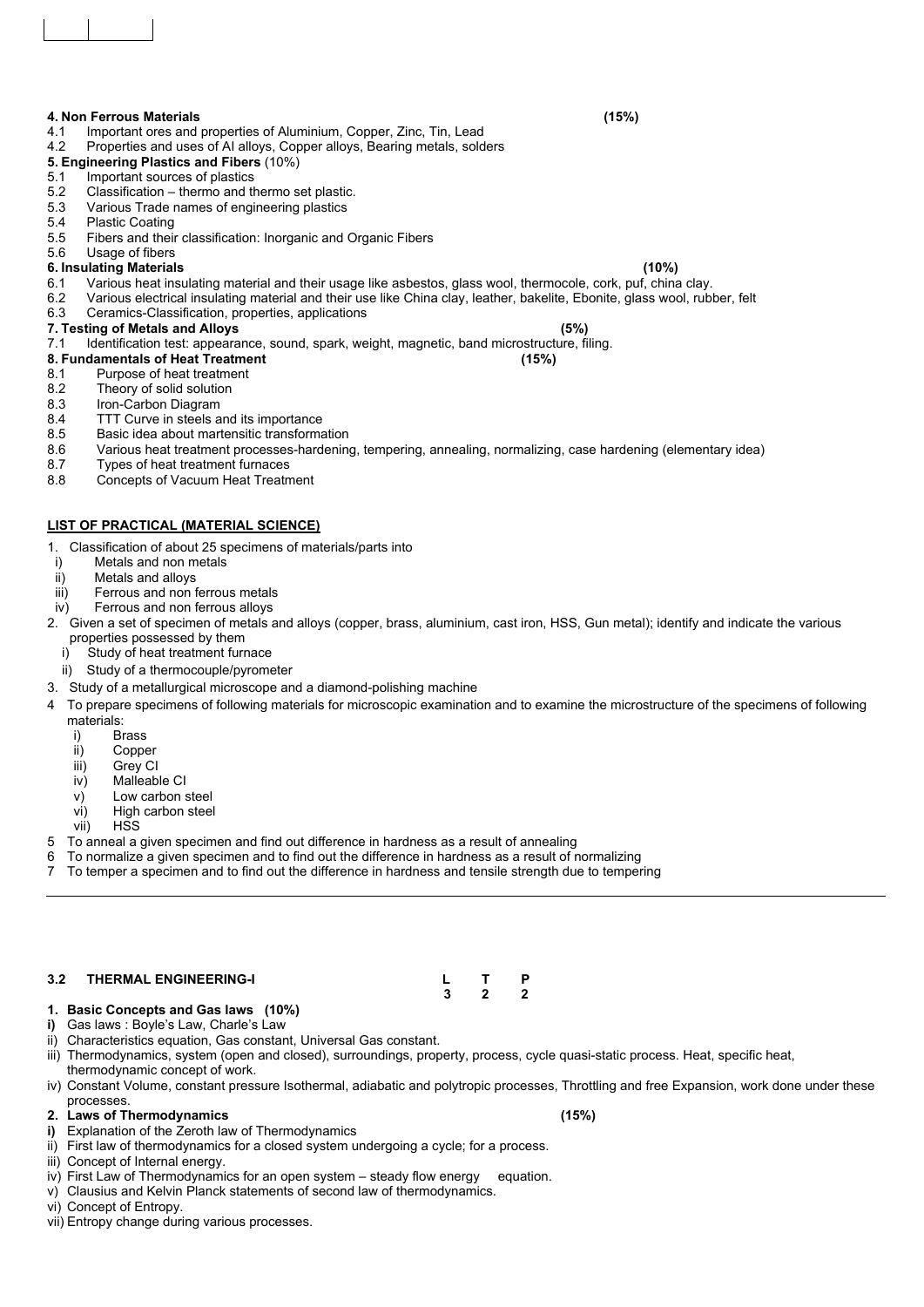**4. Non Ferrous Materials** **(15%)**

4.1 Important ores and properties of Aluminium, Copper, Zinc, Tin, Lead

4.2 Properties and uses of Al alloys, Copper alloys, Bearing metals, solders

**5. Engineering Plastics and Fibers** (10%)

5.1 Important sources of plastics

5.2 Classification – thermo and thermo set plastic.

5.3 Various Trade names of engineering plastics

5.4 Plastic Coating

5.5 Fibers and their classification: Inorganic and Organic Fibers

5.6 Usage of fibers

**6. Insulating Materials** **(10%)**

6.1 Various heat insulating material and their usage like asbestos, glass wool, thermocole, cork, puf, china clay.

6.2 Various electrical insulating material and their use like China clay, leather, bakelite, Ebonite, glass wool, rubber, felt

6.3 Ceramics-Classification, properties, applications

**7. Testing of Metals and Alloys** **(5%)**

7.1 Identification test: appearance, sound, spark, weight, magnetic, band microstructure, filing.

**8. Fundamentals of Heat Treatment** **(15%)**

8.1 Purpose of heat treatment

8.2 Theory of solid solution

8.3 Iron-Carbon Diagram

8.4 TTT Curve in steels and its importance

8.5 Basic idea about martensitic transformation

8.6 Various heat treatment processes-hardening, tempering, annealing, normalizing, case hardening (elementary idea)

8.7 Types of heat treatment furnaces

8.8 Concepts of Vacuum Heat Treatment

**LIST OF PRACTICAL (MATERIAL SCIENCE)**

1. Classification of about 25 specimens of materials/parts into
   i) Metals and non metals
   ii) Metals and alloys
   iii) Ferrous and non ferrous metals
   iv) Ferrous and non ferrous alloys
2. Given a set of specimen of metals and alloys (copper, brass, aluminium, cast iron, HSS, Gun metal); identify and indicate the various properties possessed by them
   i) Study of heat treatment furnace
   ii) Study of a thermocouple/pyrometer
3. Study of a metallurgical microscope and a diamond-polishing machine
4. To prepare specimens of following materials for microscopic examination and to examine the microstructure of the specimens of following materials:
   i) Brass
   ii) Copper
   iii) Grey CI
   iv) Malleable CI
   v) Low carbon steel
   vi) High carbon steel
   vii) HSS
5. To anneal a given specimen and find out difference in hardness as a result of annealing
6. To normalize a given specimen and to find out the difference in hardness as a result of normalizing
7. To temper a specimen and to find out the difference in hardness and tensile strength due to tempering

---

### 3.2 THERMAL ENGINEERING-I

| L | T | P |
|---|---|---|
| 3 | 2 | 2 |

**1. Basic Concepts and Gas laws (10%)**

i) Gas laws : Boyle's Law, Charle's Law

ii) Characteristics equation, Gas constant, Universal Gas constant.

iii) Thermodynamics, system (open and closed), surroundings, property, process, cycle quasi-static process. Heat, specific heat, thermodynamic concept of work.

iv) Constant Volume, constant pressure Isothermal, adiabatic and polytropic processes, Throttling and free Expansion, work done under these processes.

**2. Laws of Thermodynamics** **(15%)**

i) Explanation of the Zeroth law of Thermodynamics

ii) First law of thermodynamics for a closed system undergoing a cycle; for a process.

iii) Concept of Internal energy.

iv) First Law of Thermodynamics for an open system – steady flow energy equation.

v) Clausius and Kelvin Planck statements of second law of thermodynamics.

vi) Concept of Entropy.

vii) Entropy change during various processes.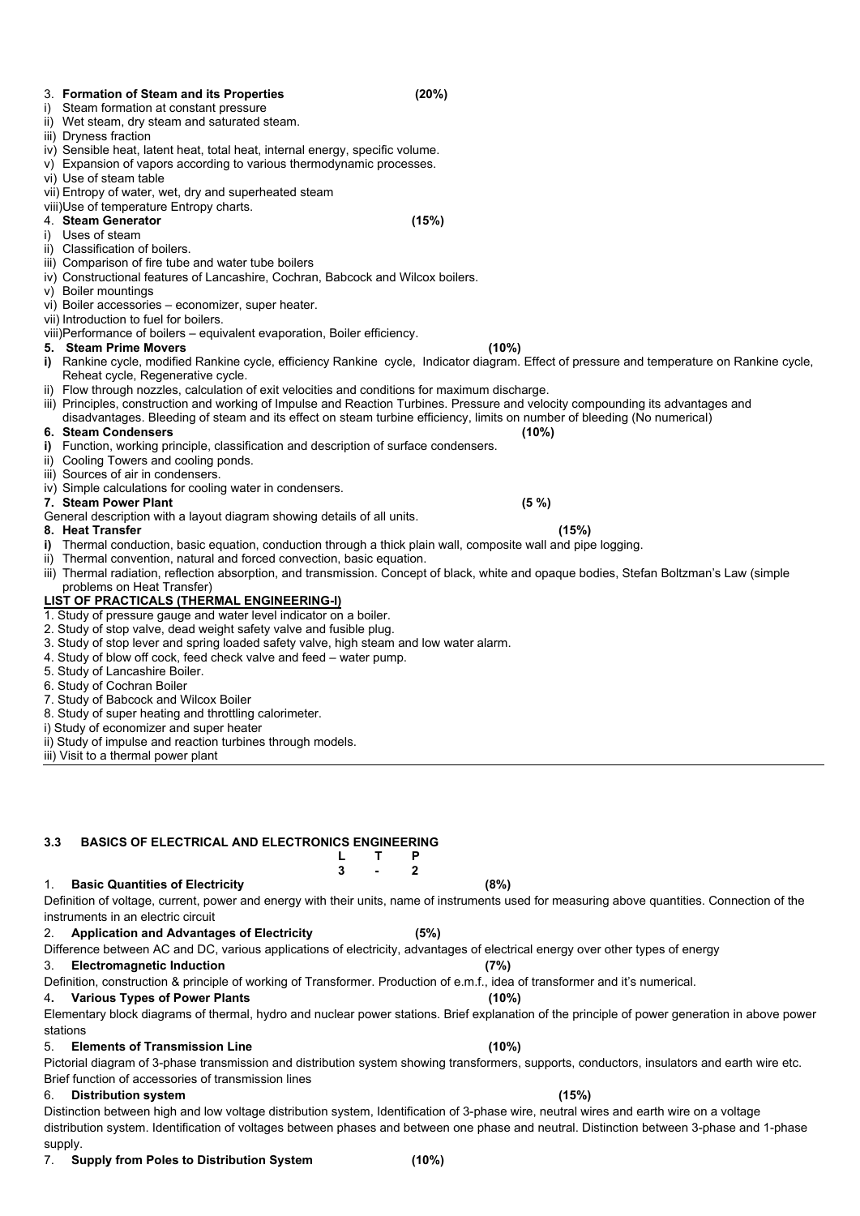3. **Formation of Steam and its Properties** **(20%)**

i) Steam formation at constant pressure
ii) Wet steam, dry steam and saturated steam.
iii) Dryness fraction
iv) Sensible heat, latent heat, total heat, internal energy, specific volume.
v) Expansion of vapors according to various thermodynamic processes.
vi) Use of steam table
vii) Entropy of water, wet, dry and superheated steam
viii)Use of temperature Entropy charts.

4. **Steam Generator** **(15%)**

i) Uses of steam
ii) Classification of boilers.
iii) Comparison of fire tube and water tube boilers
iv) Constructional features of Lancashire, Cochran, Babcock and Wilcox boilers.
v) Boiler mountings
vi) Boiler accessories – economizer, super heater.
vii) Introduction to fuel for boilers.
viii)Performance of boilers – equivalent evaporation, Boiler efficiency.

**5. Steam Prime Movers** **(10%)**

**i)** Rankine cycle, modified Rankine cycle, efficiency Rankine cycle, Indicator diagram. Effect of pressure and temperature on Rankine cycle, Reheat cycle, Regenerative cycle.
ii) Flow through nozzles, calculation of exit velocities and conditions for maximum discharge.
iii) Principles, construction and working of Impulse and Reaction Turbines. Pressure and velocity compounding its advantages and disadvantages. Bleeding of steam and its effect on steam turbine efficiency, limits on number of bleeding (No numerical)

**6. Steam Condensers** **(10%)**

**i)** Function, working principle, classification and description of surface condensers.
ii) Cooling Towers and cooling ponds.
iii) Sources of air in condensers.
iv) Simple calculations for cooling water in condensers.

**7. Steam Power Plant** **(5 %)**

General description with a layout diagram showing details of all units.

**8. Heat Transfer** **(15%)**

**i)** Thermal conduction, basic equation, conduction through a thick plain wall, composite wall and pipe logging.
ii) Thermal convention, natural and forced convection, basic equation.
iii) Thermal radiation, reflection absorption, and transmission. Concept of black, white and opaque bodies, Stefan Boltzman's Law (simple problems on Heat Transfer)

**LIST OF PRACTICALS (THERMAL ENGINEERING-I)**

1. Study of pressure gauge and water level indicator on a boiler.
2. Study of stop valve, dead weight safety valve and fusible plug.
3. Study of stop lever and spring loaded safety valve, high steam and low water alarm.
4. Study of blow off cock, feed check valve and feed – water pump.
5. Study of Lancashire Boiler.
6. Study of Cochran Boiler
7. Study of Babcock and Wilcox Boiler
8. Study of super heating and throttling calorimeter.

i) Study of economizer and super heater
ii) Study of impulse and reaction turbines through models.
iii) Visit to a thermal power plant

---

## 3.3 BASICS OF ELECTRICAL AND ELECTRONICS ENGINEERING

| L | T | P |
|---|---|---|
| 3 | - | 2 |

1. **Basic Quantities of Electricity** **(8%)**

Definition of voltage, current, power and energy with their units, name of instruments used for measuring above quantities. Connection of the instruments in an electric circuit

2. **Application and Advantages of Electricity** **(5%)**

Difference between AC and DC, various applications of electricity, advantages of electrical energy over other types of energy

3. **Electromagnetic Induction** **(7%)**

Definition, construction & principle of working of Transformer. Production of e.m.f., idea of transformer and it's numerical.

4. **Various Types of Power Plants** **(10%)**

Elementary block diagrams of thermal, hydro and nuclear power stations. Brief explanation of the principle of power generation in above power stations

5. **Elements of Transmission Line** **(10%)**

Pictorial diagram of 3-phase transmission and distribution system showing transformers, supports, conductors, insulators and earth wire etc. Brief function of accessories of transmission lines

6. **Distribution system** **(15%)**

Distinction between high and low voltage distribution system, Identification of 3-phase wire, neutral wires and earth wire on a voltage distribution system. Identification of voltages between phases and between one phase and neutral. Distinction between 3-phase and 1-phase supply.

7. **Supply from Poles to Distribution System** **(10%)**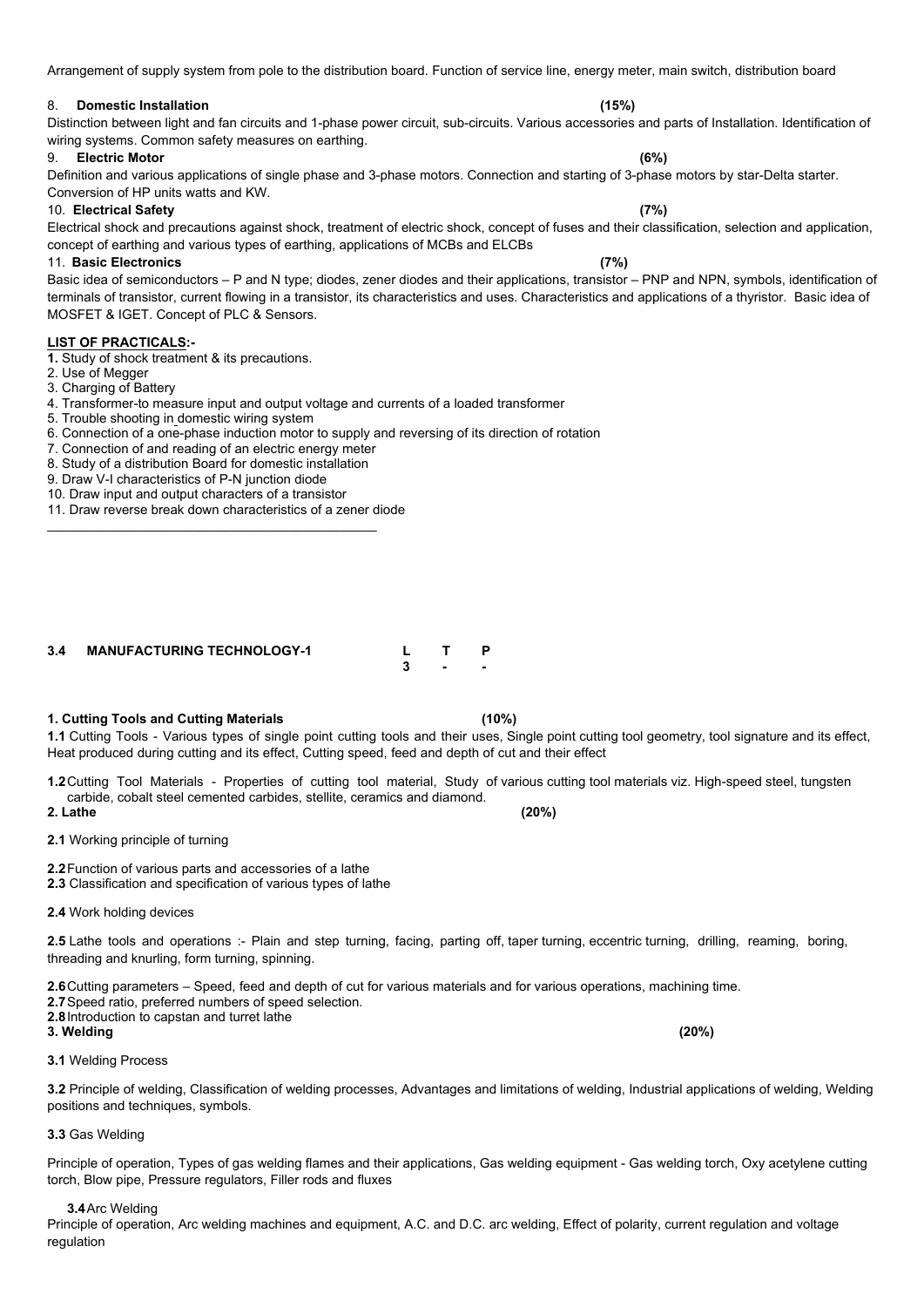Arrangement of supply system from pole to the distribution board. Function of service line, energy meter, main switch, distribution board

8. **Domestic Installation** **(15%)**

Distinction between light and fan circuits and 1-phase power circuit, sub-circuits. Various accessories and parts of Installation. Identification of wiring systems. Common safety measures on earthing.

9. **Electric Motor** **(6%)**

Definition and various applications of single phase and 3-phase motors. Connection and starting of 3-phase motors by star-Delta starter. Conversion of HP units watts and KW.

10. **Electrical Safety** **(7%)**

Electrical shock and precautions against shock, treatment of electric shock, concept of fuses and their classification, selection and application, concept of earthing and various types of earthing, applications of MCBs and ELCBs

11. **Basic Electronics** **(7%)**

Basic idea of semiconductors – P and N type; diodes, zener diodes and their applications, transistor – PNP and NPN, symbols, identification of terminals of transistor, current flowing in a transistor, its characteristics and uses. Characteristics and applications of a thyristor. Basic idea of MOSFET & IGET. Concept of PLC & Sensors.

**LIST OF PRACTICALS:-**

1. Study of shock treatment & its precautions.
2. Use of Megger
3. Charging of Battery
4. Transformer-to measure input and output voltage and currents of a loaded transformer
5. Trouble shooting in domestic wiring system
6. Connection of a one-phase induction motor to supply and reversing of its direction of rotation
7. Connection of and reading of an electric energy meter
8. Study of a distribution Board for domestic installation
9. Draw V-I characteristics of P-N junction diode
10. Draw input and output characters of a transistor
11. Draw reverse break down characteristics of a zener diode

---

## 3.4 MANUFACTURING TECHNOLOGY-1

| L | T | P |
|---|---|---|
| 3 | - | - |

**1. Cutting Tools and Cutting Materials** **(10%)**

**1.1** Cutting Tools - Various types of single point cutting tools and their uses, Single point cutting tool geometry, tool signature and its effect, Heat produced during cutting and its effect, Cutting speed, feed and depth of cut and their effect

**1.2** Cutting Tool Materials - Properties of cutting tool material, Study of various cutting tool materials viz. High-speed steel, tungsten carbide, cobalt steel cemented carbides, stellite, ceramics and diamond.

**2. Lathe** **(20%)**

**2.1** Working principle of turning

**2.2** Function of various parts and accessories of a lathe

**2.3** Classification and specification of various types of lathe

**2.4** Work holding devices

**2.5** Lathe tools and operations :- Plain and step turning, facing, parting off, taper turning, eccentric turning, drilling, reaming, boring, threading and knurling, form turning, spinning.

**2.6** Cutting parameters – Speed, feed and depth of cut for various materials and for various operations, machining time.

**2.7** Speed ratio, preferred numbers of speed selection.

**2.8** Introduction to capstan and turret lathe

**3. Welding** **(20%)**

**3.1** Welding Process

**3.2** Principle of welding, Classification of welding processes, Advantages and limitations of welding, Industrial applications of welding, Welding positions and techniques, symbols.

**3.3** Gas Welding

Principle of operation, Types of gas welding flames and their applications, Gas welding equipment - Gas welding torch, Oxy acetylene cutting torch, Blow pipe, Pressure regulators, Filler rods and fluxes

**3.4** Arc Welding

Principle of operation, Arc welding machines and equipment, A.C. and D.C. arc welding, Effect of polarity, current regulation and voltage regulation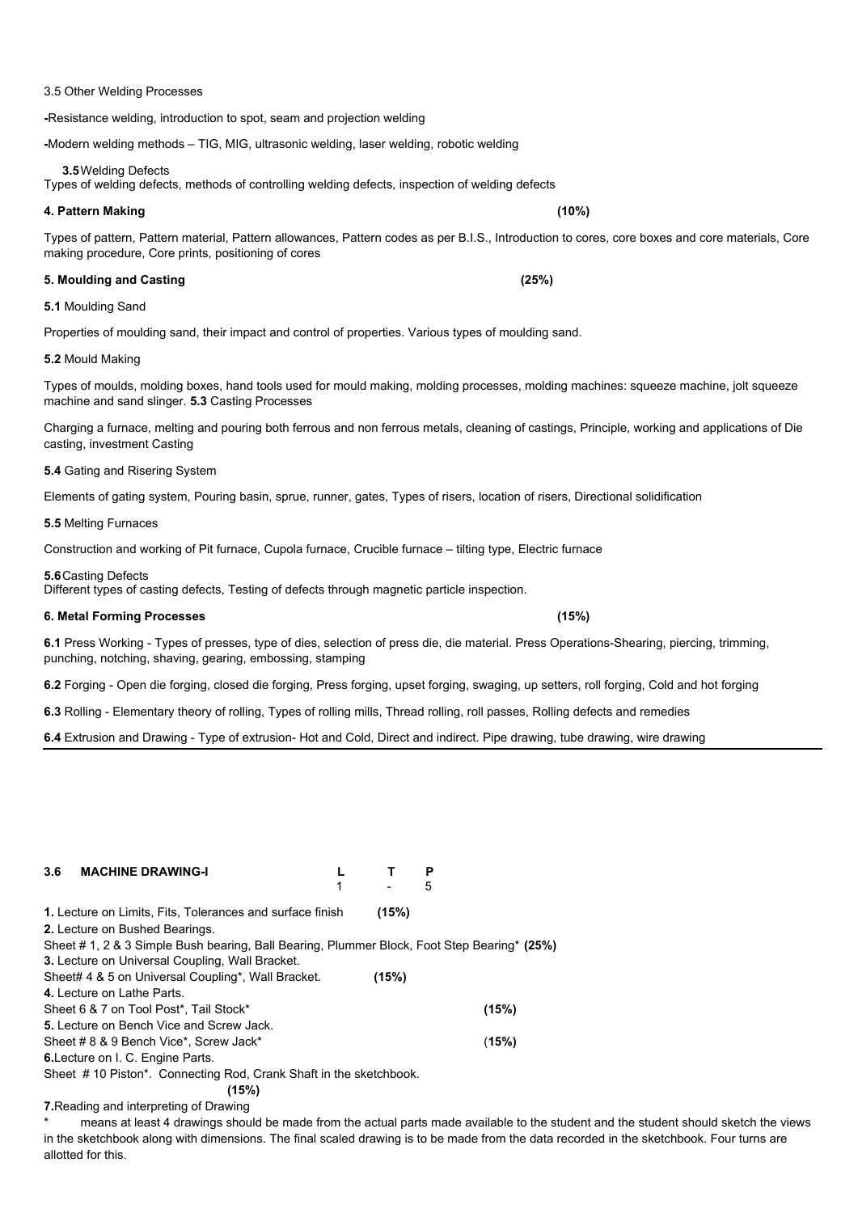3.5 Other Welding Processes

-Resistance welding, introduction to spot, seam and projection welding

-Modern welding methods – TIG, MIG, ultrasonic welding, laser welding, robotic welding

**3.5** Welding Defects
Types of welding defects, methods of controlling welding defects, inspection of welding defects

**4. Pattern Making** **(10%)**

Types of pattern, Pattern material, Pattern allowances, Pattern codes as per B.I.S., Introduction to cores, core boxes and core materials, Core making procedure, Core prints, positioning of cores

**5. Moulding and Casting** **(25%)**

**5.1** Moulding Sand

Properties of moulding sand, their impact and control of properties. Various types of moulding sand.

**5.2** Mould Making

Types of moulds, molding boxes, hand tools used for mould making, molding processes, molding machines: squeeze machine, jolt squeeze machine and sand slinger. **5.3** Casting Processes

Charging a furnace, melting and pouring both ferrous and non ferrous metals, cleaning of castings, Principle, working and applications of Die casting, investment Casting

**5.4** Gating and Risering System

Elements of gating system, Pouring basin, sprue, runner, gates, Types of risers, location of risers, Directional solidification

**5.5** Melting Furnaces

Construction and working of Pit furnace, Cupola furnace, Crucible furnace – tilting type, Electric furnace

**5.6** Casting Defects
Different types of casting defects, Testing of defects through magnetic particle inspection.

**6. Metal Forming Processes** **(15%)**

**6.1** Press Working - Types of presses, type of dies, selection of press die, die material. Press Operations-Shearing, piercing, trimming, punching, notching, shaving, gearing, embossing, stamping

**6.2** Forging - Open die forging, closed die forging, Press forging, upset forging, swaging, up setters, roll forging, Cold and hot forging

**6.3** Rolling - Elementary theory of rolling, Types of rolling mills, Thread rolling, roll passes, Rolling defects and remedies

**6.4** Extrusion and Drawing - Type of extrusion- Hot and Cold, Direct and indirect. Pipe drawing, tube drawing, wire drawing

---

## 3.6 MACHINE DRAWING-I

| L | T | P |
|---|---|---|
| 1 | - | 5 |

**1.** Lecture on Limits, Fits, Tolerances and surface finish **(15%)**

**2.** Lecture on Bushed Bearings.
Sheet # 1, 2 & 3 Simple Bush bearing, Ball Bearing, Plummer Block, Foot Step Bearing* **(25%)**

**3.** Lecture on Universal Coupling, Wall Bracket.
Sheet# 4 & 5 on Universal Coupling*, Wall Bracket. **(15%)**

**4.** Lecture on Lathe Parts.
Sheet 6 & 7 on Tool Post*, Tail Stock* **(15%)**

**5.** Lecture on Bench Vice and Screw Jack.
Sheet # 8 & 9 Bench Vice*, Screw Jack* **(15%)**

**6.** Lecture on I. C. Engine Parts.
Sheet # 10 Piston*. Connecting Rod, Crank Shaft in the sketchbook.
**(15%)**

**7.** Reading and interpreting of Drawing

\* means at least 4 drawings should be made from the actual parts made available to the student and the student should sketch the views in the sketchbook along with dimensions. The final scaled drawing is to be made from the data recorded in the sketchbook. Four turns are allotted for this.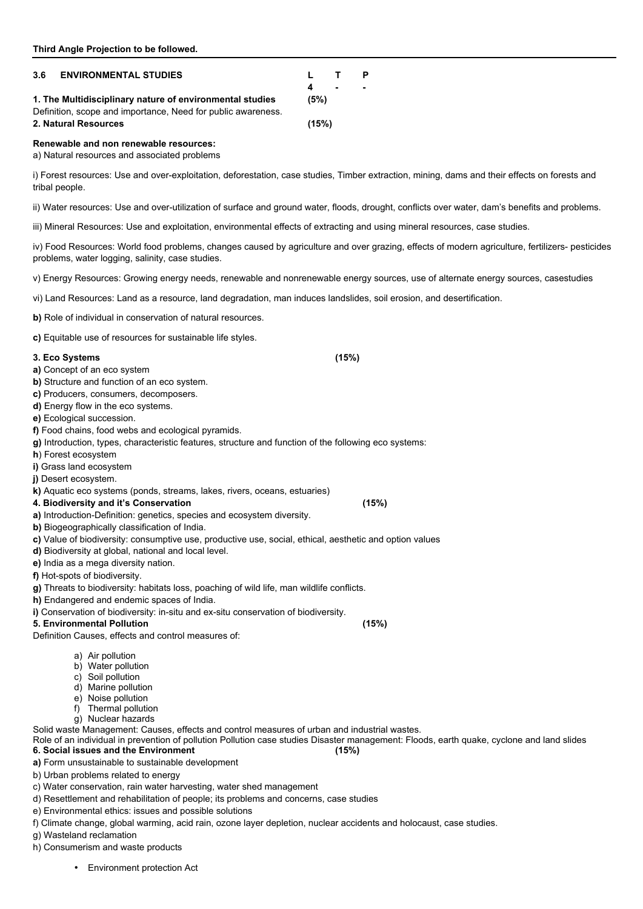**Third Angle Projection to be followed.**

---

**3.6 ENVIRONMENTAL STUDIES**

| L | T | P |
|---|---|---|
| 4 | - | - |

**1. The Multidisciplinary nature of environmental studies** **(5%)**

Definition, scope and importance, Need for public awareness.

**2. Natural Resources** **(15%)**

**Renewable and non renewable resources:**

a) Natural resources and associated problems

i) Forest resources: Use and over-exploitation, deforestation, case studies, Timber extraction, mining, dams and their effects on forests and tribal people.

ii) Water resources: Use and over-utilization of surface and ground water, floods, drought, conflicts over water, dam's benefits and problems.

iii) Mineral Resources: Use and exploitation, environmental effects of extracting and using mineral resources, case studies.

iv) Food Resources: World food problems, changes caused by agriculture and over grazing, effects of modern agriculture, fertilizers- pesticides problems, water logging, salinity, case studies.

v) Energy Resources: Growing energy needs, renewable and nonrenewable energy sources, use of alternate energy sources, casestudies

vi) Land Resources: Land as a resource, land degradation, man induces landslides, soil erosion, and desertification.

**b)** Role of individual in conservation of natural resources.

**c)** Equitable use of resources for sustainable life styles.

**3. Eco Systems** **(15%)**

**a)** Concept of an eco system  
**b)** Structure and function of an eco system.  
**c)** Producers, consumers, decomposers.  
**d)** Energy flow in the eco systems.  
**e)** Ecological succession.  
**f)** Food chains, food webs and ecological pyramids.  
**g)** Introduction, types, characteristic features, structure and function of the following eco systems:  
**h**) Forest ecosystem  
**i)** Grass land ecosystem  
**j)** Desert ecosystem.  
**k)** Aquatic eco systems (ponds, streams, lakes, rivers, oceans, estuaries)

**4. Biodiversity and it's Conservation** **(15%)**

**a)** Introduction-Definition: genetics, species and ecosystem diversity.  
**b)** Biogeographically classification of India.  
**c)** Value of biodiversity: consumptive use, productive use, social, ethical, aesthetic and option values  
**d)** Biodiversity at global, national and local level.  
**e)** India as a mega diversity nation.  
**f)** Hot-spots of biodiversity.  
**g)** Threats to biodiversity: habitats loss, poaching of wild life, man wildlife conflicts.  
**h)** Endangered and endemic spaces of India.  
**i)** Conservation of biodiversity: in-situ and ex-situ conservation of biodiversity.

**5. Environmental Pollution** **(15%)**

Definition Causes, effects and control measures of:

a) Air pollution
b) Water pollution
c) Soil pollution
d) Marine pollution
e) Noise pollution
f) Thermal pollution
g) Nuclear hazards

Solid waste Management: Causes, effects and control measures of urban and industrial wastes.

Role of an individual in prevention of pollution Pollution case studies Disaster management: Floods, earth quake, cyclone and land slides

**6. Social issues and the Environment** **(15%)**

**a)** Form unsustainable to sustainable development

b) Urban problems related to energy

c) Water conservation, rain water harvesting, water shed management

d) Resettlement and rehabilitation of people; its problems and concerns, case studies

e) Environmental ethics: issues and possible solutions

f) Climate change, global warming, acid rain, ozone layer depletion, nuclear accidents and holocaust, case studies.

g) Wasteland reclamation

h) Consumerism and waste products

- Environment protection Act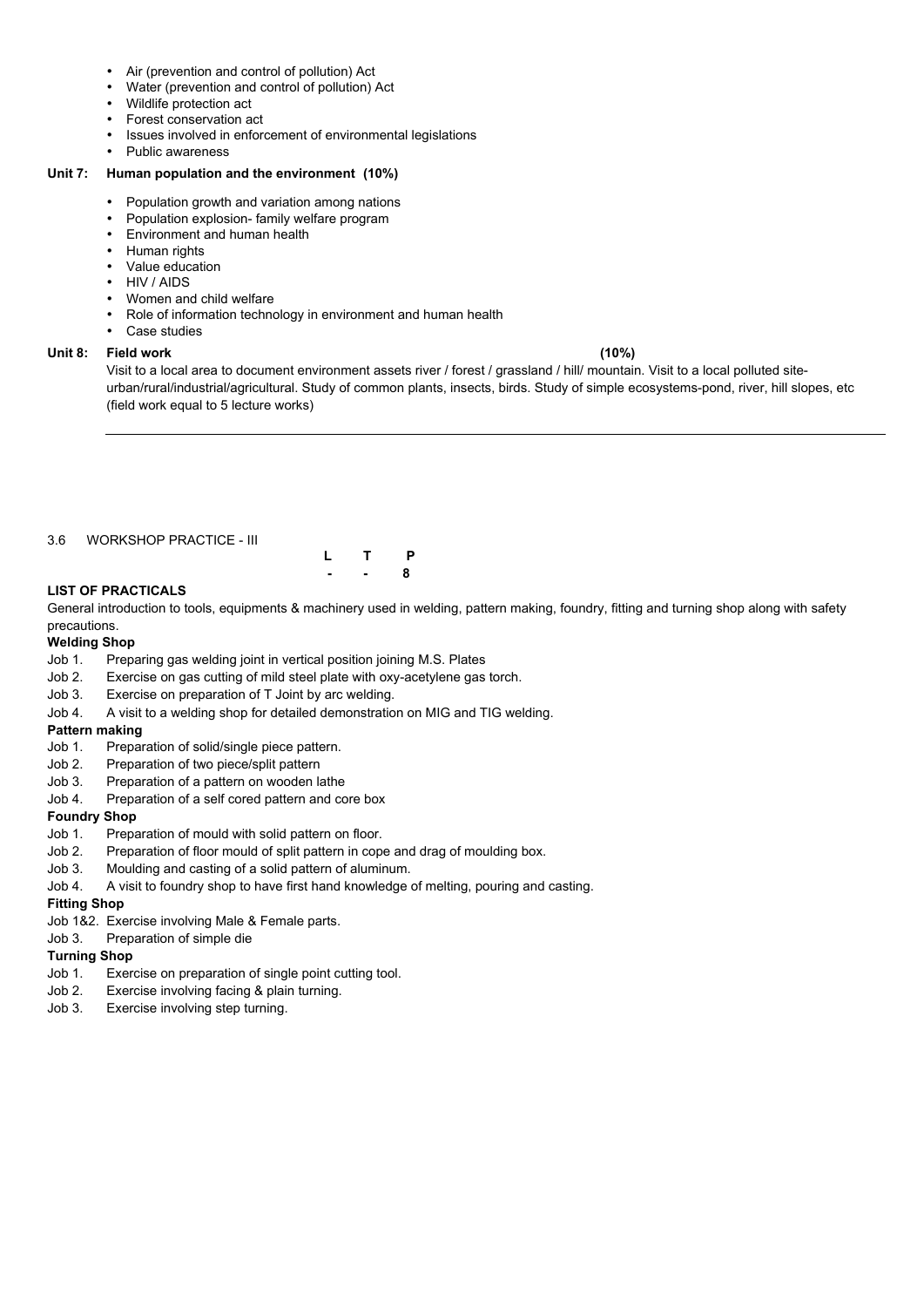- Air (prevention and control of pollution) Act
- Water (prevention and control of pollution) Act
- Wildlife protection act
- Forest conservation act
- Issues involved in enforcement of environmental legislations
- Public awareness

**Unit 7: Human population and the environment (10%)**

- Population growth and variation among nations
- Population explosion- family welfare program
- Environment and human health
- Human rights
- Value education
- HIV / AIDS
- Women and child welfare
- Role of information technology in environment and human health
- Case studies

**Unit 8: Field work (10%)**

Visit to a local area to document environment assets river / forest / grassland / hill/ mountain. Visit to a local polluted site-urban/rural/industrial/agricultural. Study of common plants, insects, birds. Study of simple ecosystems-pond, river, hill slopes, etc (field work equal to 5 lecture works)

---

3.6 WORKSHOP PRACTICE - III

| L | T | P |
|---|---|---|
| - | - | 8 |

**LIST OF PRACTICALS**

General introduction to tools, equipments & machinery used in welding, pattern making, foundry, fitting and turning shop along with safety precautions.

**Welding Shop**

Job 1. Preparing gas welding joint in vertical position joining M.S. Plates
Job 2. Exercise on gas cutting of mild steel plate with oxy-acetylene gas torch.
Job 3. Exercise on preparation of T Joint by arc welding.
Job 4. A visit to a welding shop for detailed demonstration on MIG and TIG welding.

**Pattern making**

Job 1. Preparation of solid/single piece pattern.
Job 2. Preparation of two piece/split pattern
Job 3. Preparation of a pattern on wooden lathe
Job 4. Preparation of a self cored pattern and core box

**Foundry Shop**

Job 1. Preparation of mould with solid pattern on floor.
Job 2. Preparation of floor mould of split pattern in cope and drag of moulding box.
Job 3. Moulding and casting of a solid pattern of aluminum.
Job 4. A visit to foundry shop to have first hand knowledge of melting, pouring and casting.

**Fitting Shop**

Job 1&2. Exercise involving Male & Female parts.
Job 3. Preparation of simple die

**Turning Shop**

Job 1. Exercise on preparation of single point cutting tool.
Job 2. Exercise involving facing & plain turning.
Job 3. Exercise involving step turning.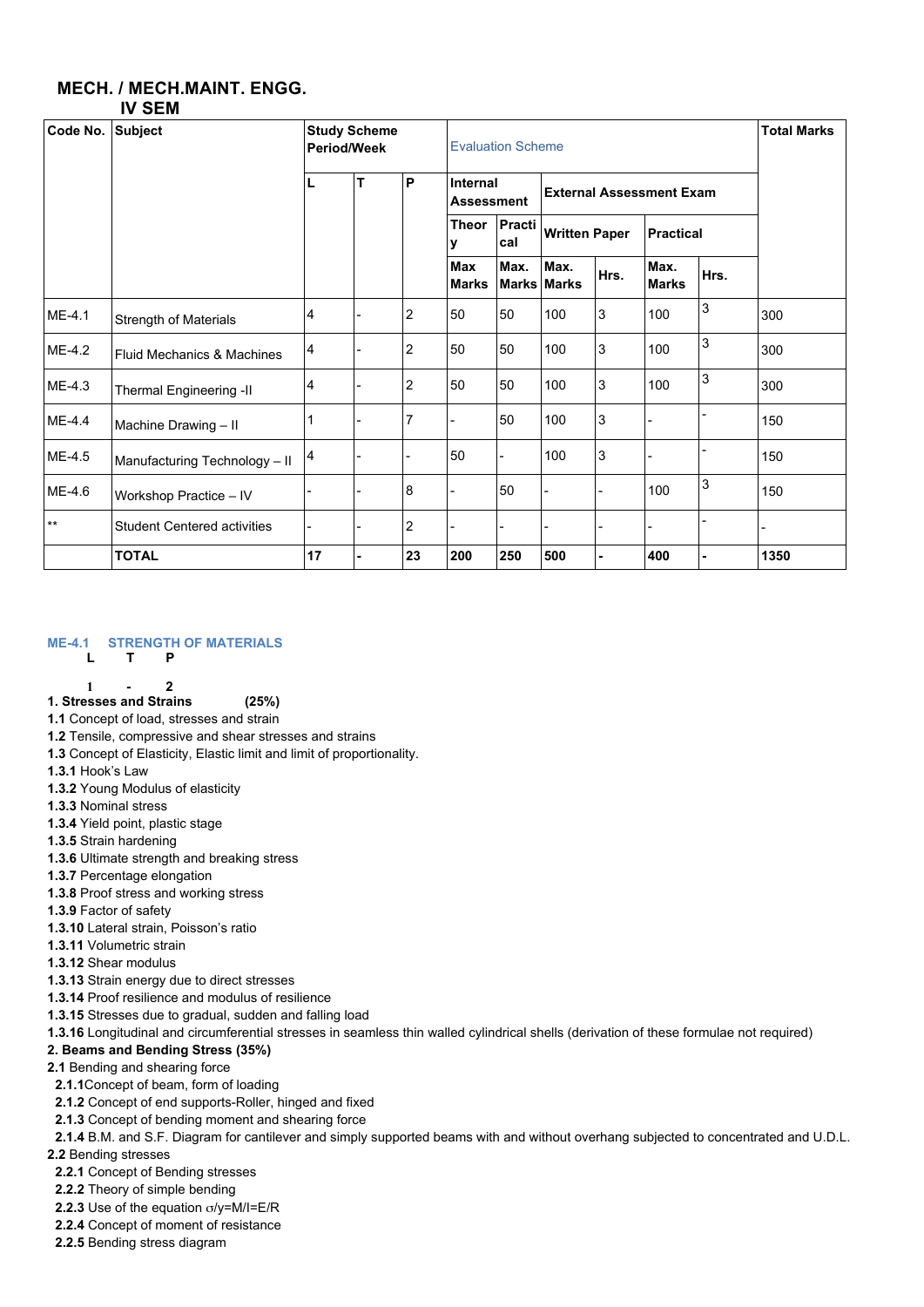## MECH. / MECH.MAINT. ENGG.
### IV SEM

| Code No. | Subject | Study Scheme Period/Week | | | Evaluation Scheme | | | | | | Total Marks |
|---|---|---|---|---|---|---|---|---|---|---|---|
| | | L | T | P | Internal Assessment | | External Assessment Exam | | | | |
| | | | | | Theory | Practical | Written Paper | | Practical | | |
| | | | | | Max Marks | Max. Marks | Max. Marks | Hrs. | Max. Marks | Hrs. | |
| ME-4.1 | Strength of Materials | 4 | - | 2 | 50 | 50 | 100 | 3 | 100 | 3 | 300 |
| ME-4.2 | Fluid Mechanics & Machines | 4 | - | 2 | 50 | 50 | 100 | 3 | 100 | 3 | 300 |
| ME-4.3 | Thermal Engineering -II | 4 | - | 2 | 50 | 50 | 100 | 3 | 100 | 3 | 300 |
| ME-4.4 | Machine Drawing – II | 1 | - | 7 | - | 50 | 100 | 3 | - | - | 150 |
| ME-4.5 | Manufacturing Technology – II | 4 | - | - | 50 | - | 100 | 3 | - | - | 150 |
| ME-4.6 | Workshop Practice – IV | - | - | 8 | - | 50 | - | - | 100 | 3 | 150 |
| ** | Student Centered activities | - | - | 2 | - | - | - | - | - | - | - |
| | **TOTAL** | **17** | **-** | **23** | **200** | **250** | **500** | **-** | **400** | **-** | **1350** |

### ME-4.1 STRENGTH OF MATERIALS

| L | T | P |
|---|---|---|
| 1 | - | 2 |

**1. Stresses and Strains (25%)**

**1.1** Concept of load, stresses and strain
**1.2** Tensile, compressive and shear stresses and strains
**1.3** Concept of Elasticity, Elastic limit and limit of proportionality.
**1.3.1** Hook's Law
**1.3.2** Young Modulus of elasticity
**1.3.3** Nominal stress
**1.3.4** Yield point, plastic stage
**1.3.5** Strain hardening
**1.3.6** Ultimate strength and breaking stress
**1.3.7** Percentage elongation
**1.3.8** Proof stress and working stress
**1.3.9** Factor of safety
**1.3.10** Lateral strain, Poisson's ratio
**1.3.11** Volumetric strain
**1.3.12** Shear modulus
**1.3.13** Strain energy due to direct stresses
**1.3.14** Proof resilience and modulus of resilience
**1.3.15** Stresses due to gradual, sudden and falling load
**1.3.16** Longitudinal and circumferential stresses in seamless thin walled cylindrical shells (derivation of these formulae not required)

**2. Beams and Bending Stress (35%)**

**2.1** Bending and shearing force
**2.1.1** Concept of beam, form of loading
**2.1.2** Concept of end supports-Roller, hinged and fixed
**2.1.3** Concept of bending moment and shearing force
**2.1.4** B.M. and S.F. Diagram for cantilever and simply supported beams with and without overhang subjected to concentrated and U.D.L.
**2.2** Bending stresses
**2.2.1** Concept of Bending stresses
**2.2.2** Theory of simple bending
**2.2.3** Use of the equation $\sigma/y=M/I=E/R$
**2.2.4** Concept of moment of resistance
**2.2.5** Bending stress diagram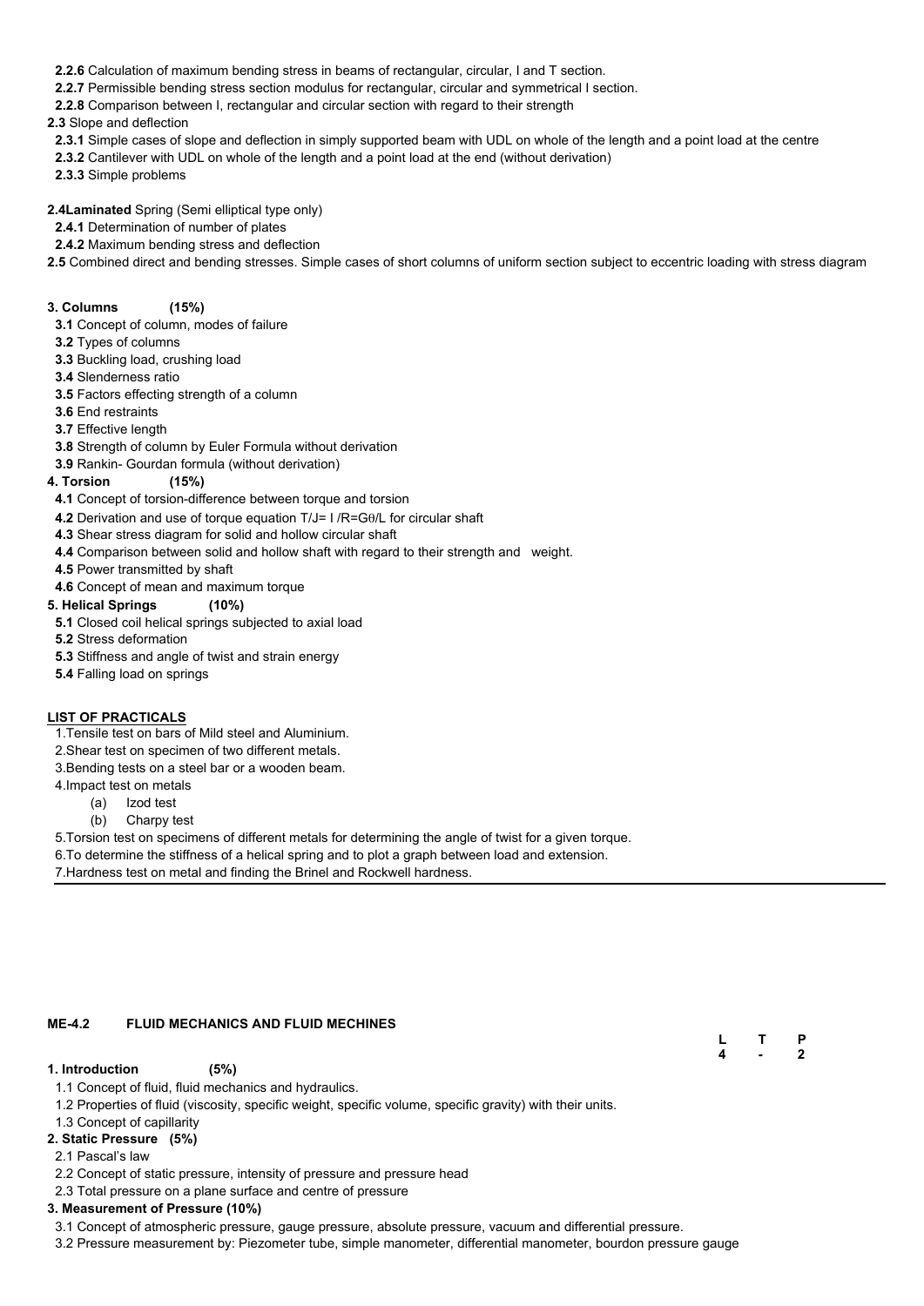**2.2.6** Calculation of maximum bending stress in beams of rectangular, circular, I and T section.

**2.2.7** Permissible bending stress section modulus for rectangular, circular and symmetrical I section.

**2.2.8** Comparison between I, rectangular and circular section with regard to their strength

**2.3** Slope and deflection

**2.3.1** Simple cases of slope and deflection in simply supported beam with UDL on whole of the length and a point load at the centre

**2.3.2** Cantilever with UDL on whole of the length and a point load at the end (without derivation)

**2.3.3** Simple problems

**2.4Laminated** Spring (Semi elliptical type only)

**2.4.1** Determination of number of plates

**2.4.2** Maximum bending stress and deflection

**2.5** Combined direct and bending stresses. Simple cases of short columns of uniform section subject to eccentric loading with stress diagram

**3. Columns (15%)**

**3.1** Concept of column, modes of failure

**3.2** Types of columns

**3.3** Buckling load, crushing load

**3.4** Slenderness ratio

**3.5** Factors effecting strength of a column

**3.6** End restraints

**3.7** Effective length

**3.8** Strength of column by Euler Formula without derivation

**3.9** Rankin- Gourdan formula (without derivation)

**4. Torsion (15%)**

**4.1** Concept of torsion-difference between torque and torsion

**4.2** Derivation and use of torque equation $T/J= I/R=G\theta/L$ for circular shaft

**4.3** Shear stress diagram for solid and hollow circular shaft

**4.4** Comparison between solid and hollow shaft with regard to their strength and weight.

**4.5** Power transmitted by shaft

**4.6** Concept of mean and maximum torque

**5. Helical Springs (10%)**

**5.1** Closed coil helical springs subjected to axial load

**5.2** Stress deformation

**5.3** Stiffness and angle of twist and strain energy

**5.4** Falling load on springs

**LIST OF PRACTICALS**

1. Tensile test on bars of Mild steel and Aluminium.
2. Shear test on specimen of two different metals.
3. Bending tests on a steel bar or a wooden beam.
4. Impact test on metals
   - (a) Izod test
   - (b) Charpy test
5. Torsion test on specimens of different metals for determining the angle of twist for a given torque.
6. To determine the stiffness of a helical spring and to plot a graph between load and extension.
7. Hardness test on metal and finding the Brinel and Rockwell hardness.

---

## ME-4.2 FLUID MECHANICS AND FLUID MECHINES

| L | T | P |
|---|---|---|
| 4 | - | 2 |

**1. Introduction (5%)**

1.1 Concept of fluid, fluid mechanics and hydraulics.

1.2 Properties of fluid (viscosity, specific weight, specific volume, specific gravity) with their units.

1.3 Concept of capillarity

**2. Static Pressure (5%)**

2.1 Pascal's law

2.2 Concept of static pressure, intensity of pressure and pressure head

2.3 Total pressure on a plane surface and centre of pressure

**3. Measurement of Pressure (10%)**

3.1 Concept of atmospheric pressure, gauge pressure, absolute pressure, vacuum and differential pressure.

3.2 Pressure measurement by: Piezometer tube, simple manometer, differential manometer, bourdon pressure gauge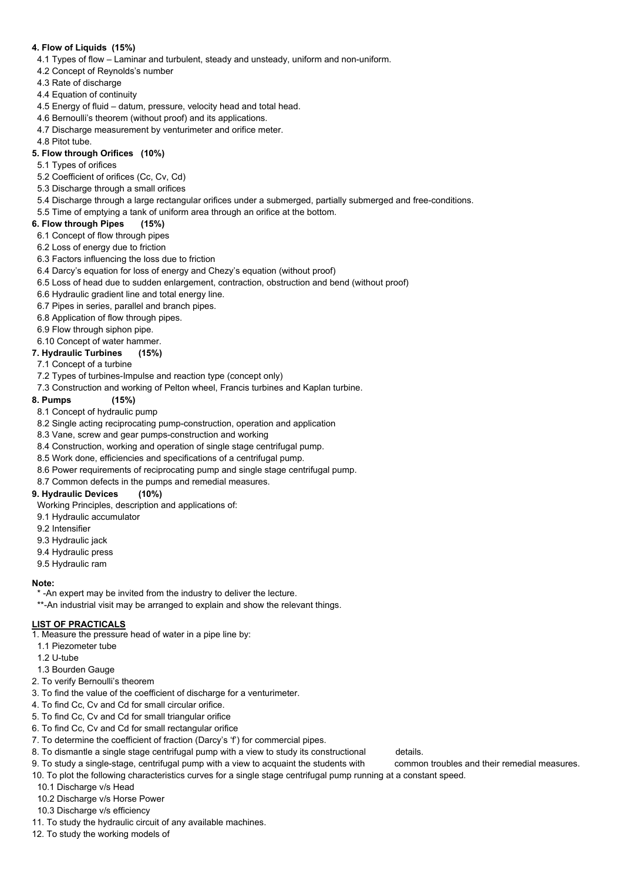**4. Flow of Liquids (15%)**

4.1 Types of flow – Laminar and turbulent, steady and unsteady, uniform and non-uniform.
4.2 Concept of Reynolds's number
4.3 Rate of discharge
4.4 Equation of continuity
4.5 Energy of fluid – datum, pressure, velocity head and total head.
4.6 Bernoulli's theorem (without proof) and its applications.
4.7 Discharge measurement by venturimeter and orifice meter.
4.8 Pitot tube.

**5. Flow through Orifices (10%)**

5.1 Types of orifices
5.2 Coefficient of orifices (Cc, Cv, Cd)
5.3 Discharge through a small orifices
5.4 Discharge through a large rectangular orifices under a submerged, partially submerged and free-conditions.
5.5 Time of emptying a tank of uniform area through an orifice at the bottom.

**6. Flow through Pipes (15%)**

6.1 Concept of flow through pipes
6.2 Loss of energy due to friction
6.3 Factors influencing the loss due to friction
6.4 Darcy's equation for loss of energy and Chezy's equation (without proof)
6.5 Loss of head due to sudden enlargement, contraction, obstruction and bend (without proof)
6.6 Hydraulic gradient line and total energy line.
6.7 Pipes in series, parallel and branch pipes.
6.8 Application of flow through pipes.
6.9 Flow through siphon pipe.
6.10 Concept of water hammer.

**7. Hydraulic Turbines (15%)**

7.1 Concept of a turbine
7.2 Types of turbines-Impulse and reaction type (concept only)
7.3 Construction and working of Pelton wheel, Francis turbines and Kaplan turbine.

**8. Pumps (15%)**

8.1 Concept of hydraulic pump
8.2 Single acting reciprocating pump-construction, operation and application
8.3 Vane, screw and gear pumps-construction and working
8.4 Construction, working and operation of single stage centrifugal pump.
8.5 Work done, efficiencies and specifications of a centrifugal pump.
8.6 Power requirements of reciprocating pump and single stage centrifugal pump.
8.7 Common defects in the pumps and remedial measures.

**9. Hydraulic Devices (10%)**

Working Principles, description and applications of:
9.1 Hydraulic accumulator
9.2 Intensifier
9.3 Hydraulic jack
9.4 Hydraulic press
9.5 Hydraulic ram

**Note:**

* -An expert may be invited from the industry to deliver the lecture.
**-An industrial visit may be arranged to explain and show the relevant things.

**<u>LIST OF PRACTICALS</u>**

1. Measure the pressure head of water in a pipe line by:
   1.1 Piezometer tube
   1.2 U-tube
   1.3 Bourden Gauge
2. To verify Bernoulli's theorem
3. To find the value of the coefficient of discharge for a venturimeter.
4. To find Cc, Cv and Cd for small circular orifice.
5. To find Cc, Cv and Cd for small triangular orifice
6. To find Cc, Cv and Cd for small rectangular orifice
7. To determine the coefficient of fraction (Darcy's 'f') for commercial pipes.
8. To dismantle a single stage centrifugal pump with a view to study its constructional details.
9. To study a single-stage, centrifugal pump with a view to acquaint the students with common troubles and their remedial measures.
10. To plot the following characteristics curves for a single stage centrifugal pump running at a constant speed.
    10.1 Discharge v/s Head
    10.2 Discharge v/s Horse Power
    10.3 Discharge v/s efficiency
11. To study the hydraulic circuit of any available machines.
12. To study the working models of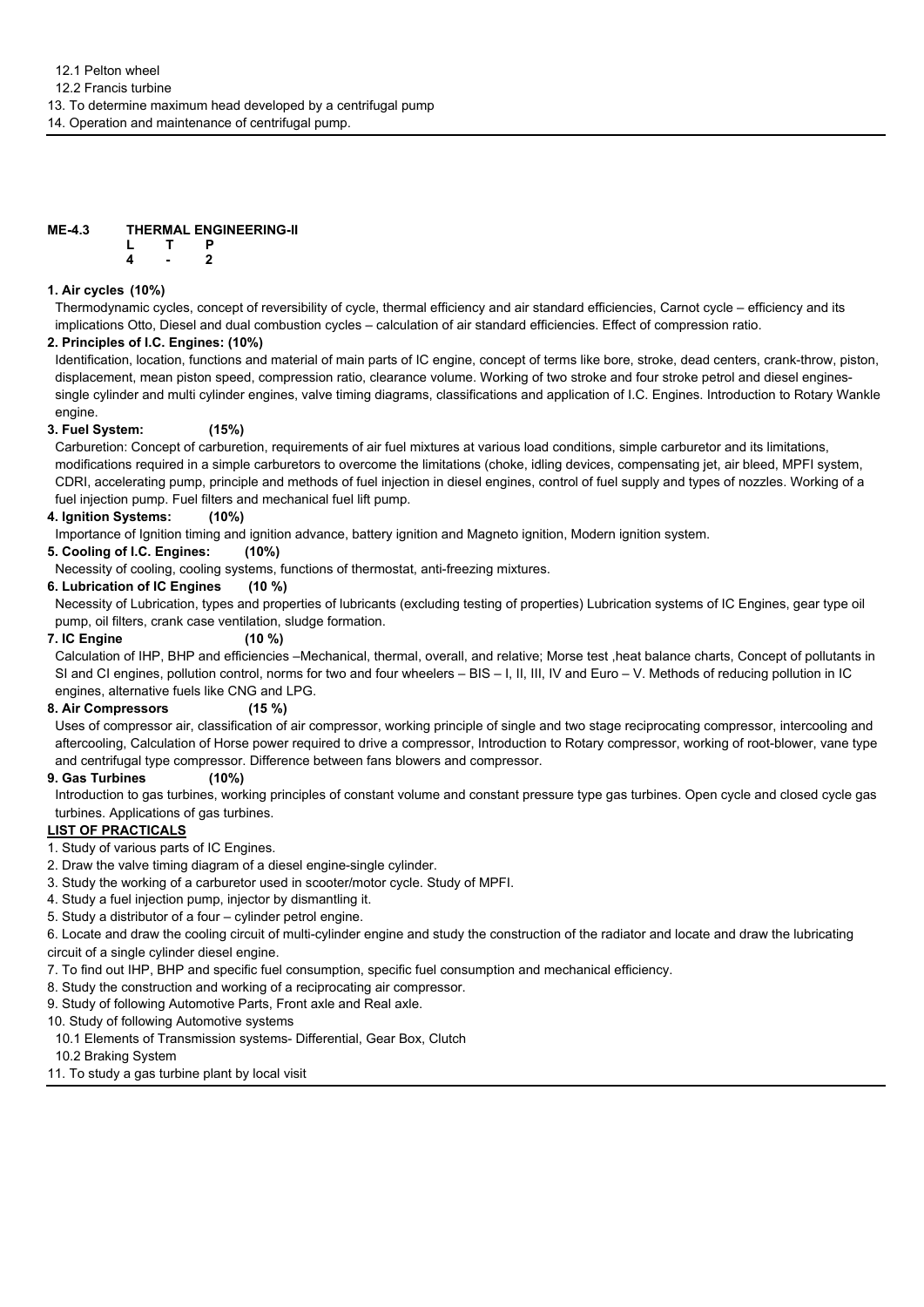12.1 Pelton wheel
12.2 Francis turbine
13. To determine maximum head developed by a centrifugal pump
14. Operation and maintenance of centrifugal pump.

---

## ME-4.3 THERMAL ENGINEERING-II

| L | T | P |
|---|---|---|
| 4 | - | 2 |

**1. Air cycles (10%)**

Thermodynamic cycles, concept of reversibility of cycle, thermal efficiency and air standard efficiencies, Carnot cycle – efficiency and its implications Otto, Diesel and dual combustion cycles – calculation of air standard efficiencies. Effect of compression ratio.

**2. Principles of I.C. Engines: (10%)**

Identification, location, functions and material of main parts of IC engine, concept of terms like bore, stroke, dead centers, crank-throw, piston, displacement, mean piston speed, compression ratio, clearance volume. Working of two stroke and four stroke petrol and diesel engines-single cylinder and multi cylinder engines, valve timing diagrams, classifications and application of I.C. Engines. Introduction to Rotary Wankle engine.

**3. Fuel System: (15%)**

Carburetion: Concept of carburetion, requirements of air fuel mixtures at various load conditions, simple carburetor and its limitations, modifications required in a simple carburetors to overcome the limitations (choke, idling devices, compensating jet, air bleed, MPFI system, CDRI, accelerating pump, principle and methods of fuel injection in diesel engines, control of fuel supply and types of nozzles. Working of a fuel injection pump. Fuel filters and mechanical fuel lift pump.

**4. Ignition Systems: (10%)**

Importance of Ignition timing and ignition advance, battery ignition and Magneto ignition, Modern ignition system.

**5. Cooling of I.C. Engines: (10%)**

Necessity of cooling, cooling systems, functions of thermostat, anti-freezing mixtures.

**6. Lubrication of IC Engines (10 %)**

Necessity of Lubrication, types and properties of lubricants (excluding testing of properties) Lubrication systems of IC Engines, gear type oil pump, oil filters, crank case ventilation, sludge formation.

**7. IC Engine (10 %)**

Calculation of IHP, BHP and efficiencies –Mechanical, thermal, overall, and relative; Morse test ,heat balance charts, Concept of pollutants in SI and CI engines, pollution control, norms for two and four wheelers – BIS – I, II, III, IV and Euro – V. Methods of reducing pollution in IC engines, alternative fuels like CNG and LPG.

**8. Air Compressors (15 %)**

Uses of compressor air, classification of air compressor, working principle of single and two stage reciprocating compressor, intercooling and aftercooling, Calculation of Horse power required to drive a compressor, Introduction to Rotary compressor, working of root-blower, vane type and centrifugal type compressor. Difference between fans blowers and compressor.

**9. Gas Turbines (10%)**

Introduction to gas turbines, working principles of constant volume and constant pressure type gas turbines. Open cycle and closed cycle gas turbines. Applications of gas turbines.

**LIST OF PRACTICALS**

1. Study of various parts of IC Engines.
2. Draw the valve timing diagram of a diesel engine-single cylinder.
3. Study the working of a carburetor used in scooter/motor cycle. Study of MPFI.
4. Study a fuel injection pump, injector by dismantling it.
5. Study a distributor of a four – cylinder petrol engine.
6. Locate and draw the cooling circuit of multi-cylinder engine and study the construction of the radiator and locate and draw the lubricating circuit of a single cylinder diesel engine.
7. To find out IHP, BHP and specific fuel consumption, specific fuel consumption and mechanical efficiency.
8. Study the construction and working of a reciprocating air compressor.
9. Study of following Automotive Parts, Front axle and Real axle.
10. Study of following Automotive systems
    10.1 Elements of Transmission systems- Differential, Gear Box, Clutch
    10.2 Braking System
11. To study a gas turbine plant by local visit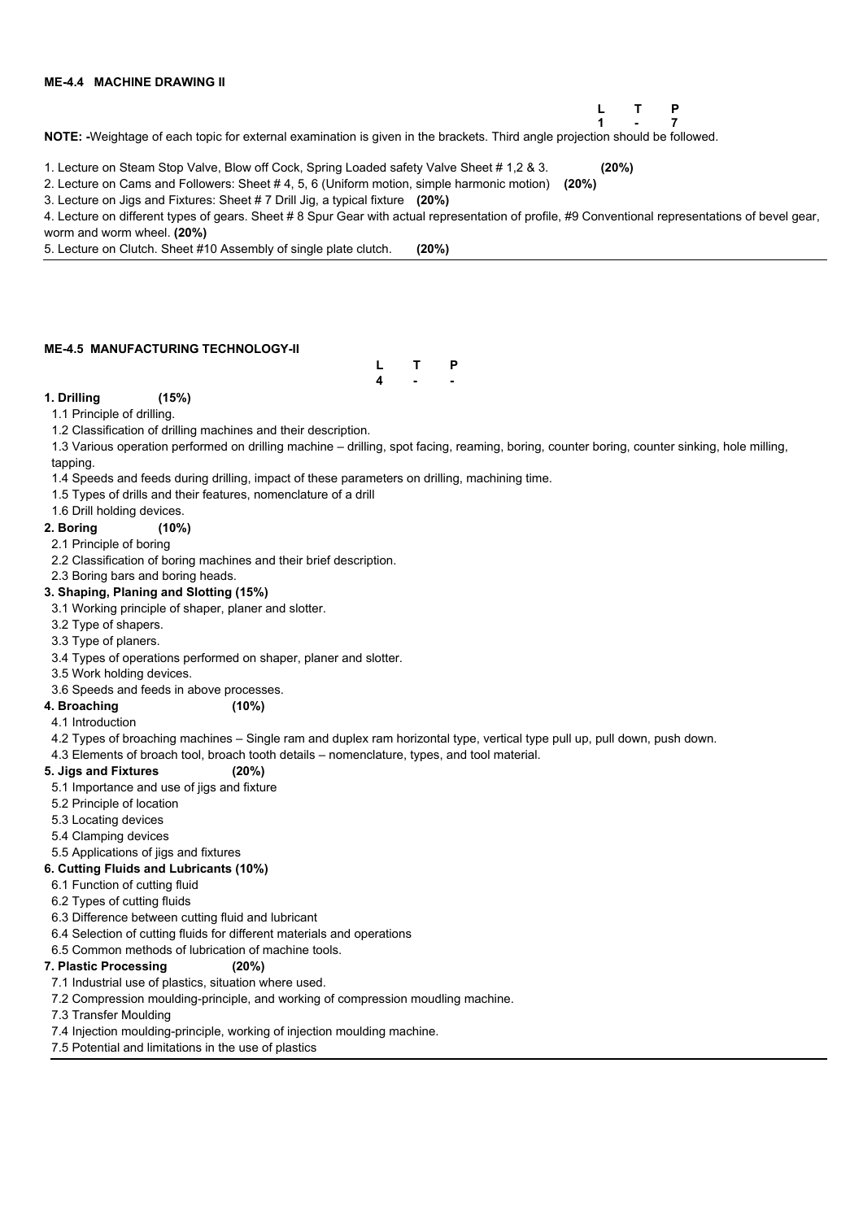### ME-4.4 MACHINE DRAWING II

| L | T | P |
|---|---|---|
| 1 | - | 7 |

**NOTE: -**Weightage of each topic for external examination is given in the brackets. Third angle projection should be followed.

1. Lecture on Steam Stop Valve, Blow off Cock, Spring Loaded safety Valve Sheet # 1,2 & 3. **(20%)**
2. Lecture on Cams and Followers: Sheet # 4, 5, 6 (Uniform motion, simple harmonic motion) **(20%)**
3. Lecture on Jigs and Fixtures: Sheet # 7 Drill Jig, a typical fixture **(20%)**
4. Lecture on different types of gears. Sheet # 8 Spur Gear with actual representation of profile, #9 Conventional representations of bevel gear, worm and worm wheel. **(20%)**
5. Lecture on Clutch. Sheet #10 Assembly of single plate clutch. **(20%)**

### ME-4.5 MANUFACTURING TECHNOLOGY-II

| L | T | P |
|---|---|---|
| 4 | - | - |

**1. Drilling (15%)**

1.1 Principle of drilling.
1.2 Classification of drilling machines and their description.
1.3 Various operation performed on drilling machine – drilling, spot facing, reaming, boring, counter boring, counter sinking, hole milling, tapping.
1.4 Speeds and feeds during drilling, impact of these parameters on drilling, machining time.
1.5 Types of drills and their features, nomenclature of a drill
1.6 Drill holding devices.

**2. Boring (10%)**

2.1 Principle of boring
2.2 Classification of boring machines and their brief description.
2.3 Boring bars and boring heads.

**3. Shaping, Planing and Slotting (15%)**

3.1 Working principle of shaper, planer and slotter.
3.2 Type of shapers.
3.3 Type of planers.
3.4 Types of operations performed on shaper, planer and slotter.
3.5 Work holding devices.
3.6 Speeds and feeds in above processes.

**4. Broaching (10%)**

4.1 Introduction
4.2 Types of broaching machines – Single ram and duplex ram horizontal type, vertical type pull up, pull down, push down.
4.3 Elements of broach tool, broach tooth details – nomenclature, types, and tool material.

**5. Jigs and Fixtures (20%)**

5.1 Importance and use of jigs and fixture
5.2 Principle of location
5.3 Locating devices
5.4 Clamping devices
5.5 Applications of jigs and fixtures

**6. Cutting Fluids and Lubricants (10%)**

6.1 Function of cutting fluid
6.2 Types of cutting fluids
6.3 Difference between cutting fluid and lubricant
6.4 Selection of cutting fluids for different materials and operations
6.5 Common methods of lubrication of machine tools.

**7. Plastic Processing (20%)**

7.1 Industrial use of plastics, situation where used.
7.2 Compression moulding-principle, and working of compression moudling machine.
7.3 Transfer Moulding
7.4 Injection moulding-principle, working of injection moulding machine.
7.5 Potential and limitations in the use of plastics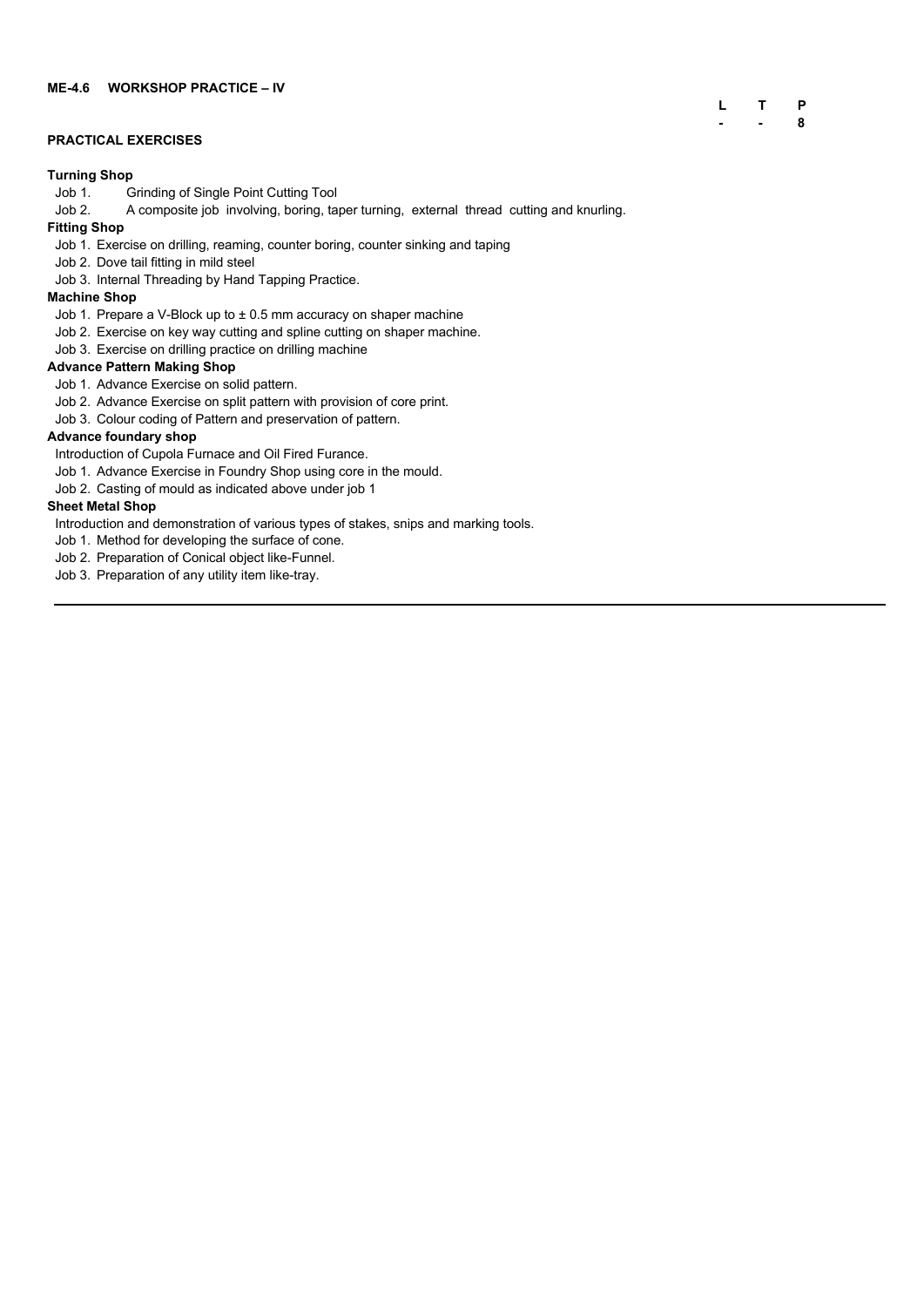**ME-4.6 WORKSHOP PRACTICE – IV**

| L | T | P |
|---|---|---|
| - | - | 8 |

**PRACTICAL EXERCISES**

**Turning Shop**

Job 1. Grinding of Single Point Cutting Tool

Job 2. A composite job involving, boring, taper turning, external thread cutting and knurling.

**Fitting Shop**

Job 1. Exercise on drilling, reaming, counter boring, counter sinking and taping

Job 2. Dove tail fitting in mild steel

Job 3. Internal Threading by Hand Tapping Practice.

**Machine Shop**

Job 1. Prepare a V-Block up to ± 0.5 mm accuracy on shaper machine

Job 2. Exercise on key way cutting and spline cutting on shaper machine.

Job 3. Exercise on drilling practice on drilling machine

**Advance Pattern Making Shop**

Job 1. Advance Exercise on solid pattern.

Job 2. Advance Exercise on split pattern with provision of core print.

Job 3. Colour coding of Pattern and preservation of pattern.

**Advance foundary shop**

Introduction of Cupola Furnace and Oil Fired Furance.

Job 1. Advance Exercise in Foundry Shop using core in the mould.

Job 2. Casting of mould as indicated above under job 1

**Sheet Metal Shop**

Introduction and demonstration of various types of stakes, snips and marking tools.

Job 1. Method for developing the surface of cone.

Job 2. Preparation of Conical object like-Funnel.

Job 3. Preparation of any utility item like-tray.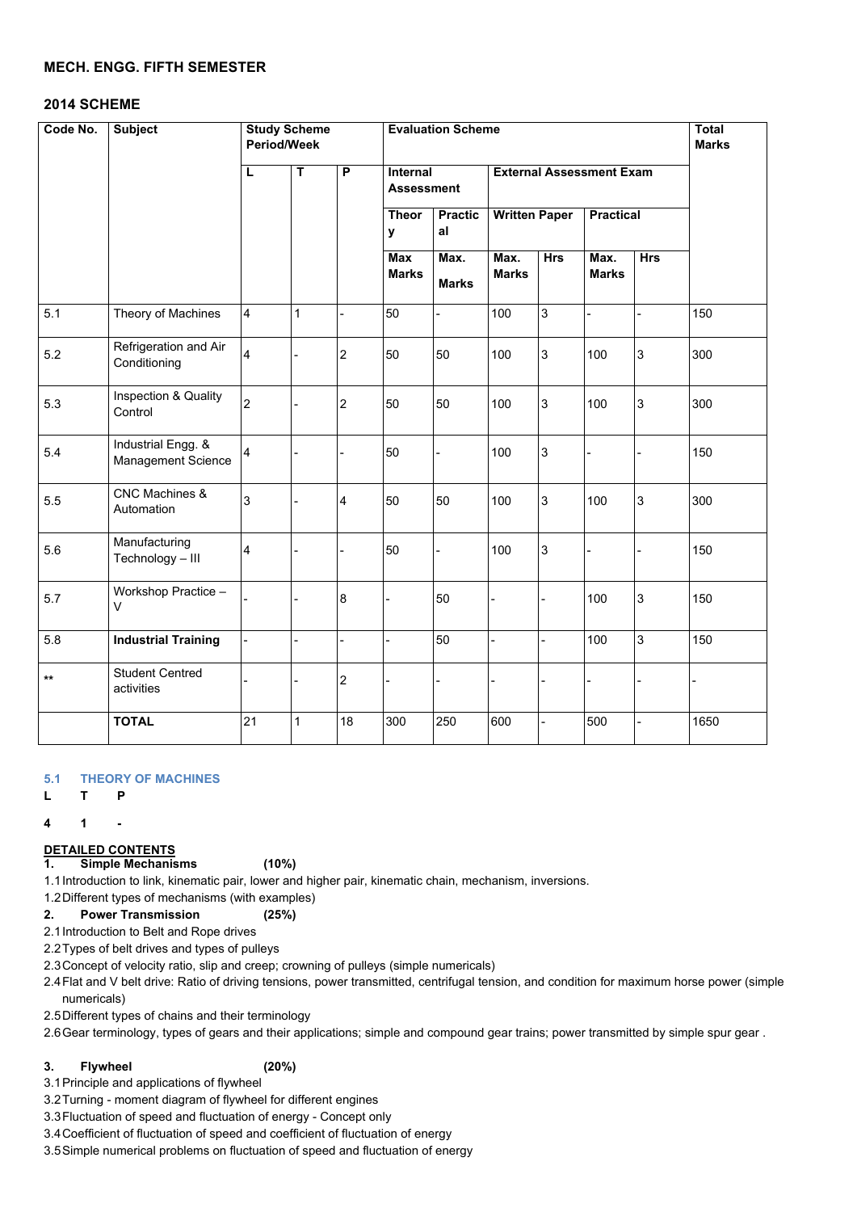## MECH. ENGG. FIFTH SEMESTER

## 2014 SCHEME

| Code No. | Subject | Study Scheme Period/Week | | | Evaluation Scheme | | | | | | Total Marks |
|---|---|---|---|---|---|---|---|---|---|---|---|
| | | L | T | P | Internal Assessment | | External Assessment Exam | | | | |
| | | | | | Theory | Practical | Written Paper | | Practical | | |
| | | | | | Max Marks | Max. Marks | Max. Marks | Hrs | Max. Marks | Hrs | |
| 5.1 | Theory of Machines | 4 | 1 | - | 50 | - | 100 | 3 | - | - | 150 |
| 5.2 | Refrigeration and Air Conditioning | 4 | - | 2 | 50 | 50 | 100 | 3 | 100 | 3 | 300 |
| 5.3 | Inspection & Quality Control | 2 | - | 2 | 50 | 50 | 100 | 3 | 100 | 3 | 300 |
| 5.4 | Industrial Engg. & Management Science | 4 | - | - | 50 | - | 100 | 3 | - | - | 150 |
| 5.5 | CNC Machines & Automation | 3 | - | 4 | 50 | 50 | 100 | 3 | 100 | 3 | 300 |
| 5.6 | Manufacturing Technology – III | 4 | - | - | 50 | - | 100 | 3 | - | - | 150 |
| 5.7 | Workshop Practice – V | - | - | 8 | - | 50 | - | - | 100 | 3 | 150 |
| 5.8 | **Industrial Training** | - | - | - | - | 50 | - | - | 100 | 3 | 150 |
| ** | Student Centred activities | - | - | 2 | - | - | - | - | - | - | - |
| | **TOTAL** | 21 | 1 | 18 | 300 | 250 | 600 | - | 500 | - | 1650 |

### 5.1 THEORY OF MACHINES

**L T P**

**4 1 -**

**DETAILED CONTENTS**

**1. Simple Mechanisms (10%)**

1.1 Introduction to link, kinematic pair, lower and higher pair, kinematic chain, mechanism, inversions.

1.2 Different types of mechanisms (with examples)

**2. Power Transmission (25%)**

2.1 Introduction to Belt and Rope drives

2.2 Types of belt drives and types of pulleys

2.3 Concept of velocity ratio, slip and creep; crowning of pulleys (simple numericals)

2.4 Flat and V belt drive: Ratio of driving tensions, power transmitted, centrifugal tension, and condition for maximum horse power (simple numericals)

2.5 Different types of chains and their terminology

2.6 Gear terminology, types of gears and their applications; simple and compound gear trains; power transmitted by simple spur gear .

**3. Flywheel (20%)**

3.1 Principle and applications of flywheel

3.2 Turning - moment diagram of flywheel for different engines

3.3 Fluctuation of speed and fluctuation of energy - Concept only

3.4 Coefficient of fluctuation of speed and coefficient of fluctuation of energy

3.5 Simple numerical problems on fluctuation of speed and fluctuation of energy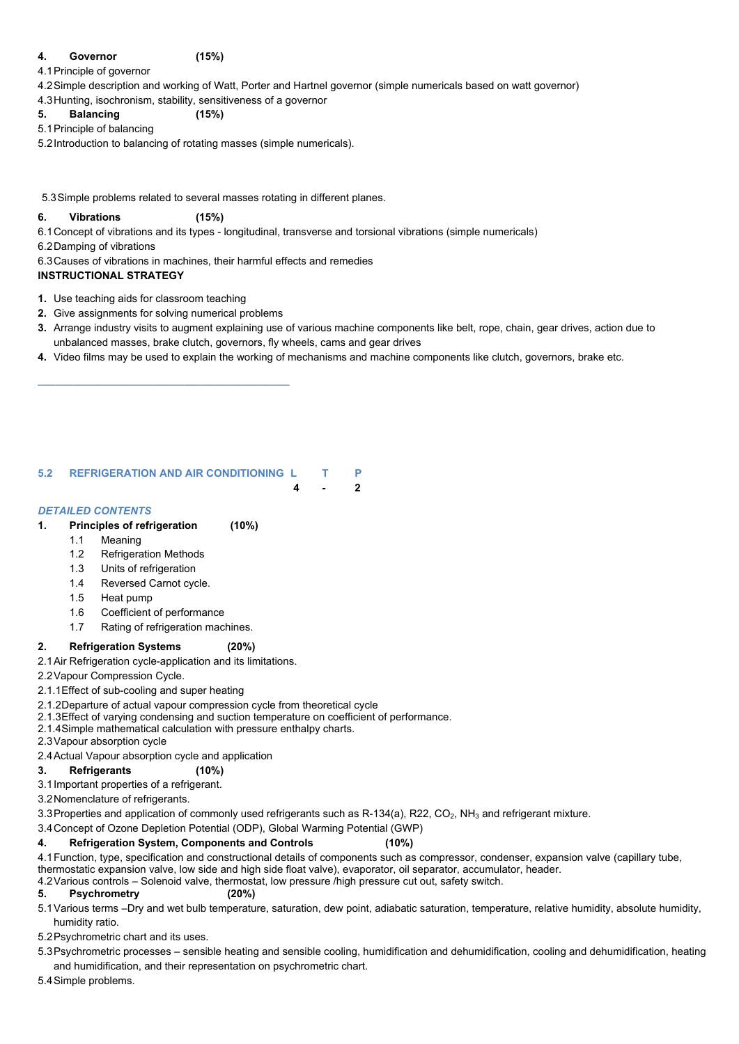**4. Governor (15%)**

4.1 Principle of governor

4.2 Simple description and working of Watt, Porter and Hartnel governor (simple numericals based on watt governor)

4.3 Hunting, isochronism, stability, sensitiveness of a governor

**5. Balancing (15%)**

5.1 Principle of balancing

5.2 Introduction to balancing of rotating masses (simple numericals).

5.3 Simple problems related to several masses rotating in different planes.

**6. Vibrations (15%)**

6.1 Concept of vibrations and its types - longitudinal, transverse and torsional vibrations (simple numericals)

6.2 Damping of vibrations

6.3 Causes of vibrations in machines, their harmful effects and remedies

**INSTRUCTIONAL STRATEGY**

1. Use teaching aids for classroom teaching
2. Give assignments for solving numerical problems
3. Arrange industry visits to augment explaining use of various machine components like belt, rope, chain, gear drives, action due to unbalanced masses, brake clutch, governors, fly wheels, cams and gear drives
4. Video films may be used to explain the working of mechanisms and machine components like clutch, governors, brake etc.

---

## 5.2 REFRIGERATION AND AIR CONDITIONING

| L | T | P |
|---|---|---|
| 4 | - | 2 |

*DETAILED CONTENTS*

**1. Principles of refrigeration (10%)**

1.1 Meaning
1.2 Refrigeration Methods
1.3 Units of refrigeration
1.4 Reversed Carnot cycle.
1.5 Heat pump
1.6 Coefficient of performance
1.7 Rating of refrigeration machines.

**2. Refrigeration Systems (20%)**

2.1 Air Refrigeration cycle-application and its limitations.

2.2 Vapour Compression Cycle.

2.1.1 Effect of sub-cooling and super heating

2.1.2 Departure of actual vapour compression cycle from theoretical cycle

2.1.3 Effect of varying condensing and suction temperature on coefficient of performance.

2.1.4 Simple mathematical calculation with pressure enthalpy charts.

2.3 Vapour absorption cycle

2.4 Actual Vapour absorption cycle and application

**3. Refrigerants (10%)**

3.1 Important properties of a refrigerant.

3.2 Nomenclature of refrigerants.

3.3 Properties and application of commonly used refrigerants such as R-134(a), R22, $CO_2$, $NH_3$ and refrigerant mixture.

3.4 Concept of Ozone Depletion Potential (ODP), Global Warming Potential (GWP)

**4. Refrigeration System, Components and Controls (10%)**

4.1 Function, type, specification and constructional details of components such as compressor, condenser, expansion valve (capillary tube, thermostatic expansion valve, low side and high side float valve), evaporator, oil separator, accumulator, header.

4.2 Various controls – Solenoid valve, thermostat, low pressure /high pressure cut out, safety switch.

**5. Psychrometry (20%)**

5.1 Various terms –Dry and wet bulb temperature, saturation, dew point, adiabatic saturation, temperature, relative humidity, absolute humidity, humidity ratio.

5.2 Psychrometric chart and its uses.

5.3 Psychrometric processes – sensible heating and sensible cooling, humidification and dehumidification, cooling and dehumidification, heating and humidification, and their representation on psychrometric chart.

5.4 Simple problems.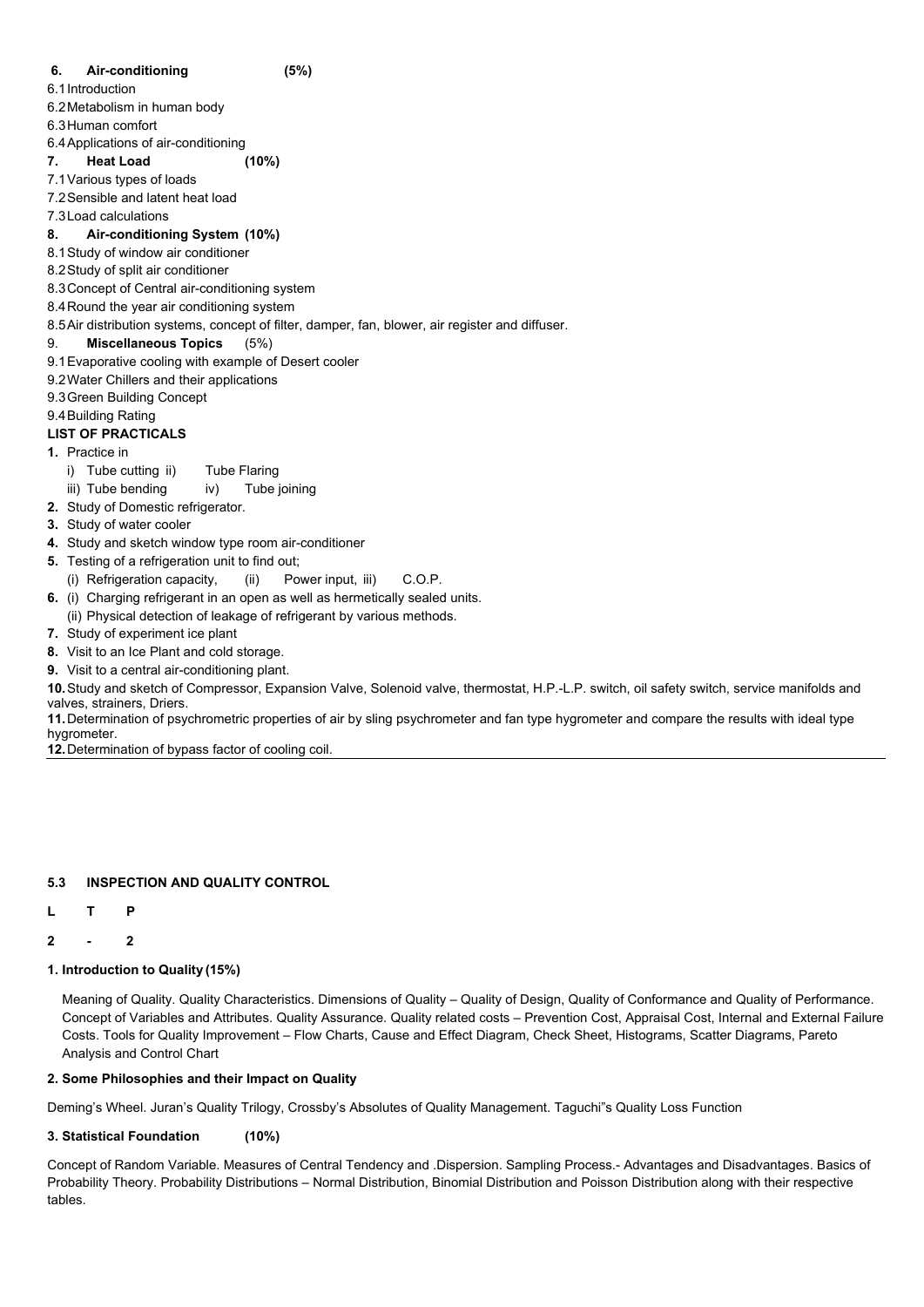**6. Air-conditioning (5%)**

6.1 Introduction

6.2 Metabolism in human body

6.3 Human comfort

6.4 Applications of air-conditioning

**7. Heat Load (10%)**

7.1 Various types of loads

7.2 Sensible and latent heat load

7.3 Load calculations

**8. Air-conditioning System (10%)**

8.1 Study of window air conditioner

8.2 Study of split air conditioner

8.3 Concept of Central air-conditioning system

8.4 Round the year air conditioning system

8.5 Air distribution systems, concept of filter, damper, fan, blower, air register and diffuser.

9. **Miscellaneous Topics** (5%)

9.1 Evaporative cooling with example of Desert cooler

9.2 Water Chillers and their applications

9.3 Green Building Concept

9.4 Building Rating

**LIST OF PRACTICALS**

1. Practice in
   i) Tube cutting ii) Tube Flaring
   iii) Tube bending iv) Tube joining
2. Study of Domestic refrigerator.
3. Study of water cooler
4. Study and sketch window type room air-conditioner
5. Testing of a refrigeration unit to find out;
   (i) Refrigeration capacity, (ii) Power input, iii) C.O.P.
6. (i) Charging refrigerant in an open as well as hermetically sealed units.
   (ii) Physical detection of leakage of refrigerant by various methods.
7. Study of experiment ice plant
8. Visit to an Ice Plant and cold storage.
9. Visit to a central air-conditioning plant.
10. Study and sketch of Compressor, Expansion Valve, Solenoid valve, thermostat, H.P.-L.P. switch, oil safety switch, service manifolds and valves, strainers, Driers.
11. Determination of psychrometric properties of air by sling psychrometer and fan type hygrometer and compare the results with ideal type hygrometer.
12. Determination of bypass factor of cooling coil.

---

## 5.3 INSPECTION AND QUALITY CONTROL

| L | T | P |
|---|---|---|
| 2 | - | 2 |

**1. Introduction to Quality (15%)**

Meaning of Quality. Quality Characteristics. Dimensions of Quality – Quality of Design, Quality of Conformance and Quality of Performance. Concept of Variables and Attributes. Quality Assurance. Quality related costs – Prevention Cost, Appraisal Cost, Internal and External Failure Costs. Tools for Quality Improvement – Flow Charts, Cause and Effect Diagram, Check Sheet, Histograms, Scatter Diagrams, Pareto Analysis and Control Chart

**2. Some Philosophies and their Impact on Quality**

Deming's Wheel. Juran's Quality Trilogy, Crossby's Absolutes of Quality Management. Taguchi"s Quality Loss Function

**3. Statistical Foundation (10%)**

Concept of Random Variable. Measures of Central Tendency and .Dispersion. Sampling Process.- Advantages and Disadvantages. Basics of Probability Theory. Probability Distributions – Normal Distribution, Binomial Distribution and Poisson Distribution along with their respective tables.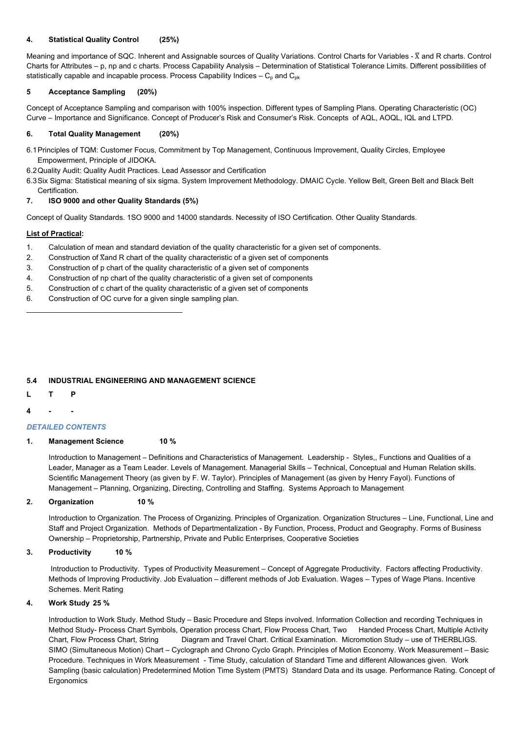#### 4. Statistical Quality Control (25%)

Meaning and importance of SQC. Inherent and Assignable sources of Quality Variations. Control Charts for Variables - $\bar{X}$ and R charts. Control Charts for Attributes – p, np and c charts. Process Capability Analysis – Determination of Statistical Tolerance Limits. Different possibilities of statistically capable and incapable process. Process Capability Indices – $C_p$ and $C_{pk}$

#### 5 Acceptance Sampling (20%)

Concept of Acceptance Sampling and comparison with 100% inspection. Different types of Sampling Plans. Operating Characteristic (OC) Curve – Importance and Significance. Concept of Producer's Risk and Consumer's Risk. Concepts of AQL, AOQL, IQL and LTPD.

#### 6. Total Quality Management (20%)

6.1 Principles of TQM: Customer Focus, Commitment by Top Management, Continuous Improvement, Quality Circles, Employee Empowerment, Principle of JIDOKA.

6.2 Quality Audit: Quality Audit Practices. Lead Assessor and Certification

6.3 Six Sigma: Statistical meaning of six sigma. System Improvement Methodology. DMAIC Cycle. Yellow Belt, Green Belt and Black Belt Certification.

#### 7. ISO 9000 and other Quality Standards (5%)

Concept of Quality Standards. 1SO 9000 and 14000 standards. Necessity of ISO Certification. Other Quality Standards.

**List of Practical:**

1. Calculation of mean and standard deviation of the quality characteristic for a given set of components.
2. Construction of $\bar{X}$and R chart of the quality characteristic of a given set of components
3. Construction of p chart of the quality characteristic of a given set of components
4. Construction of np chart of the quality characteristic of a given set of components
5. Construction of c chart of the quality characteristic of a given set of components
6. Construction of OC curve for a given single sampling plan.

---

### 5.4 INDUSTRIAL ENGINEERING AND MANAGEMENT SCIENCE

| L | T | P |
|---|---|---|
| 4 | - | - |

*DETAILED CONTENTS*

#### 1. Management Science 10 %

Introduction to Management – Definitions and Characteristics of Management. Leadership - Styles,, Functions and Qualities of a Leader, Manager as a Team Leader. Levels of Management. Managerial Skills – Technical, Conceptual and Human Relation skills. Scientific Management Theory (as given by F. W. Taylor). Principles of Management (as given by Henry Fayol). Functions of Management – Planning, Organizing, Directing, Controlling and Staffing. Systems Approach to Management

#### 2. Organization 10 %

Introduction to Organization. The Process of Organizing. Principles of Organization. Organization Structures – Line, Functional, Line and Staff and Project Organization. Methods of Departmentalization - By Function, Process, Product and Geography. Forms of Business Ownership – Proprietorship, Partnership, Private and Public Enterprises, Cooperative Societies

#### 3. Productivity 10 %

Introduction to Productivity. Types of Productivity Measurement – Concept of Aggregate Productivity. Factors affecting Productivity. Methods of Improving Productivity. Job Evaluation – different methods of Job Evaluation. Wages – Types of Wage Plans. Incentive Schemes. Merit Rating

#### 4. Work Study 25 %

Introduction to Work Study. Method Study – Basic Procedure and Steps involved. Information Collection and recording Techniques in Method Study- Process Chart Symbols, Operation process Chart, Flow Process Chart, Two Handed Process Chart, Multiple Activity Chart, Flow Process Chart, String Diagram and Travel Chart. Critical Examination. Micromotion Study – use of THERBLIGS. SIMO (Simultaneous Motion) Chart – Cyclograph and Chrono Cyclo Graph. Principles of Motion Economy. Work Measurement – Basic Procedure. Techniques in Work Measurement - Time Study, calculation of Standard Time and different Allowances given. Work Sampling (basic calculation) Predetermined Motion Time System (PMTS) Standard Data and its usage. Performance Rating. Concept of Ergonomics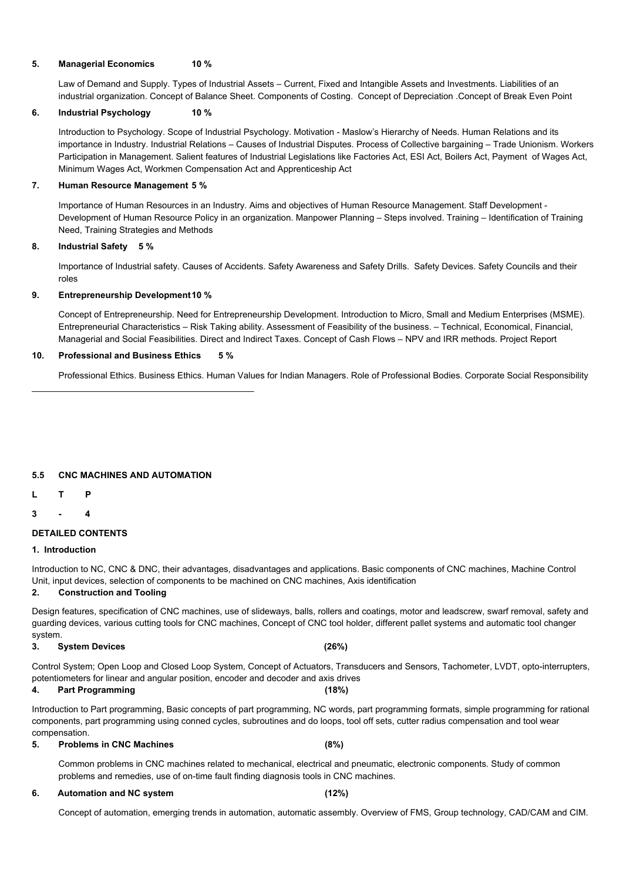**5. Managerial Economics 10 %**

Law of Demand and Supply. Types of Industrial Assets – Current, Fixed and Intangible Assets and Investments. Liabilities of an industrial organization. Concept of Balance Sheet. Components of Costing. Concept of Depreciation .Concept of Break Even Point

**6. Industrial Psychology 10 %**

Introduction to Psychology. Scope of Industrial Psychology. Motivation - Maslow's Hierarchy of Needs. Human Relations and its importance in Industry. Industrial Relations – Causes of Industrial Disputes. Process of Collective bargaining – Trade Unionism. Workers Participation in Management. Salient features of Industrial Legislations like Factories Act, ESI Act, Boilers Act, Payment of Wages Act, Minimum Wages Act, Workmen Compensation Act and Apprenticeship Act

**7. Human Resource Management 5 %**

Importance of Human Resources in an Industry. Aims and objectives of Human Resource Management. Staff Development - Development of Human Resource Policy in an organization. Manpower Planning – Steps involved. Training – Identification of Training Need, Training Strategies and Methods

**8. Industrial Safety 5 %**

Importance of Industrial safety. Causes of Accidents. Safety Awareness and Safety Drills. Safety Devices. Safety Councils and their roles

**9. Entrepreneurship Development 10 %**

Concept of Entrepreneurship. Need for Entrepreneurship Development. Introduction to Micro, Small and Medium Enterprises (MSME). Entrepreneurial Characteristics – Risk Taking ability. Assessment of Feasibility of the business. – Technical, Economical, Financial, Managerial and Social Feasibilities. Direct and Indirect Taxes. Concept of Cash Flows – NPV and IRR methods. Project Report

**10. Professional and Business Ethics 5 %**

Professional Ethics. Business Ethics. Human Values for Indian Managers. Role of Professional Bodies. Corporate Social Responsibility

---

## 5.5 CNC MACHINES AND AUTOMATION

| L | T | P |
|---|---|---|
| 3 | - | 4 |

**DETAILED CONTENTS**

**1. Introduction**

Introduction to NC, CNC & DNC, their advantages, disadvantages and applications. Basic components of CNC machines, Machine Control Unit, input devices, selection of components to be machined on CNC machines, Axis identification

**2. Construction and Tooling**

Design features, specification of CNC machines, use of slideways, balls, rollers and coatings, motor and leadscrew, swarf removal, safety and guarding devices, various cutting tools for CNC machines, Concept of CNC tool holder, different pallet systems and automatic tool changer system.

**3. System Devices (26%)**

Control System; Open Loop and Closed Loop System, Concept of Actuators, Transducers and Sensors, Tachometer, LVDT, opto-interrupters, potentiometers for linear and angular position, encoder and decoder and axis drives

**4. Part Programming (18%)**

Introduction to Part programming, Basic concepts of part programming, NC words, part programming formats, simple programming for rational components, part programming using conned cycles, subroutines and do loops, tool off sets, cutter radius compensation and tool wear compensation.

**5. Problems in CNC Machines (8%)**

Common problems in CNC machines related to mechanical, electrical and pneumatic, electronic components. Study of common problems and remedies, use of on-time fault finding diagnosis tools in CNC machines.

**6. Automation and NC system (12%)**

Concept of automation, emerging trends in automation, automatic assembly. Overview of FMS, Group technology, CAD/CAM and CIM.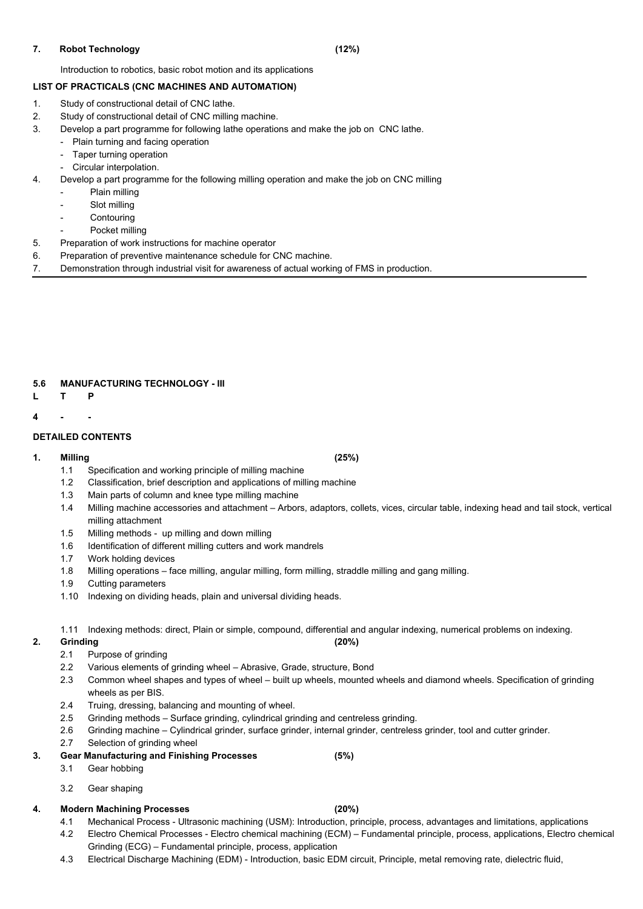**7. Robot Technology (12%)**

Introduction to robotics, basic robot motion and its applications

**LIST OF PRACTICALS (CNC MACHINES AND AUTOMATION)**

1. Study of constructional detail of CNC lathe.
2. Study of constructional detail of CNC milling machine.
3. Develop a part programme for following lathe operations and make the job on CNC lathe.
   - Plain turning and facing operation
   - Taper turning operation
   - Circular interpolation.
4. Develop a part programme for the following milling operation and make the job on CNC milling
   - Plain milling
   - Slot milling
   - Contouring
   - Pocket milling
5. Preparation of work instructions for machine operator
6. Preparation of preventive maintenance schedule for CNC machine.
7. Demonstration through industrial visit for awareness of actual working of FMS in production.

---

**5.6 MANUFACTURING TECHNOLOGY - III**

| L | T | P |
|---|---|---|
| 4 | - | - |

**DETAILED CONTENTS**

**1. Milling (25%)**

1.1 Specification and working principle of milling machine
1.2 Classification, brief description and applications of milling machine
1.3 Main parts of column and knee type milling machine
1.4 Milling machine accessories and attachment – Arbors, adaptors, collets, vices, circular table, indexing head and tail stock, vertical milling attachment
1.5 Milling methods - up milling and down milling
1.6 Identification of different milling cutters and work mandrels
1.7 Work holding devices
1.8 Milling operations – face milling, angular milling, form milling, straddle milling and gang milling.
1.9 Cutting parameters
1.10 Indexing on dividing heads, plain and universal dividing heads.
1.11 Indexing methods: direct, Plain or simple, compound, differential and angular indexing, numerical problems on indexing.

**2. Grinding (20%)**

2.1 Purpose of grinding
2.2 Various elements of grinding wheel – Abrasive, Grade, structure, Bond
2.3 Common wheel shapes and types of wheel – built up wheels, mounted wheels and diamond wheels. Specification of grinding wheels as per BIS.
2.4 Truing, dressing, balancing and mounting of wheel.
2.5 Grinding methods – Surface grinding, cylindrical grinding and centreless grinding.
2.6 Grinding machine – Cylindrical grinder, surface grinder, internal grinder, centreless grinder, tool and cutter grinder.
2.7 Selection of grinding wheel

**3. Gear Manufacturing and Finishing Processes (5%)**

3.1 Gear hobbing
3.2 Gear shaping

**4. Modern Machining Processes (20%)**

4.1 Mechanical Process - Ultrasonic machining (USM): Introduction, principle, process, advantages and limitations, applications
4.2 Electro Chemical Processes - Electro chemical machining (ECM) – Fundamental principle, process, applications, Electro chemical Grinding (ECG) – Fundamental principle, process, application
4.3 Electrical Discharge Machining (EDM) - Introduction, basic EDM circuit, Principle, metal removing rate, dielectric fluid,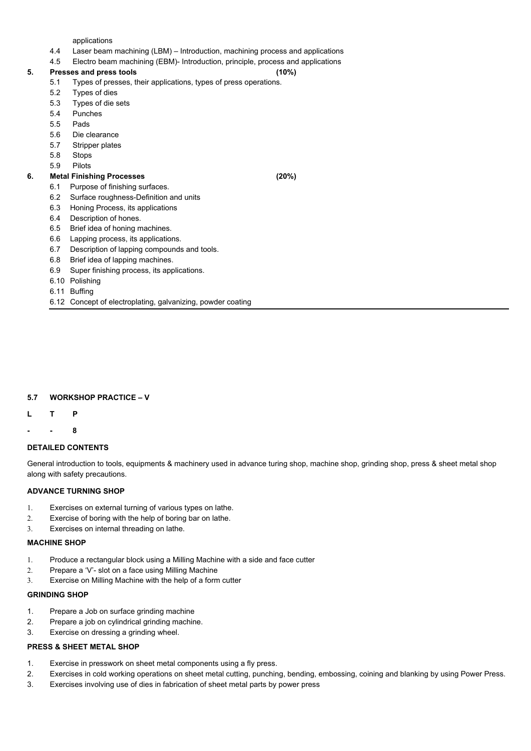applications

4.4 Laser beam machining (LBM) – Introduction, machining process and applications

4.5 Electro beam machining (EBM)- Introduction, principle, process and applications

**5. Presses and press tools (10%)**

5.1 Types of presses, their applications, types of press operations.

5.2 Types of dies

5.3 Types of die sets

5.4 Punches

5.5 Pads

5.6 Die clearance

5.7 Stripper plates

5.8 Stops

5.9 Pilots

**6. Metal Finishing Processes (20%)**

6.1 Purpose of finishing surfaces.

6.2 Surface roughness-Definition and units

6.3 Honing Process, its applications

6.4 Description of hones.

6.5 Brief idea of honing machines.

6.6 Lapping process, its applications.

6.7 Description of lapping compounds and tools.

6.8 Brief idea of lapping machines.

6.9 Super finishing process, its applications.

6.10 Polishing

6.11 Buffing

6.12 Concept of electroplating, galvanizing, powder coating

---

## 5.7 WORKSHOP PRACTICE – V

| L | T | P |
|---|---|---|
| - | - | 8 |

### DETAILED CONTENTS

General introduction to tools, equipments & machinery used in advance turing shop, machine shop, grinding shop, press & sheet metal shop along with safety precautions.

#### ADVANCE TURNING SHOP

1. Exercises on external turning of various types on lathe.
2. Exercise of boring with the help of boring bar on lathe.
3. Exercises on internal threading on lathe.

#### MACHINE SHOP

1. Produce a rectangular block using a Milling Machine with a side and face cutter
2. Prepare a 'V'- slot on a face using Milling Machine
3. Exercise on Milling Machine with the help of a form cutter

#### GRINDING SHOP

1. Prepare a Job on surface grinding machine
2. Prepare a job on cylindrical grinding machine.
3. Exercise on dressing a grinding wheel.

#### PRESS & SHEET METAL SHOP

1. Exercise in presswork on sheet metal components using a fly press.
2. Exercises in cold working operations on sheet metal cutting, punching, bending, embossing, coining and blanking by using Power Press.
3. Exercises involving use of dies in fabrication of sheet metal parts by power press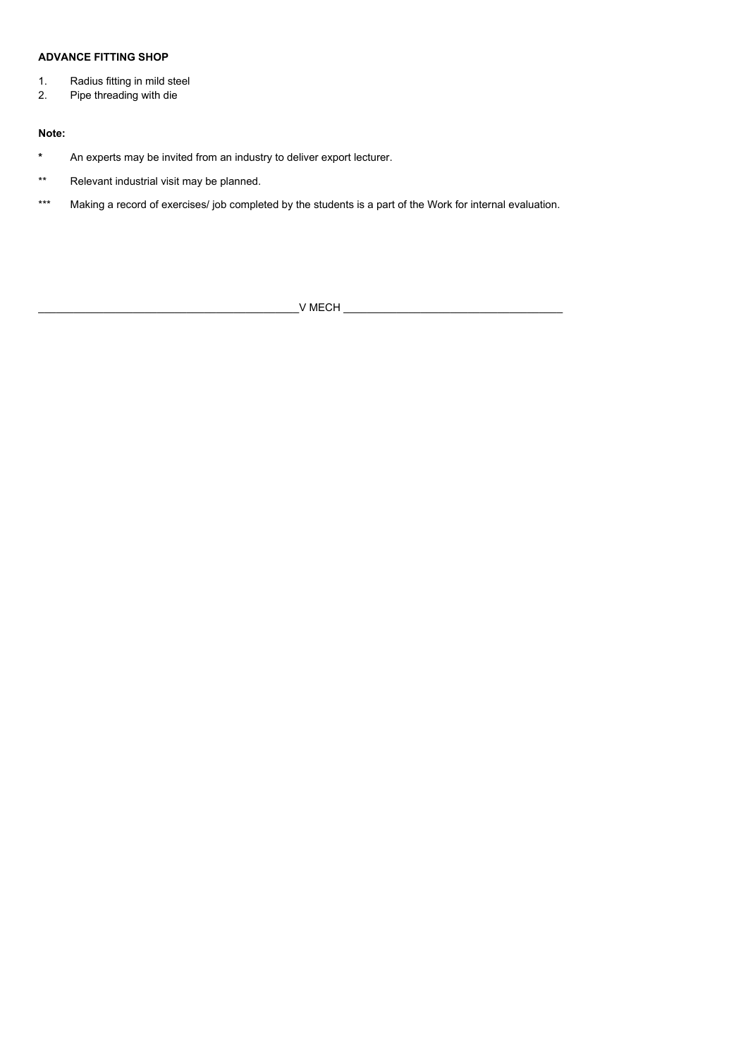**ADVANCE FITTING SHOP**

1. Radius fitting in mild steel
2. Pipe threading with die

**Note:**

* An experts may be invited from an industry to deliver export lecturer.

** Relevant industrial visit may be planned.

*** Making a record of exercises/ job completed by the students is a part of the Work for internal evaluation.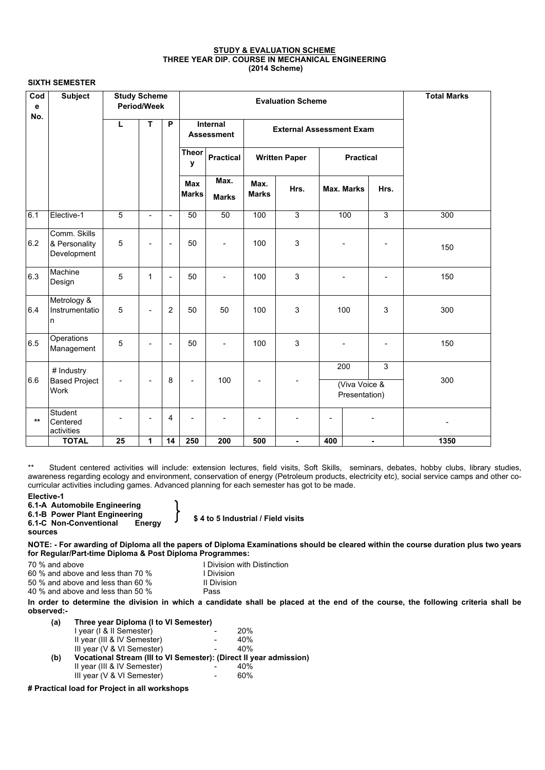**STUDY & EVALUATION SCHEME**
**THREE YEAR DIP. COURSE IN MECHANICAL ENGINEERING**
**(2014 Scheme)**

**SIXTH SEMESTER**

| Code No. | Subject | Study Scheme Period/Week | | | Evaluation Scheme | | | | | | Total Marks |
|---|---|---|---|---|---|---|---|---|---|---|---|
| | | L | T | P | Internal Assessment | | External Assessment Exam | | | | |
| | | | | | Theory | Practical | Written Paper | | Practical | | |
| | | | | | Max Marks | Max. Marks | Max. Marks | Hrs. | Max. Marks | Hrs. | |
| 6.1 | Elective-1 | 5 | - | - | 50 | 50 | 100 | 3 | 100 | 3 | 300 |
| 6.2 | Comm. Skills & Personality Development | 5 | - | - | 50 | - | 100 | 3 | - | - | 150 |
| 6.3 | Machine Design | 5 | 1 | - | 50 | - | 100 | 3 | - | - | 150 |
| 6.4 | Metrology & Instrumentation | 5 | - | 2 | 50 | 50 | 100 | 3 | 100 | 3 | 300 |
| 6.5 | Operations Management | 5 | - | - | 50 | - | 100 | 3 | - | - | 150 |
| 6.6 | # Industry Based Project Work | - | - | 8 | - | 100 | - | - | 200 (Viva Voice & Presentation) | 3 | 300 |
| ** | Student Centered activities | - | - | 4 | - | - | - | - | - | - | - |
| | **TOTAL** | **25** | **1** | **14** | **250** | **200** | **500** | **-** | **400** | **-** | **1350** |

** Student centered activities will include: extension lectures, field visits, Soft Skills, seminars, debates, hobby clubs, library studies, awareness regarding ecology and environment, conservation of energy (Petroleum products, electricity etc), social service camps and other co-curricular activities including games. Advanced planning for each semester has got to be made.

**Elective-1**
**6.1-A Automobile Engineering**
**6.1-B Power Plant Engineering**
**6.1-C Non-Conventional Energy sources**

**$ 4 to 5 Industrial / Field visits**

**NOTE: - For awarding of Diploma all the papers of Diploma Examinations should be cleared within the course duration plus two years for Regular/Part-time Diploma & Post Diploma Programmes:**

| | |
|---|---|
| 70 % and above | I Division with Distinction |
| 60 % and above and less than 70 % | I Division |
| 50 % and above and less than 60 % | II Division |
| 40 % and above and less than 50 % | Pass |

**In order to determine the division in which a candidate shall be placed at the end of the course, the following criteria shall be observed:-**

**(a) Three year Diploma (I to VI Semester)**

| | | |
|---|---|---|
| I year (I & II Semester) | - | 20% |
| II year (III & IV Semester) | - | 40% |
| III year (V & VI Semester) | - | 40% |

**(b) Vocational Stream (III to VI Semester): (Direct II year admission)**

| | | |
|---|---|---|
| II year (III & IV Semester) | - | 40% |
| III year (V & VI Semester) | - | 60% |

**# Practical load for Project in all workshops**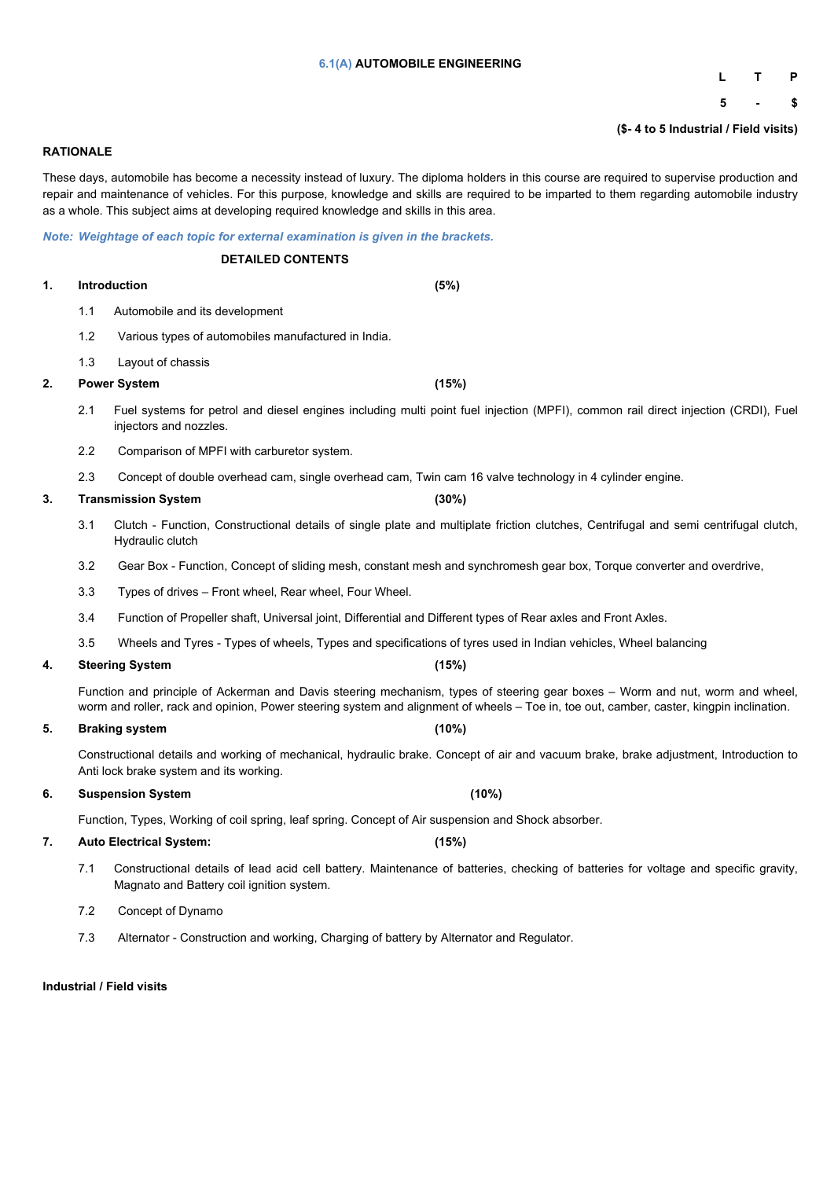# 6.1(A) AUTOMOBILE ENGINEERING

| L | T | P |
|---|---|---|
| 5 | - | $ |

**($- 4 to 5 Industrial / Field visits)**

**RATIONALE**

These days, automobile has become a necessity instead of luxury. The diploma holders in this course are required to supervise production and repair and maintenance of vehicles. For this purpose, knowledge and skills are required to be imparted to them regarding automobile industry as a whole. This subject aims at developing required knowledge and skills in this area.

***Note: Weightage of each topic for external examination is given in the brackets.***

**DETAILED CONTENTS**

**1. Introduction (5%)**

1.1 Automobile and its development

1.2 Various types of automobiles manufactured in India.

1.3 Layout of chassis

**2. Power System (15%)**

2.1 Fuel systems for petrol and diesel engines including multi point fuel injection (MPFI), common rail direct injection (CRDI), Fuel injectors and nozzles.

2.2 Comparison of MPFI with carburetor system.

2.3 Concept of double overhead cam, single overhead cam, Twin cam 16 valve technology in 4 cylinder engine.

**3. Transmission System (30%)**

3.1 Clutch - Function, Constructional details of single plate and multiplate friction clutches, Centrifugal and semi centrifugal clutch, Hydraulic clutch

3.2 Gear Box - Function, Concept of sliding mesh, constant mesh and synchromesh gear box, Torque converter and overdrive,

3.3 Types of drives – Front wheel, Rear wheel, Four Wheel.

3.4 Function of Propeller shaft, Universal joint, Differential and Different types of Rear axles and Front Axles.

3.5 Wheels and Tyres - Types of wheels, Types and specifications of tyres used in Indian vehicles, Wheel balancing

**4. Steering System (15%)**

Function and principle of Ackerman and Davis steering mechanism, types of steering gear boxes – Worm and nut, worm and wheel, worm and roller, rack and opinion, Power steering system and alignment of wheels – Toe in, toe out, camber, caster, kingpin inclination.

**5. Braking system (10%)**

Constructional details and working of mechanical, hydraulic brake. Concept of air and vacuum brake, brake adjustment, Introduction to Anti lock brake system and its working.

**6. Suspension System (10%)**

Function, Types, Working of coil spring, leaf spring. Concept of Air suspension and Shock absorber.

**7. Auto Electrical System: (15%)**

7.1 Constructional details of lead acid cell battery. Maintenance of batteries, checking of batteries for voltage and specific gravity, Magnato and Battery coil ignition system.

7.2 Concept of Dynamo

7.3 Alternator - Construction and working, Charging of battery by Alternator and Regulator.

**Industrial / Field visits**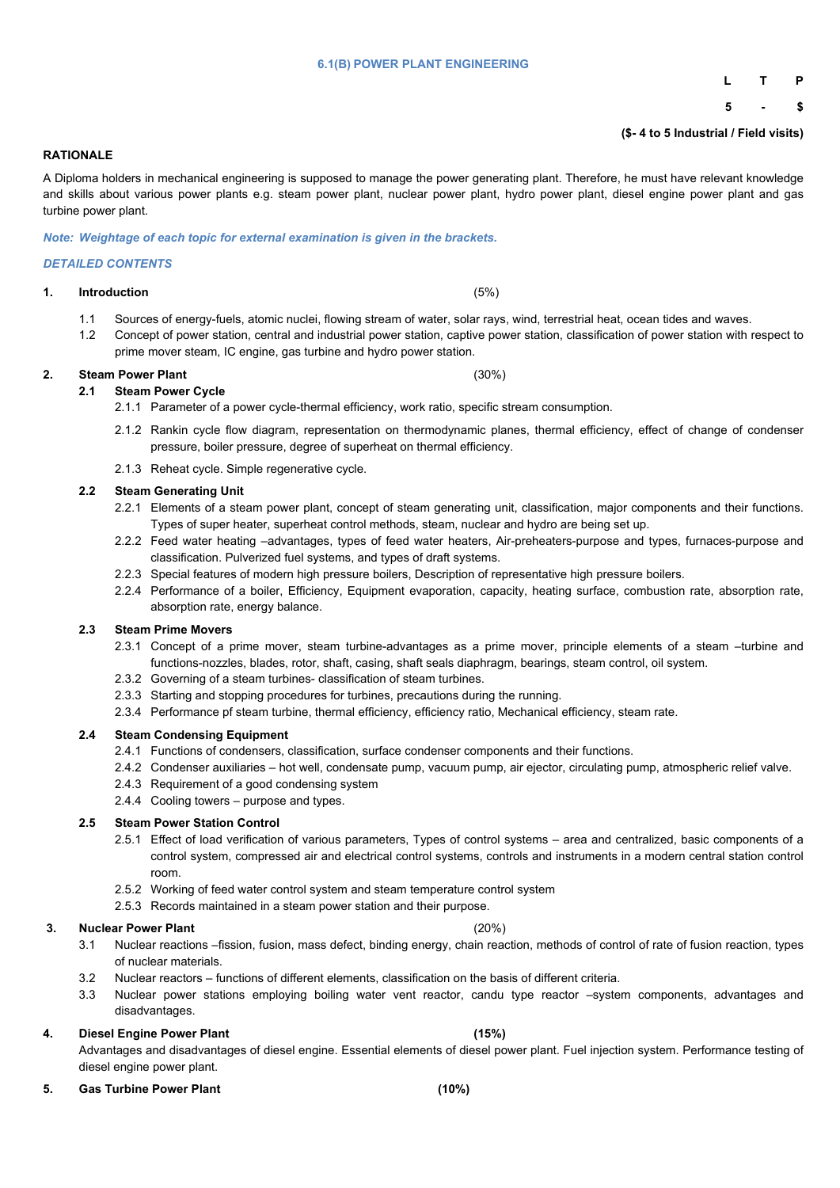## 6.1(B) POWER PLANT ENGINEERING

| L | T | P |
|---|---|---|
| 5 | - | $ |

**($- 4 to 5 Industrial / Field visits)**

**RATIONALE**

A Diploma holders in mechanical engineering is supposed to manage the power generating plant. Therefore, he must have relevant knowledge and skills about various power plants e.g. steam power plant, nuclear power plant, hydro power plant, diesel engine power plant and gas turbine power plant.

***Note: Weightage of each topic for external examination is given in the brackets.***

***DETAILED CONTENTS***

**1. Introduction** (5%)

1.1 Sources of energy-fuels, atomic nuclei, flowing stream of water, solar rays, wind, terrestrial heat, ocean tides and waves.

1.2 Concept of power station, central and industrial power station, captive power station, classification of power station with respect to prime mover steam, IC engine, gas turbine and hydro power station.

**2. Steam Power Plant** (30%)

**2.1 Steam Power Cycle**

2.1.1 Parameter of a power cycle-thermal efficiency, work ratio, specific stream consumption.

2.1.2 Rankin cycle flow diagram, representation on thermodynamic planes, thermal efficiency, effect of change of condenser pressure, boiler pressure, degree of superheat on thermal efficiency.

2.1.3 Reheat cycle. Simple regenerative cycle.

**2.2 Steam Generating Unit**

2.2.1 Elements of a steam power plant, concept of steam generating unit, classification, major components and their functions. Types of super heater, superheat control methods, steam, nuclear and hydro are being set up.

2.2.2 Feed water heating –advantages, types of feed water heaters, Air-preheaters-purpose and types, furnaces-purpose and classification. Pulverized fuel systems, and types of draft systems.

2.2.3 Special features of modern high pressure boilers, Description of representative high pressure boilers.

2.2.4 Performance of a boiler, Efficiency, Equipment evaporation, capacity, heating surface, combustion rate, absorption rate, absorption rate, energy balance.

**2.3 Steam Prime Movers**

2.3.1 Concept of a prime mover, steam turbine-advantages as a prime mover, principle elements of a steam –turbine and functions-nozzles, blades, rotor, shaft, casing, shaft seals diaphragm, bearings, steam control, oil system.

2.3.2 Governing of a steam turbines- classification of steam turbines.

2.3.3 Starting and stopping procedures for turbines, precautions during the running.

2.3.4 Performance pf steam turbine, thermal efficiency, efficiency ratio, Mechanical efficiency, steam rate.

**2.4 Steam Condensing Equipment**

2.4.1 Functions of condensers, classification, surface condenser components and their functions.

2.4.2 Condenser auxiliaries – hot well, condensate pump, vacuum pump, air ejector, circulating pump, atmospheric relief valve.

2.4.3 Requirement of a good condensing system

2.4.4 Cooling towers – purpose and types.

**2.5 Steam Power Station Control**

2.5.1 Effect of load verification of various parameters, Types of control systems – area and centralized, basic components of a control system, compressed air and electrical control systems, controls and instruments in a modern central station control room.

2.5.2 Working of feed water control system and steam temperature control system

2.5.3 Records maintained in a steam power station and their purpose.

**3. Nuclear Power Plant** (20%)

3.1 Nuclear reactions –fission, fusion, mass defect, binding energy, chain reaction, methods of control of rate of fusion reaction, types of nuclear materials.

3.2 Nuclear reactors – functions of different elements, classification on the basis of different criteria.

3.3 Nuclear power stations employing boiling water vent reactor, candu type reactor –system components, advantages and disadvantages.

**4. Diesel Engine Power Plant** **(15%)**

Advantages and disadvantages of diesel engine. Essential elements of diesel power plant. Fuel injection system. Performance testing of diesel engine power plant.

**5. Gas Turbine Power Plant** **(10%)**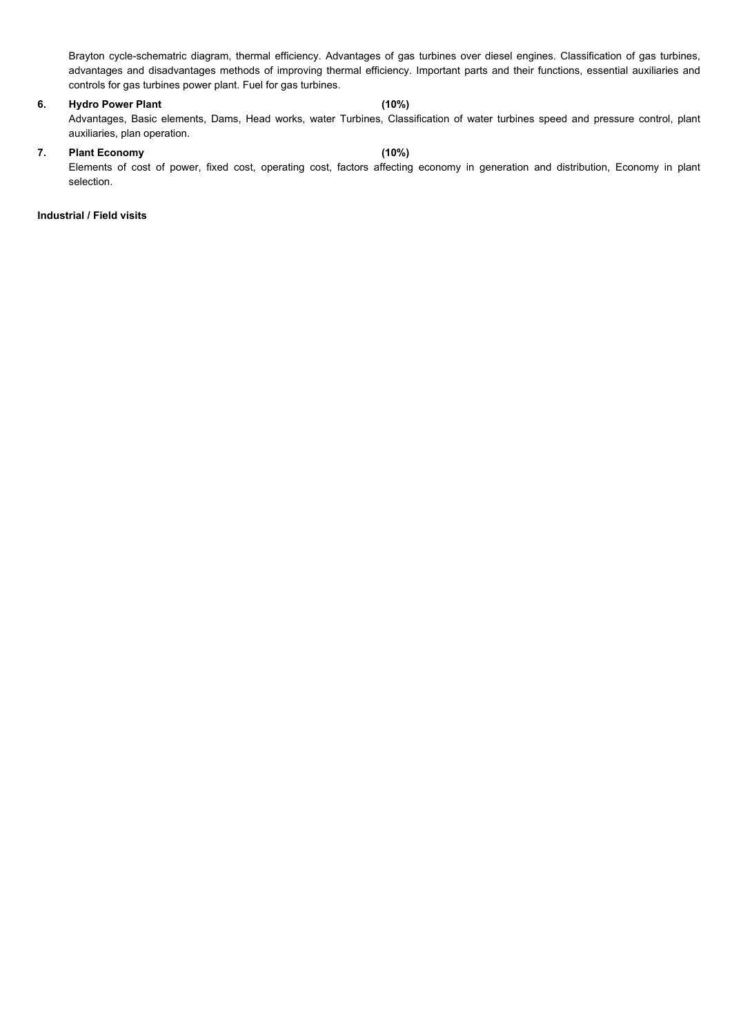Brayton cycle-schematric diagram, thermal efficiency. Advantages of gas turbines over diesel engines. Classification of gas turbines, advantages and disadvantages methods of improving thermal efficiency. Important parts and their functions, essential auxiliaries and controls for gas turbines power plant. Fuel for gas turbines.

**6. Hydro Power Plant (10%)**

Advantages, Basic elements, Dams, Head works, water Turbines, Classification of water turbines speed and pressure control, plant auxiliaries, plan operation.

**7. Plant Economy (10%)**

Elements of cost of power, fixed cost, operating cost, factors affecting economy in generation and distribution, Economy in plant selection.

**Industrial / Field visits**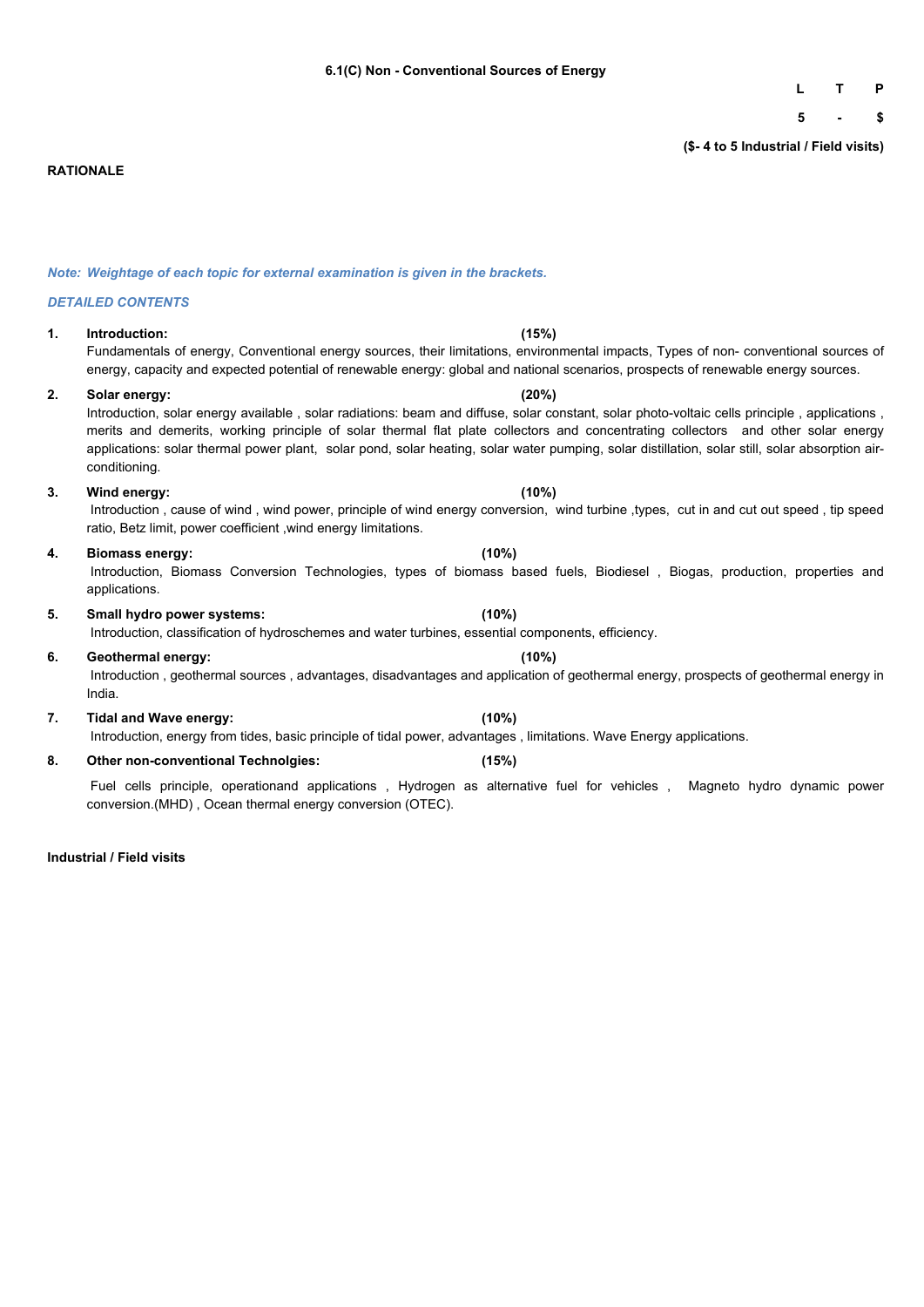## 6.1(C) Non - Conventional Sources of Energy

| L | T | P |
|---|---|---|
| 5 | - | $ |

**($- 4 to 5 Industrial / Field visits)**

**RATIONALE**

*Note: Weightage of each topic for external examination is given in the brackets.*

*DETAILED CONTENTS*

1. **Introduction: (15%)**
   Fundamentals of energy, Conventional energy sources, their limitations, environmental impacts, Types of non- conventional sources of energy, capacity and expected potential of renewable energy: global and national scenarios, prospects of renewable energy sources.

2. **Solar energy: (20%)**
   Introduction, solar energy available , solar radiations: beam and diffuse, solar constant, solar photo-voltaic cells principle , applications , merits and demerits, working principle of solar thermal flat plate collectors and concentrating collectors and other solar energy applications: solar thermal power plant, solar pond, solar heating, solar water pumping, solar distillation, solar still, solar absorption air-conditioning.

3. **Wind energy: (10%)**
   Introduction , cause of wind , wind power, principle of wind energy conversion, wind turbine ,types, cut in and cut out speed , tip speed ratio, Betz limit, power coefficient ,wind energy limitations.

4. **Biomass energy: (10%)**
   Introduction, Biomass Conversion Technologies, types of biomass based fuels, Biodiesel , Biogas, production, properties and applications.

5. **Small hydro power systems: (10%)**
   Introduction, classification of hydroschemes and water turbines, essential components, efficiency.

6. **Geothermal energy: (10%)**
   Introduction , geothermal sources , advantages, disadvantages and application of geothermal energy, prospects of geothermal energy in India.

7. **Tidal and Wave energy: (10%)**
   Introduction, energy from tides, basic principle of tidal power, advantages , limitations. Wave Energy applications.

8. **Other non-conventional Technolgies: (15%)**
   Fuel cells principle, operationand applications , Hydrogen as alternative fuel for vehicles , Magneto hydro dynamic power conversion.(MHD) , Ocean thermal energy conversion (OTEC).

**Industrial / Field visits**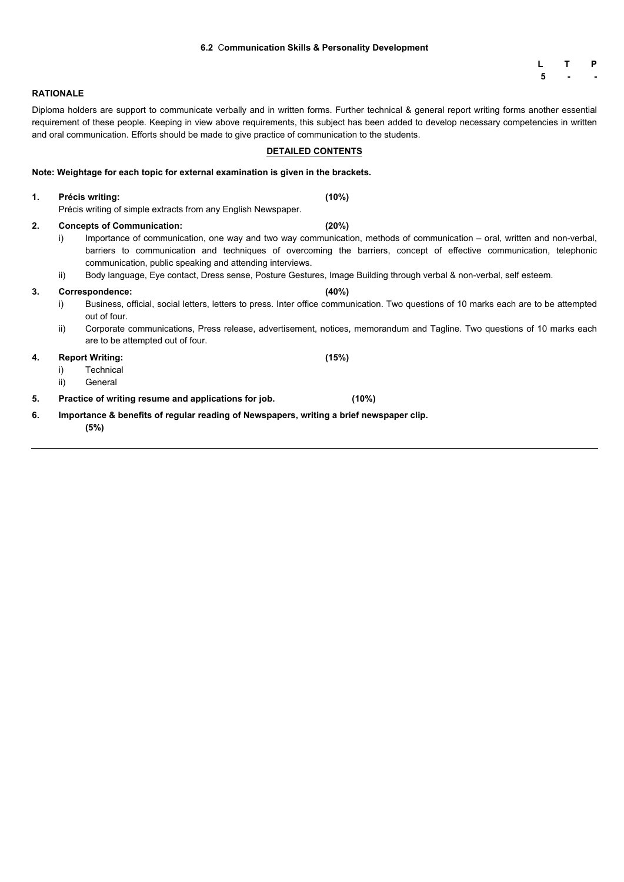### 6.2 Communication Skills & Personality Development

| L | T | P |
|---|---|---|
| 5 | - | - |

**RATIONALE**

Diploma holders are support to communicate verbally and in written forms. Further technical & general report writing forms another essential requirement of these people. Keeping in view above requirements, this subject has been added to develop necessary competencies in written and oral communication. Efforts should be made to give practice of communication to the students.

**DETAILED CONTENTS**

**Note: Weightage for each topic for external examination is given in the brackets.**

1. **Précis writing: (10%)**
   Précis writing of simple extracts from any English Newspaper.

2. **Concepts of Communication: (20%)**
   i) Importance of communication, one way and two way communication, methods of communication – oral, written and non-verbal, barriers to communication and techniques of overcoming the barriers, concept of effective communication, telephonic communication, public speaking and attending interviews.
   ii) Body language, Eye contact, Dress sense, Posture Gestures, Image Building through verbal & non-verbal, self esteem.

3. **Correspondence: (40%)**
   i) Business, official, social letters, letters to press. Inter office communication. Two questions of 10 marks each are to be attempted out of four.
   ii) Corporate communications, Press release, advertisement, notices, memorandum and Tagline. Two questions of 10 marks each are to be attempted out of four.

4. **Report Writing: (15%)**
   i) Technical
   ii) General

5. **Practice of writing resume and applications for job. (10%)**

6. **Importance & benefits of regular reading of Newspapers, writing a brief newspaper clip.**
   **(5%)**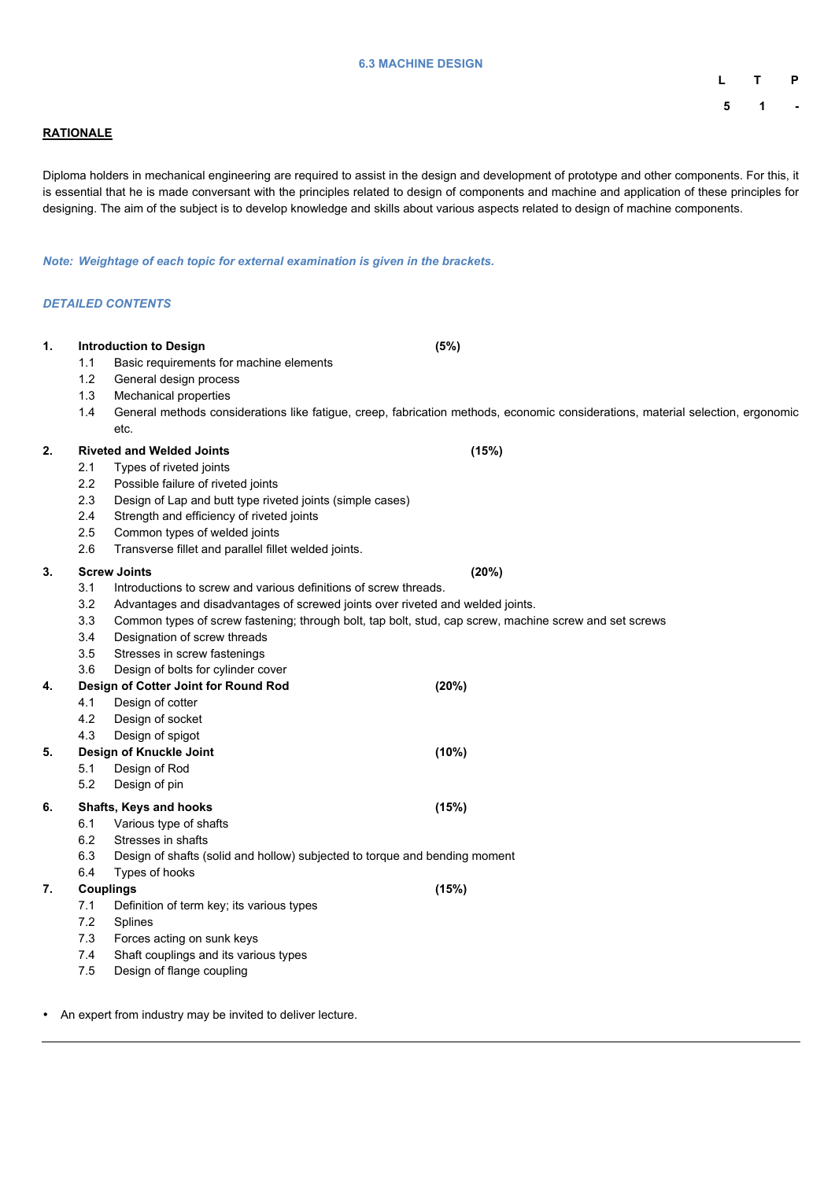## 6.3 MACHINE DESIGN

| L | T | P |
|---|---|---|
| 5 | 1 | - |

**RATIONALE**

Diploma holders in mechanical engineering are required to assist in the design and development of prototype and other components. For this, it is essential that he is made conversant with the principles related to design of components and machine and application of these principles for designing. The aim of the subject is to develop knowledge and skills about various aspects related to design of machine components.

***Note: Weightage of each topic for external examination is given in the brackets.***

***DETAILED CONTENTS***

**1. Introduction to Design (5%)**

1.1 Basic requirements for machine elements
1.2 General design process
1.3 Mechanical properties
1.4 General methods considerations like fatigue, creep, fabrication methods, economic considerations, material selection, ergonomic etc.

**2. Riveted and Welded Joints (15%)**

2.1 Types of riveted joints
2.2 Possible failure of riveted joints
2.3 Design of Lap and butt type riveted joints (simple cases)
2.4 Strength and efficiency of riveted joints
2.5 Common types of welded joints
2.6 Transverse fillet and parallel fillet welded joints.

**3. Screw Joints (20%)**

3.1 Introductions to screw and various definitions of screw threads.
3.2 Advantages and disadvantages of screwed joints over riveted and welded joints.
3.3 Common types of screw fastening; through bolt, tap bolt, stud, cap screw, machine screw and set screws
3.4 Designation of screw threads
3.5 Stresses in screw fastenings
3.6 Design of bolts for cylinder cover

**4. Design of Cotter Joint for Round Rod (20%)**

4.1 Design of cotter
4.2 Design of socket
4.3 Design of spigot

**5. Design of Knuckle Joint (10%)**

5.1 Design of Rod
5.2 Design of pin

**6. Shafts, Keys and hooks (15%)**

6.1 Various type of shafts
6.2 Stresses in shafts
6.3 Design of shafts (solid and hollow) subjected to torque and bending moment
6.4 Types of hooks

**7. Couplings (15%)**

7.1 Definition of term key; its various types
7.2 Splines
7.3 Forces acting on sunk keys
7.4 Shaft couplings and its various types
7.5 Design of flange coupling

- An expert from industry may be invited to deliver lecture.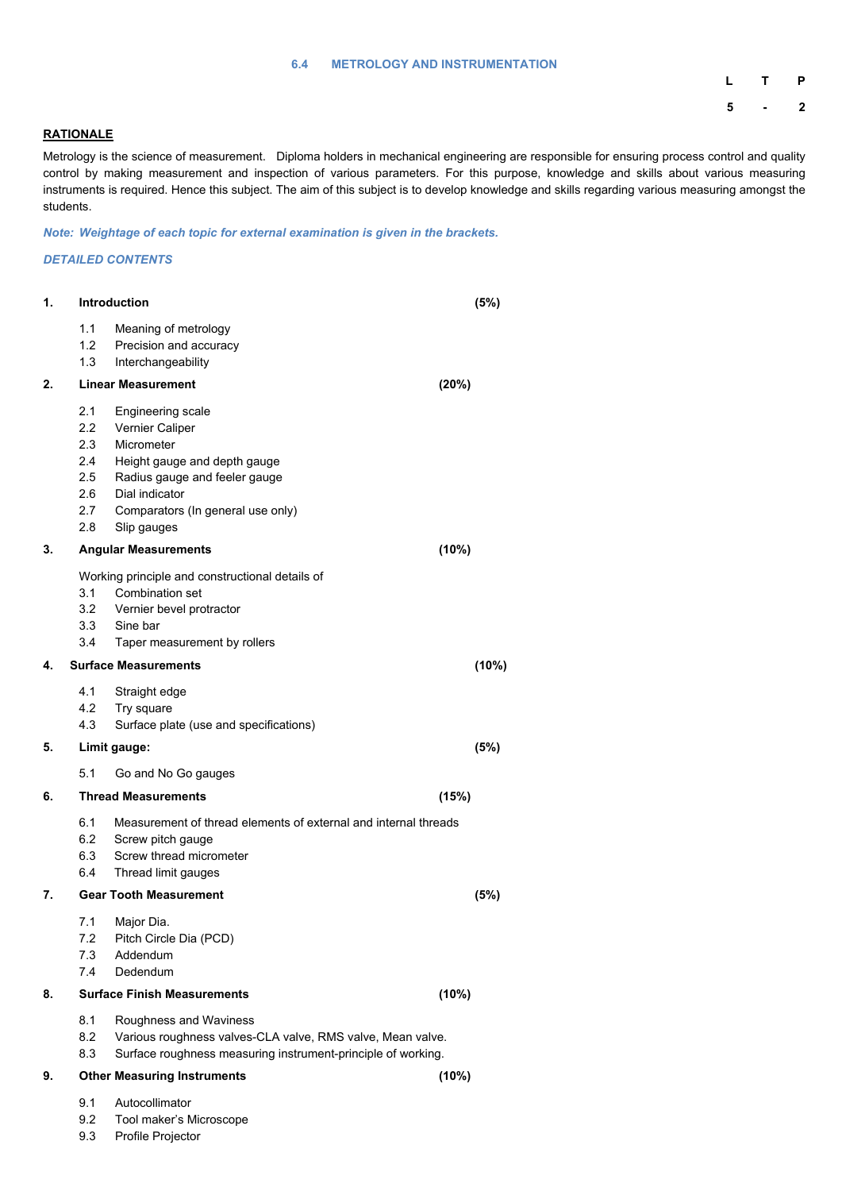## 6.4 METROLOGY AND INSTRUMENTATION

| L | T | P |
|---|---|---|
| 5 | - | 2 |

**RATIONALE**

Metrology is the science of measurement. Diploma holders in mechanical engineering are responsible for ensuring process control and quality control by making measurement and inspection of various parameters. For this purpose, knowledge and skills about various measuring instruments is required. Hence this subject. The aim of this subject is to develop knowledge and skills regarding various measuring amongst the students.

***Note: Weightage of each topic for external examination is given in the brackets.***

***DETAILED CONTENTS***

**1. Introduction (5%)**

1.1 Meaning of metrology
1.2 Precision and accuracy
1.3 Interchangeability

**2. Linear Measurement (20%)**

2.1 Engineering scale
2.2 Vernier Caliper
2.3 Micrometer
2.4 Height gauge and depth gauge
2.5 Radius gauge and feeler gauge
2.6 Dial indicator
2.7 Comparators (In general use only)
2.8 Slip gauges

**3. Angular Measurements (10%)**

Working principle and constructional details of
3.1 Combination set
3.2 Vernier bevel protractor
3.3 Sine bar
3.4 Taper measurement by rollers

**4. Surface Measurements (10%)**

4.1 Straight edge
4.2 Try square
4.3 Surface plate (use and specifications)

**5. Limit gauge: (5%)**

5.1 Go and No Go gauges

**6. Thread Measurements (15%)**

6.1 Measurement of thread elements of external and internal threads
6.2 Screw pitch gauge
6.3 Screw thread micrometer
6.4 Thread limit gauges

**7. Gear Tooth Measurement (5%)**

7.1 Major Dia.
7.2 Pitch Circle Dia (PCD)
7.3 Addendum
7.4 Dedendum

**8. Surface Finish Measurements (10%)**

8.1 Roughness and Waviness
8.2 Various roughness valves-CLA valve, RMS valve, Mean valve.
8.3 Surface roughness measuring instrument-principle of working.

**9. Other Measuring Instruments (10%)**

9.1 Autocollimator
9.2 Tool maker's Microscope
9.3 Profile Projector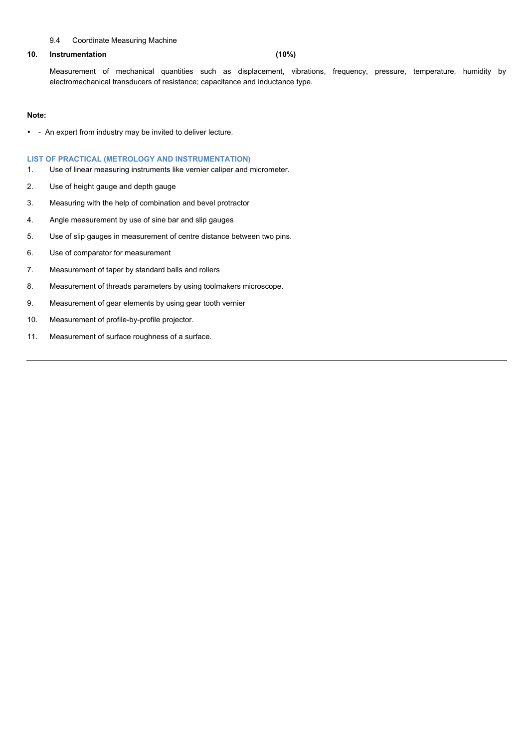9.4 Coordinate Measuring Machine

**10. Instrumentation (10%)**

Measurement of mechanical quantities such as displacement, vibrations, frequency, pressure, temperature, humidity by electromechanical transducers of resistance; capacitance and inductance type.

**Note:**

- - An expert from industry may be invited to deliver lecture.

### LIST OF PRACTICAL (METROLOGY AND INSTRUMENTATION)

1. Use of linear measuring instruments like vernier caliper and micrometer.
2. Use of height gauge and depth gauge
3. Measuring with the help of combination and bevel protractor
4. Angle measurement by use of sine bar and slip gauges
5. Use of slip gauges in measurement of centre distance between two pins.
6. Use of comparator for measurement
7. Measurement of taper by standard balls and rollers
8. Measurement of threads parameters by using toolmakers microscope.
9. Measurement of gear elements by using gear tooth vernier
10. Measurement of profile-by-profile projector.
11. Measurement of surface roughness of a surface.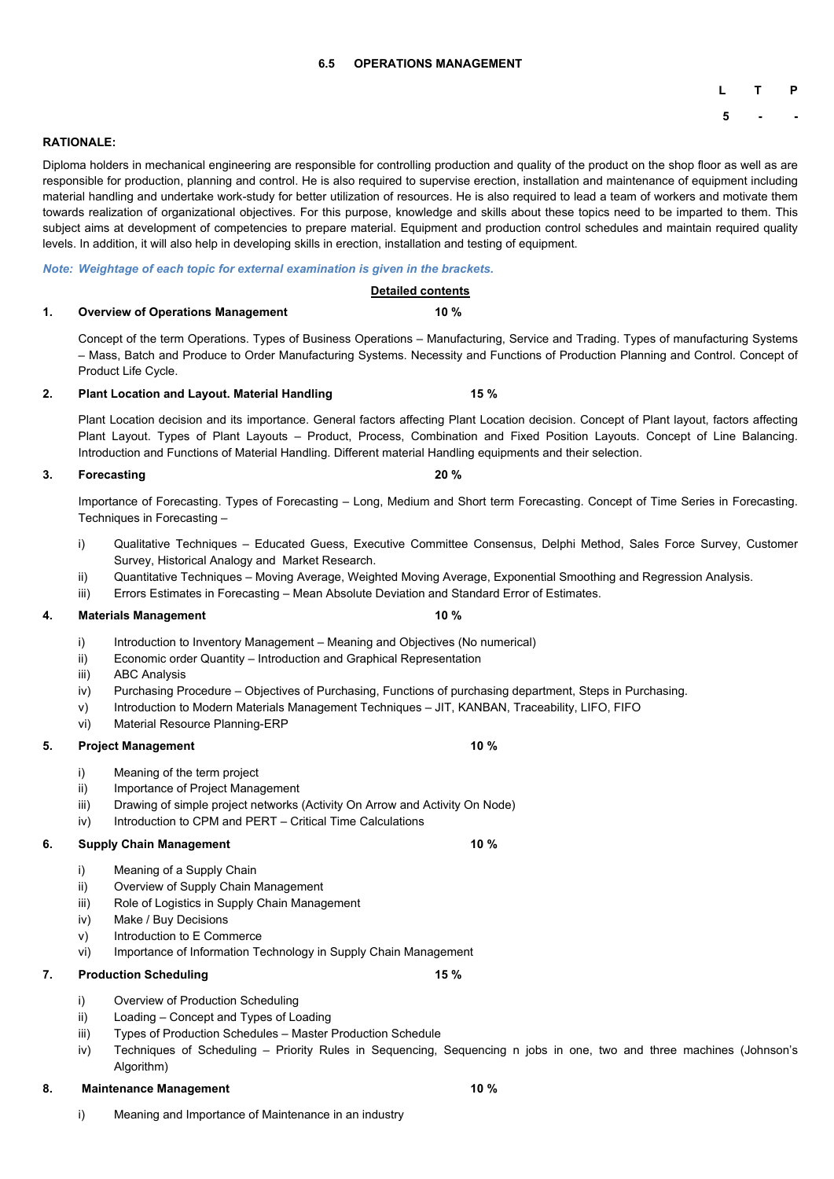## 6.5 OPERATIONS MANAGEMENT

| L | T | P |
|---|---|---|
| 5 | - | - |

**RATIONALE:**

Diploma holders in mechanical engineering are responsible for controlling production and quality of the product on the shop floor as well as are responsible for production, planning and control. He is also required to supervise erection, installation and maintenance of equipment including material handling and undertake work-study for better utilization of resources. He is also required to lead a team of workers and motivate them towards realization of organizational objectives. For this purpose, knowledge and skills about these topics need to be imparted to them. This subject aims at development of competencies to prepare material. Equipment and production control schedules and maintain required quality levels. In addition, it will also help in developing skills in erection, installation and testing of equipment.

***Note: Weightage of each topic for external examination is given in the brackets.***

**Detailed contents**

**1. Overview of Operations Management** **10 %**

Concept of the term Operations. Types of Business Operations – Manufacturing, Service and Trading. Types of manufacturing Systems – Mass, Batch and Produce to Order Manufacturing Systems. Necessity and Functions of Production Planning and Control. Concept of Product Life Cycle.

**2. Plant Location and Layout. Material Handling** **15 %**

Plant Location decision and its importance. General factors affecting Plant Location decision. Concept of Plant layout, factors affecting Plant Layout. Types of Plant Layouts – Product, Process, Combination and Fixed Position Layouts. Concept of Line Balancing. Introduction and Functions of Material Handling. Different material Handling equipments and their selection.

**3. Forecasting** **20 %**

Importance of Forecasting. Types of Forecasting – Long, Medium and Short term Forecasting. Concept of Time Series in Forecasting. Techniques in Forecasting –

i) Qualitative Techniques – Educated Guess, Executive Committee Consensus, Delphi Method, Sales Force Survey, Customer Survey, Historical Analogy and Market Research.

ii) Quantitative Techniques – Moving Average, Weighted Moving Average, Exponential Smoothing and Regression Analysis.

iii) Errors Estimates in Forecasting – Mean Absolute Deviation and Standard Error of Estimates.

**4. Materials Management** **10 %**

i) Introduction to Inventory Management – Meaning and Objectives (No numerical)

ii) Economic order Quantity – Introduction and Graphical Representation

iii) ABC Analysis

iv) Purchasing Procedure – Objectives of Purchasing, Functions of purchasing department, Steps in Purchasing.

v) Introduction to Modern Materials Management Techniques – JIT, KANBAN, Traceability, LIFO, FIFO

vi) Material Resource Planning-ERP

**5. Project Management** **10 %**

i) Meaning of the term project

ii) Importance of Project Management

iii) Drawing of simple project networks (Activity On Arrow and Activity On Node)

iv) Introduction to CPM and PERT – Critical Time Calculations

**6. Supply Chain Management** **10 %**

i) Meaning of a Supply Chain

ii) Overview of Supply Chain Management

iii) Role of Logistics in Supply Chain Management

iv) Make / Buy Decisions

v) Introduction to E Commerce

vi) Importance of Information Technology in Supply Chain Management

**7. Production Scheduling** **15 %**

i) Overview of Production Scheduling

ii) Loading – Concept and Types of Loading

iii) Types of Production Schedules – Master Production Schedule

iv) Techniques of Scheduling – Priority Rules in Sequencing, Sequencing n jobs in one, two and three machines (Johnson's Algorithm)

**8. Maintenance Management** **10 %**

i) Meaning and Importance of Maintenance in an industry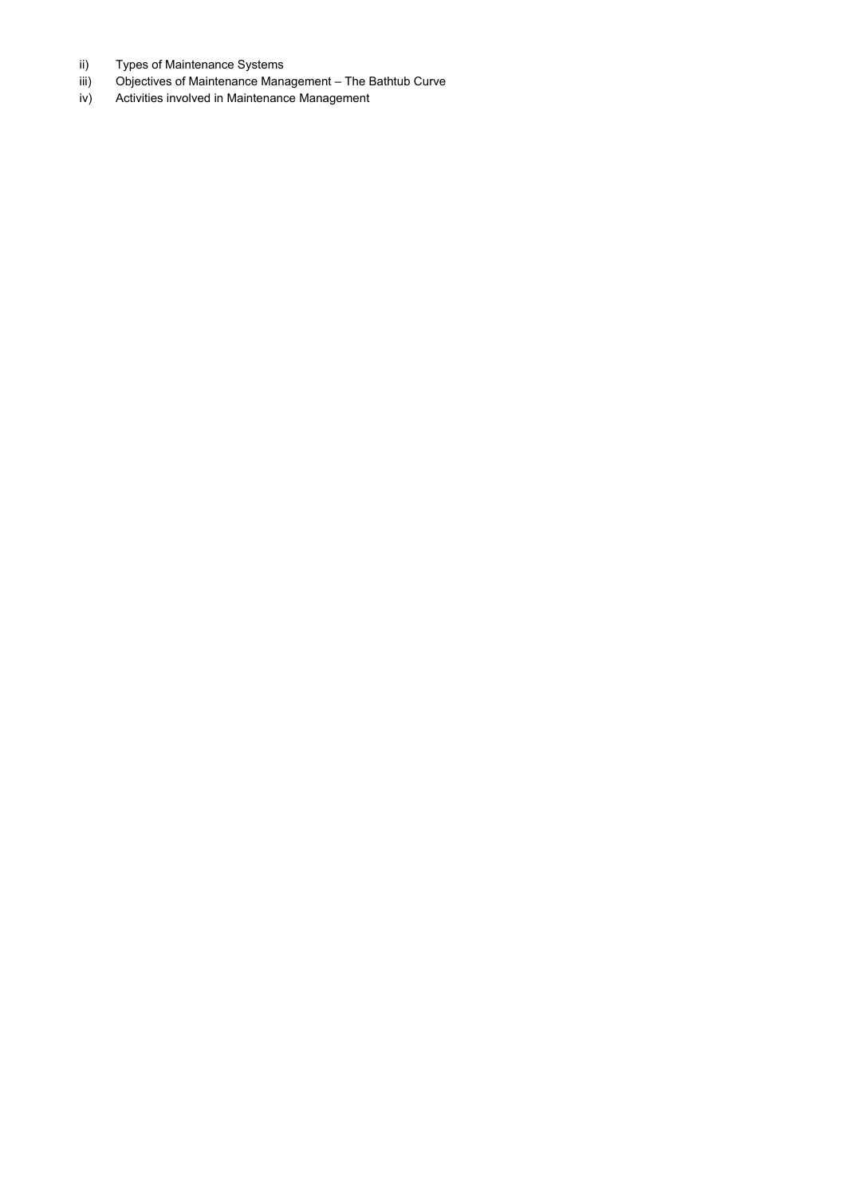ii) Types of Maintenance Systems
iii) Objectives of Maintenance Management – The Bathtub Curve
iv) Activities involved in Maintenance Management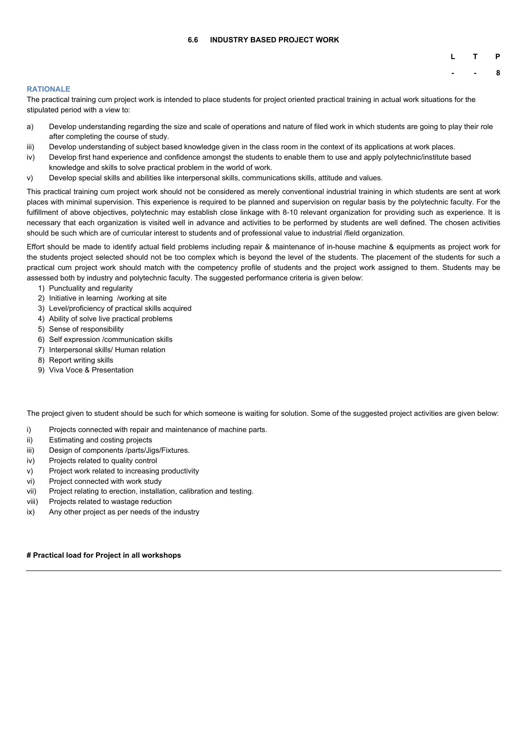### 6.6 INDUSTRY BASED PROJECT WORK

| L | T | P |
|---|---|---|
| - | - | 8 |

**RATIONALE**

The practical training cum project work is intended to place students for project oriented practical training in actual work situations for the stipulated period with a view to:

a) Develop understanding regarding the size and scale of operations and nature of filed work in which students are going to play their role after completing the course of study.

iii) Develop understanding of subject based knowledge given in the class room in the context of its applications at work places.

iv) Develop first hand experience and confidence amongst the students to enable them to use and apply polytechnic/institute based knowledge and skills to solve practical problem in the world of work.

v) Develop special skills and abilities like interpersonal skills, communications skills, attitude and values.

This practical training cum project work should not be considered as merely conventional industrial training in which students are sent at work places with minimal supervision. This experience is required to be planned and supervision on regular basis by the polytechnic faculty. For the fulfillment of above objectives, polytechnic may establish close linkage with 8-10 relevant organization for providing such as experience. It is necessary that each organization is visited well in advance and activities to be performed by students are well defined. The chosen activities should be such which are of curricular interest to students and of professional value to industrial /field organization.

Effort should be made to identify actual field problems including repair & maintenance of in-house machine & equipments as project work for the students project selected should not be too complex which is beyond the level of the students. The placement of the students for such a practical cum project work should match with the competency profile of students and the project work assigned to them. Students may be assessed both by industry and polytechnic faculty. The suggested performance criteria is given below:

1) Punctuality and regularity
2) Initiative in learning /working at site
3) Level/proficiency of practical skills acquired
4) Ability of solve live practical problems
5) Sense of responsibility
6) Self expression /communication skills
7) Interpersonal skills/ Human relation
8) Report writing skills
9) Viva Voce & Presentation

The project given to student should be such for which someone is waiting for solution. Some of the suggested project activities are given below:

i) Projects connected with repair and maintenance of machine parts.
ii) Estimating and costing projects
iii) Design of components /parts/Jigs/Fixtures.
iv) Projects related to quality control
v) Project work related to increasing productivity
vi) Project connected with work study
vii) Project relating to erection, installation, calibration and testing.
viii) Projects related to wastage reduction
ix) Any other project as per needs of the industry

**# Practical load for Project in all workshops**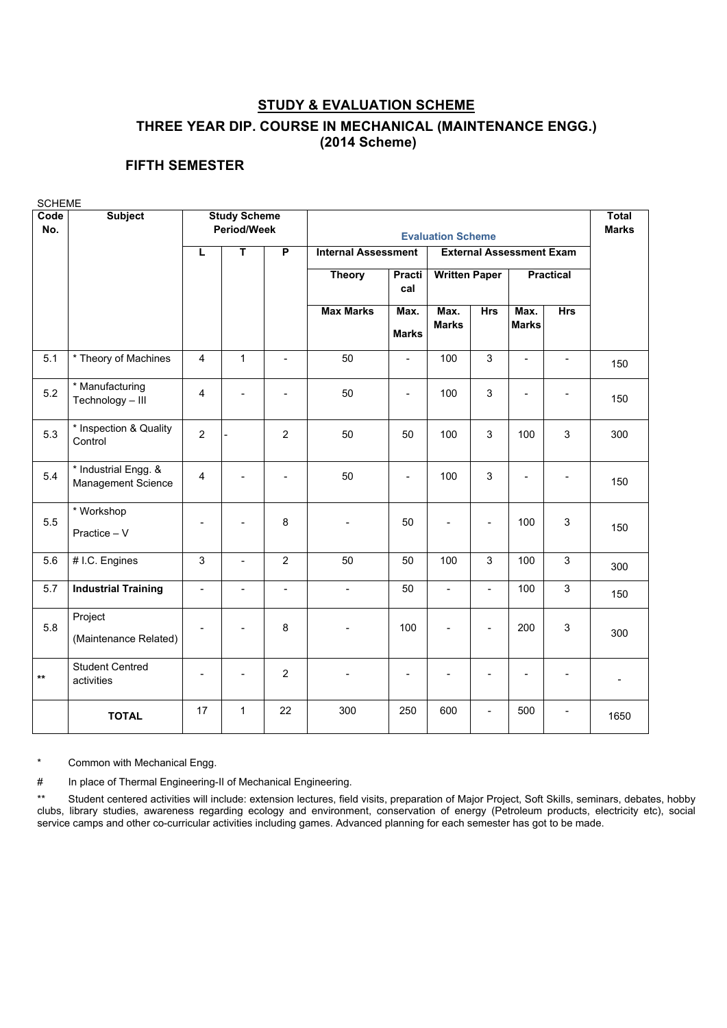## STUDY & EVALUATION SCHEME

## THREE YEAR DIP. COURSE IN MECHANICAL (MAINTENANCE ENGG.) (2014 Scheme)

### FIFTH SEMESTER

SCHEME

| Code No. | Subject | Study Scheme Period/Week | | | Evaluation Scheme | | | | | | Total Marks |
|---|---|---|---|---|---|---|---|---|---|---|---|
| | | | | | Internal Assessment | | External Assessment Exam | | | | |
| | | L | T | P | Theory | Practical | Written Paper | | Practical | | |
| | | | | | Max Marks | Max. Marks | Max. Marks | Hrs | Max. Marks | Hrs | |
| 5.1 | * Theory of Machines | 4 | 1 | - | 50 | - | 100 | 3 | - | - | 150 |
| 5.2 | * Manufacturing Technology – III | 4 | - | - | 50 | - | 100 | 3 | - | - | 150 |
| 5.3 | * Inspection & Quality Control | 2 | - | 2 | 50 | 50 | 100 | 3 | 100 | 3 | 300 |
| 5.4 | * Industrial Engg. & Management Science | 4 | - | - | 50 | - | 100 | 3 | - | - | 150 |
| 5.5 | * Workshop Practice – V | - | - | 8 | - | 50 | - | - | 100 | 3 | 150 |
| 5.6 | # I.C. Engines | 3 | - | 2 | 50 | 50 | 100 | 3 | 100 | 3 | 300 |
| 5.7 | **Industrial Training** | - | - | - | - | 50 | - | - | 100 | 3 | 150 |
| 5.8 | Project (Maintenance Related) | - | - | 8 | - | 100 | - | - | 200 | 3 | 300 |
| ** | Student Centred activities | - | - | 2 | - | - | - | - | - | - | - |
| | **TOTAL** | 17 | 1 | 22 | 300 | 250 | 600 | - | 500 | - | 1650 |

\* Common with Mechanical Engg.

\# In place of Thermal Engineering-II of Mechanical Engineering.

\** Student centered activities will include: extension lectures, field visits, preparation of Major Project, Soft Skills, seminars, debates, hobby clubs, library studies, awareness regarding ecology and environment, conservation of energy (Petroleum products, electricity etc), social service camps and other co-curricular activities including games. Advanced planning for each semester has got to be made.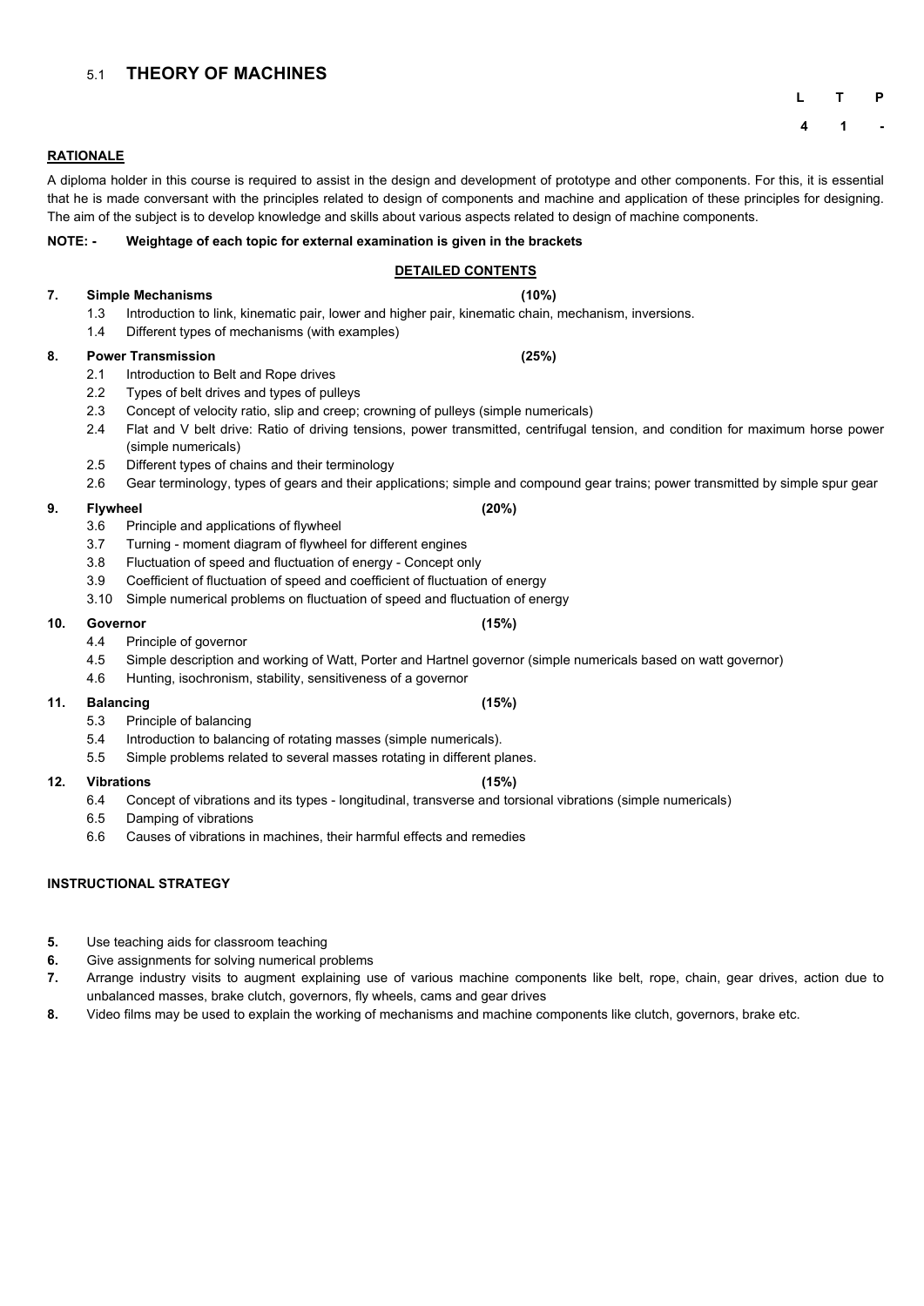## 5.1 **THEORY OF MACHINES**

| L | T | P |
|---|---|---|
| 4 | 1 | - |

**RATIONALE**

A diploma holder in this course is required to assist in the design and development of prototype and other components. For this, it is essential that he is made conversant with the principles related to design of components and machine and application of these principles for designing. The aim of the subject is to develop knowledge and skills about various aspects related to design of machine components.

**NOTE: - Weightage of each topic for external examination is given in the brackets**

**DETAILED CONTENTS**

**7. Simple Mechanisms (10%)**

1.3 Introduction to link, kinematic pair, lower and higher pair, kinematic chain, mechanism, inversions.

1.4 Different types of mechanisms (with examples)

**8. Power Transmission (25%)**

2.1 Introduction to Belt and Rope drives

2.2 Types of belt drives and types of pulleys

2.3 Concept of velocity ratio, slip and creep; crowning of pulleys (simple numericals)

2.4 Flat and V belt drive: Ratio of driving tensions, power transmitted, centrifugal tension, and condition for maximum horse power (simple numericals)

2.5 Different types of chains and their terminology

2.6 Gear terminology, types of gears and their applications; simple and compound gear trains; power transmitted by simple spur gear

**9. Flywheel (20%)**

3.6 Principle and applications of flywheel

3.7 Turning - moment diagram of flywheel for different engines

3.8 Fluctuation of speed and fluctuation of energy - Concept only

3.9 Coefficient of fluctuation of speed and coefficient of fluctuation of energy

3.10 Simple numerical problems on fluctuation of speed and fluctuation of energy

**10. Governor (15%)**

4.4 Principle of governor

4.5 Simple description and working of Watt, Porter and Hartnel governor (simple numericals based on watt governor)

4.6 Hunting, isochronism, stability, sensitiveness of a governor

**11. Balancing (15%)**

5.3 Principle of balancing

5.4 Introduction to balancing of rotating masses (simple numericals).

5.5 Simple problems related to several masses rotating in different planes.

**12. Vibrations (15%)**

6.4 Concept of vibrations and its types - longitudinal, transverse and torsional vibrations (simple numericals)

6.5 Damping of vibrations

6.6 Causes of vibrations in machines, their harmful effects and remedies

**INSTRUCTIONAL STRATEGY**

**5.** Use teaching aids for classroom teaching

**6.** Give assignments for solving numerical problems

**7.** Arrange industry visits to augment explaining use of various machine components like belt, rope, chain, gear drives, action due to unbalanced masses, brake clutch, governors, fly wheels, cams and gear drives

**8.** Video films may be used to explain the working of mechanisms and machine components like clutch, governors, brake etc.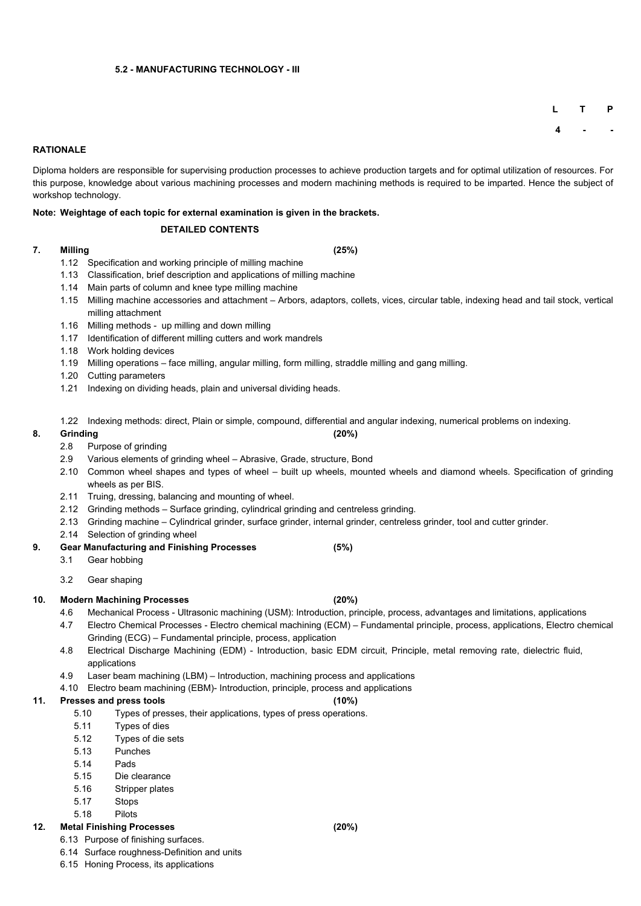### 5.2 - MANUFACTURING TECHNOLOGY - III

| L | T | P |
|---|---|---|
| 4 | - | - |

**RATIONALE**

Diploma holders are responsible for supervising production processes to achieve production targets and for optimal utilization of resources. For this purpose, knowledge about various machining processes and modern machining methods is required to be imparted. Hence the subject of workshop technology.

**Note: Weightage of each topic for external examination is given in the brackets.**

**DETAILED CONTENTS**

**7. Milling (25%)**

1.12 Specification and working principle of milling machine
1.13 Classification, brief description and applications of milling machine
1.14 Main parts of column and knee type milling machine
1.15 Milling machine accessories and attachment – Arbors, adaptors, collets, vices, circular table, indexing head and tail stock, vertical milling attachment
1.16 Milling methods - up milling and down milling
1.17 Identification of different milling cutters and work mandrels
1.18 Work holding devices
1.19 Milling operations – face milling, angular milling, form milling, straddle milling and gang milling.
1.20 Cutting parameters
1.21 Indexing on dividing heads, plain and universal dividing heads.

1.22 Indexing methods: direct, Plain or simple, compound, differential and angular indexing, numerical problems on indexing.

**8. Grinding (20%)**

2.8 Purpose of grinding
2.9 Various elements of grinding wheel – Abrasive, Grade, structure, Bond
2.10 Common wheel shapes and types of wheel – built up wheels, mounted wheels and diamond wheels. Specification of grinding wheels as per BIS.
2.11 Truing, dressing, balancing and mounting of wheel.
2.12 Grinding methods – Surface grinding, cylindrical grinding and centreless grinding.
2.13 Grinding machine – Cylindrical grinder, surface grinder, internal grinder, centreless grinder, tool and cutter grinder.
2.14 Selection of grinding wheel

**9. Gear Manufacturing and Finishing Processes (5%)**

3.1 Gear hobbing

3.2 Gear shaping

**10. Modern Machining Processes (20%)**

4.6 Mechanical Process - Ultrasonic machining (USM): Introduction, principle, process, advantages and limitations, applications
4.7 Electro Chemical Processes - Electro chemical machining (ECM) – Fundamental principle, process, applications, Electro chemical Grinding (ECG) – Fundamental principle, process, application
4.8 Electrical Discharge Machining (EDM) - Introduction, basic EDM circuit, Principle, metal removing rate, dielectric fluid, applications
4.9 Laser beam machining (LBM) – Introduction, machining process and applications
4.10 Electro beam machining (EBM)- Introduction, principle, process and applications

**11. Presses and press tools (10%)**

5.10 Types of presses, their applications, types of press operations.
5.11 Types of dies
5.12 Types of die sets
5.13 Punches
5.14 Pads
5.15 Die clearance
5.16 Stripper plates
5.17 Stops
5.18 Pilots

**12. Metal Finishing Processes (20%)**

6.13 Purpose of finishing surfaces.
6.14 Surface roughness-Definition and units
6.15 Honing Process, its applications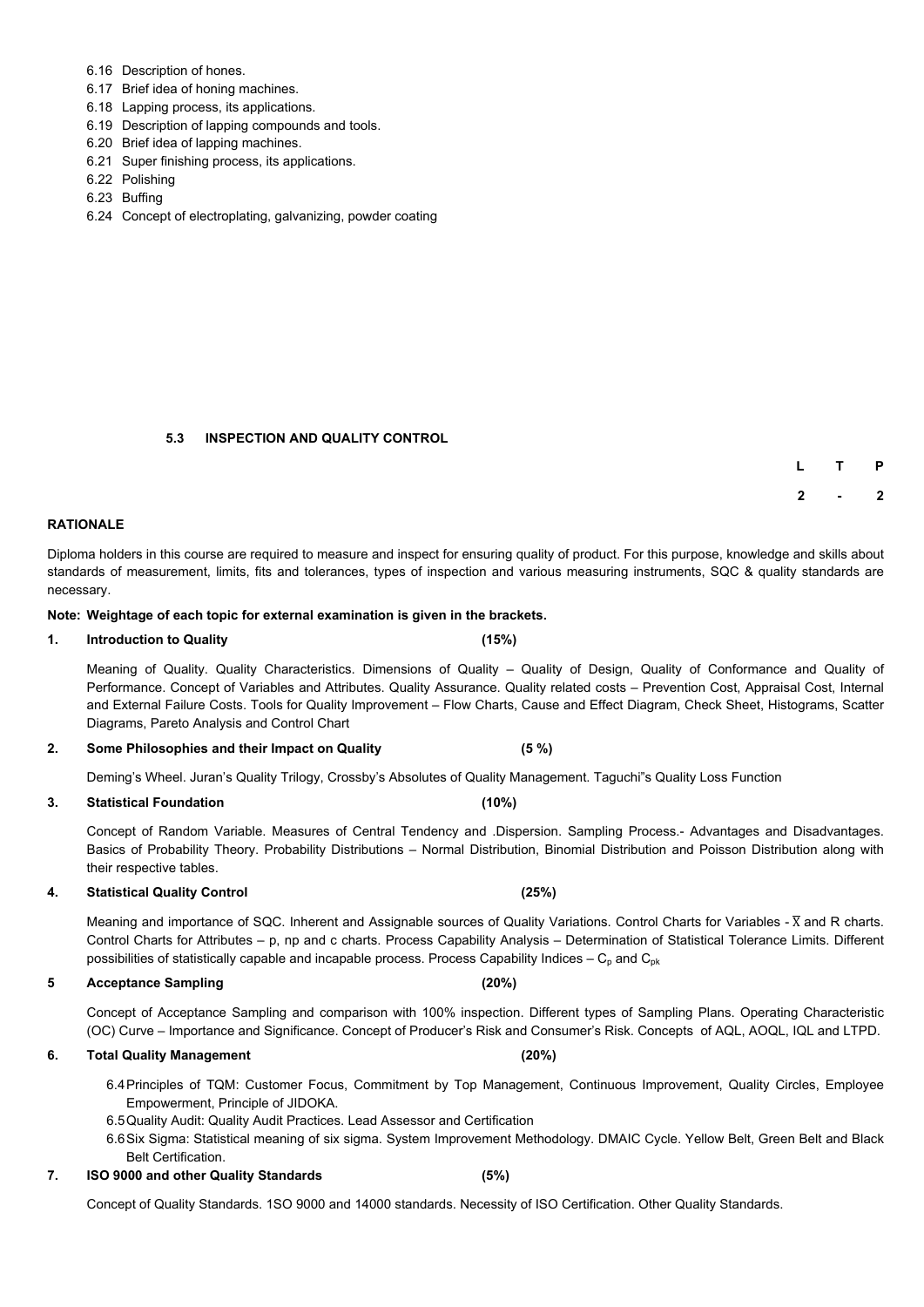6.16 Description of hones.
6.17 Brief idea of honing machines.
6.18 Lapping process, its applications.
6.19 Description of lapping compounds and tools.
6.20 Brief idea of lapping machines.
6.21 Super finishing process, its applications.
6.22 Polishing
6.23 Buffing
6.24 Concept of electroplating, galvanizing, powder coating

## 5.3 INSPECTION AND QUALITY CONTROL

| L | T | P |
|---|---|---|
| 2 | - | 2 |

**RATIONALE**

Diploma holders in this course are required to measure and inspect for ensuring quality of product. For this purpose, knowledge and skills about standards of measurement, limits, fits and tolerances, types of inspection and various measuring instruments, SQC & quality standards are necessary.

**Note: Weightage of each topic for external examination is given in the brackets.**

**1. Introduction to Quality (15%)**

Meaning of Quality. Quality Characteristics. Dimensions of Quality – Quality of Design, Quality of Conformance and Quality of Performance. Concept of Variables and Attributes. Quality Assurance. Quality related costs – Prevention Cost, Appraisal Cost, Internal and External Failure Costs. Tools for Quality Improvement – Flow Charts, Cause and Effect Diagram, Check Sheet, Histograms, Scatter Diagrams, Pareto Analysis and Control Chart

**2. Some Philosophies and their Impact on Quality (5 %)**

Deming's Wheel. Juran's Quality Trilogy, Crossby's Absolutes of Quality Management. Taguchi"s Quality Loss Function

**3. Statistical Foundation (10%)**

Concept of Random Variable. Measures of Central Tendency and .Dispersion. Sampling Process.- Advantages and Disadvantages. Basics of Probability Theory. Probability Distributions – Normal Distribution, Binomial Distribution and Poisson Distribution along with their respective tables.

**4. Statistical Quality Control (25%)**

Meaning and importance of SQC. Inherent and Assignable sources of Quality Variations. Control Charts for Variables - $\overline{X}$ and R charts. Control Charts for Attributes – p, np and c charts. Process Capability Analysis – Determination of Statistical Tolerance Limits. Different possibilities of statistically capable and incapable process. Process Capability Indices – $C_p$ and $C_{pk}$

**5 Acceptance Sampling (20%)**

Concept of Acceptance Sampling and comparison with 100% inspection. Different types of Sampling Plans. Operating Characteristic (OC) Curve – Importance and Significance. Concept of Producer's Risk and Consumer's Risk. Concepts of AQL, AOQL, IQL and LTPD.

**6. Total Quality Management (20%)**

6.4 Principles of TQM: Customer Focus, Commitment by Top Management, Continuous Improvement, Quality Circles, Employee Empowerment, Principle of JIDOKA.
6.5 Quality Audit: Quality Audit Practices. Lead Assessor and Certification
6.6 Six Sigma: Statistical meaning of six sigma. System Improvement Methodology. DMAIC Cycle. Yellow Belt, Green Belt and Black Belt Certification.

**7. ISO 9000 and other Quality Standards (5%)**

Concept of Quality Standards. 1SO 9000 and 14000 standards. Necessity of ISO Certification. Other Quality Standards.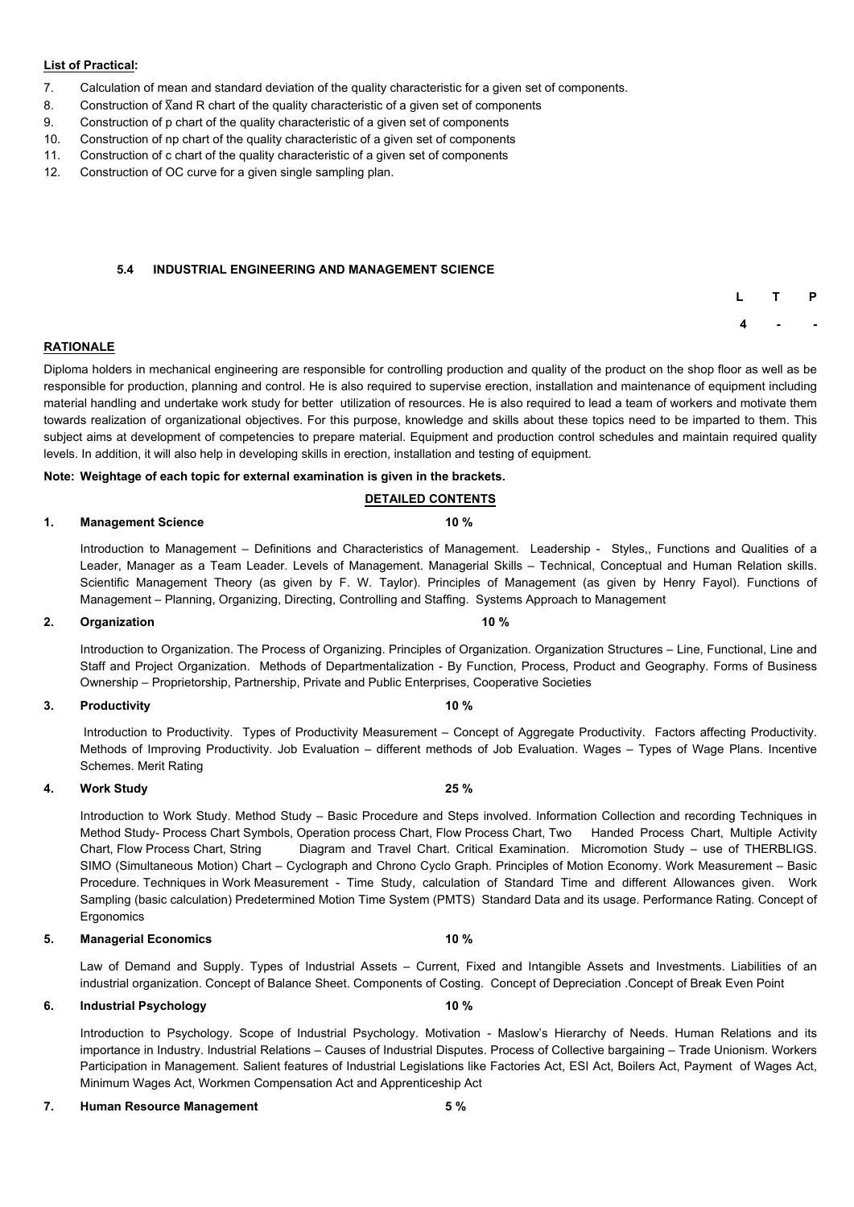**List of Practical:**

7. Calculation of mean and standard deviation of the quality characteristic for a given set of components.
8. Construction of $\bar{X}$and R chart of the quality characteristic of a given set of components
9. Construction of p chart of the quality characteristic of a given set of components
10. Construction of np chart of the quality characteristic of a given set of components
11. Construction of c chart of the quality characteristic of a given set of components
12. Construction of OC curve for a given single sampling plan.

## 5.4 INDUSTRIAL ENGINEERING AND MANAGEMENT SCIENCE

| L | T | P |
|---|---|---|
| 4 | - | - |

**RATIONALE**

Diploma holders in mechanical engineering are responsible for controlling production and quality of the product on the shop floor as well as be responsible for production, planning and control. He is also required to supervise erection, installation and maintenance of equipment including material handling and undertake work study for better utilization of resources. He is also required to lead a team of workers and motivate them towards realization of organizational objectives. For this purpose, knowledge and skills about these topics need to be imparted to them. This subject aims at development of competencies to prepare material. Equipment and production control schedules and maintain required quality levels. In addition, it will also help in developing skills in erection, installation and testing of equipment.

**Note: Weightage of each topic for external examination is given in the brackets.**

**DETAILED CONTENTS**

**1. Management Science 10 %**

Introduction to Management – Definitions and Characteristics of Management. Leadership - Styles,, Functions and Qualities of a Leader, Manager as a Team Leader. Levels of Management. Managerial Skills – Technical, Conceptual and Human Relation skills. Scientific Management Theory (as given by F. W. Taylor). Principles of Management (as given by Henry Fayol). Functions of Management – Planning, Organizing, Directing, Controlling and Staffing. Systems Approach to Management

**2. Organization 10 %**

Introduction to Organization. The Process of Organizing. Principles of Organization. Organization Structures – Line, Functional, Line and Staff and Project Organization. Methods of Departmentalization - By Function, Process, Product and Geography. Forms of Business Ownership – Proprietorship, Partnership, Private and Public Enterprises, Cooperative Societies

**3. Productivity 10 %**

Introduction to Productivity. Types of Productivity Measurement – Concept of Aggregate Productivity. Factors affecting Productivity. Methods of Improving Productivity. Job Evaluation – different methods of Job Evaluation. Wages – Types of Wage Plans. Incentive Schemes. Merit Rating

**4. Work Study 25 %**

Introduction to Work Study. Method Study – Basic Procedure and Steps involved. Information Collection and recording Techniques in Method Study- Process Chart Symbols, Operation process Chart, Flow Process Chart, Two Handed Process Chart, Multiple Activity Chart, Flow Process Chart, String Diagram and Travel Chart. Critical Examination. Micromotion Study – use of THERBLIGS. SIMO (Simultaneous Motion) Chart – Cyclograph and Chrono Cyclo Graph. Principles of Motion Economy. Work Measurement – Basic Procedure. Techniques in Work Measurement - Time Study, calculation of Standard Time and different Allowances given. Work Sampling (basic calculation) Predetermined Motion Time System (PMTS) Standard Data and its usage. Performance Rating. Concept of Ergonomics

**5. Managerial Economics 10 %**

Law of Demand and Supply. Types of Industrial Assets – Current, Fixed and Intangible Assets and Investments. Liabilities of an industrial organization. Concept of Balance Sheet. Components of Costing. Concept of Depreciation .Concept of Break Even Point

**6. Industrial Psychology 10 %**

Introduction to Psychology. Scope of Industrial Psychology. Motivation - Maslow's Hierarchy of Needs. Human Relations and its importance in Industry. Industrial Relations – Causes of Industrial Disputes. Process of Collective bargaining – Trade Unionism. Workers Participation in Management. Salient features of Industrial Legislations like Factories Act, ESI Act, Boilers Act, Payment of Wages Act, Minimum Wages Act, Workmen Compensation Act and Apprenticeship Act

**7. Human Resource Management 5 %**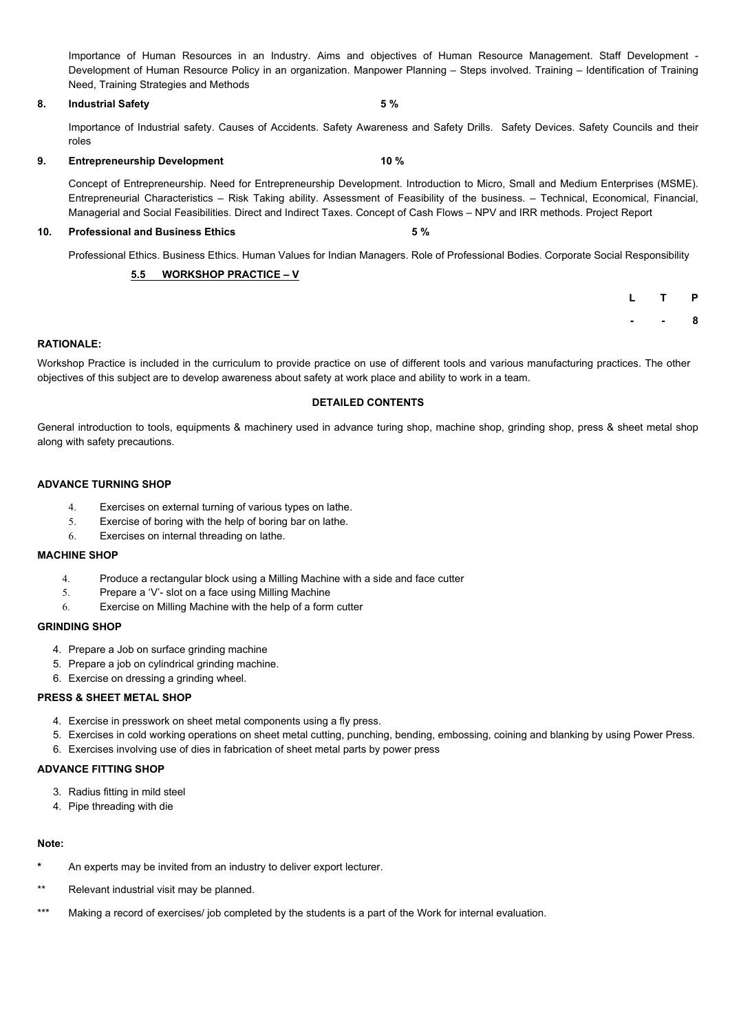Importance of Human Resources in an Industry. Aims and objectives of Human Resource Management. Staff Development - Development of Human Resource Policy in an organization. Manpower Planning – Steps involved. Training – Identification of Training Need, Training Strategies and Methods

**8. Industrial Safety 5 %**

Importance of Industrial safety. Causes of Accidents. Safety Awareness and Safety Drills. Safety Devices. Safety Councils and their roles

**9. Entrepreneurship Development 10 %**

Concept of Entrepreneurship. Need for Entrepreneurship Development. Introduction to Micro, Small and Medium Enterprises (MSME). Entrepreneurial Characteristics – Risk Taking ability. Assessment of Feasibility of the business. – Technical, Economical, Financial, Managerial and Social Feasibilities. Direct and Indirect Taxes. Concept of Cash Flows – NPV and IRR methods. Project Report

**10. Professional and Business Ethics 5 %**

Professional Ethics. Business Ethics. Human Values for Indian Managers. Role of Professional Bodies. Corporate Social Responsibility

## 5.5 WORKSHOP PRACTICE – V

| L | T | P |
|---|---|---|
| - | - | 8 |

**RATIONALE:**

Workshop Practice is included in the curriculum to provide practice on use of different tools and various manufacturing practices. The other objectives of this subject are to develop awareness about safety at work place and ability to work in a team.

**DETAILED CONTENTS**

General introduction to tools, equipments & machinery used in advance turing shop, machine shop, grinding shop, press & sheet metal shop along with safety precautions.

**ADVANCE TURNING SHOP**

4. Exercises on external turning of various types on lathe.
5. Exercise of boring with the help of boring bar on lathe.
6. Exercises on internal threading on lathe.

**MACHINE SHOP**

4. Produce a rectangular block using a Milling Machine with a side and face cutter
5. Prepare a 'V'- slot on a face using Milling Machine
6. Exercise on Milling Machine with the help of a form cutter

**GRINDING SHOP**

4. Prepare a Job on surface grinding machine
5. Prepare a job on cylindrical grinding machine.
6. Exercise on dressing a grinding wheel.

**PRESS & SHEET METAL SHOP**

4. Exercise in presswork on sheet metal components using a fly press.
5. Exercises in cold working operations on sheet metal cutting, punching, bending, embossing, coining and blanking by using Power Press.
6. Exercises involving use of dies in fabrication of sheet metal parts by power press

**ADVANCE FITTING SHOP**

3. Radius fitting in mild steel
4. Pipe threading with die

**Note:**

\* An experts may be invited from an industry to deliver export lecturer.

\*\* Relevant industrial visit may be planned.

\*\*\* Making a record of exercises/ job completed by the students is a part of the Work for internal evaluation.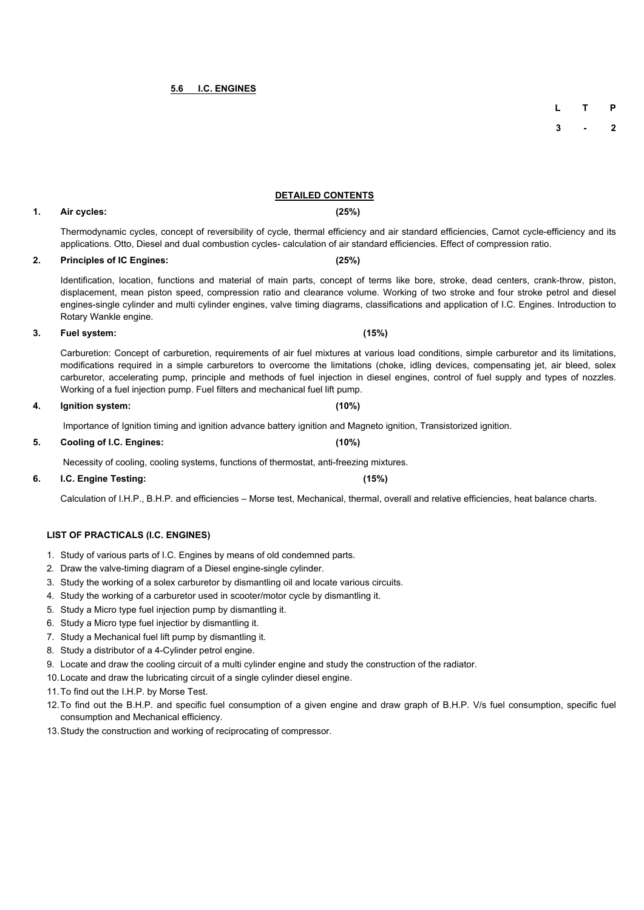## 5.6 I.C. ENGINES

| L | T | P |
|---|---|---|
| 3 | - | 2 |

### DETAILED CONTENTS

**1. Air cycles: (25%)**

Thermodynamic cycles, concept of reversibility of cycle, thermal efficiency and air standard efficiencies, Carnot cycle-efficiency and its applications. Otto, Diesel and dual combustion cycles- calculation of air standard efficiencies. Effect of compression ratio.

**2. Principles of IC Engines: (25%)**

Identification, location, functions and material of main parts, concept of terms like bore, stroke, dead centers, crank-throw, piston, displacement, mean piston speed, compression ratio and clearance volume. Working of two stroke and four stroke petrol and diesel engines-single cylinder and multi cylinder engines, valve timing diagrams, classifications and application of I.C. Engines. Introduction to Rotary Wankle engine.

**3. Fuel system: (15%)**

Carburetion: Concept of carburetion, requirements of air fuel mixtures at various load conditions, simple carburetor and its limitations, modifications required in a simple carburetors to overcome the limitations (choke, idling devices, compensating jet, air bleed, solex carburetor, accelerating pump, principle and methods of fuel injection in diesel engines, control of fuel supply and types of nozzles. Working of a fuel injection pump. Fuel filters and mechanical fuel lift pump.

**4. Ignition system: (10%)**

Importance of Ignition timing and ignition advance battery ignition and Magneto ignition, Transistorized ignition.

**5. Cooling of I.C. Engines: (10%)**

Necessity of cooling, cooling systems, functions of thermostat, anti-freezing mixtures.

**6. I.C. Engine Testing: (15%)**

Calculation of I.H.P., B.H.P. and efficiencies – Morse test, Mechanical, thermal, overall and relative efficiencies, heat balance charts.

### LIST OF PRACTICALS (I.C. ENGINES)

1. Study of various parts of I.C. Engines by means of old condemned parts.
2. Draw the valve-timing diagram of a Diesel engine-single cylinder.
3. Study the working of a solex carburetor by dismantling oil and locate various circuits.
4. Study the working of a carburetor used in scooter/motor cycle by dismantling it.
5. Study a Micro type fuel injection pump by dismantling it.
6. Study a Micro type fuel injectior by dismantling it.
7. Study a Mechanical fuel lift pump by dismantling it.
8. Study a distributor of a 4-Cylinder petrol engine.
9. Locate and draw the cooling circuit of a multi cylinder engine and study the construction of the radiator.
10. Locate and draw the lubricating circuit of a single cylinder diesel engine.
11. To find out the I.H.P. by Morse Test.
12. To find out the B.H.P. and specific fuel consumption of a given engine and draw graph of B.H.P. V/s fuel consumption, specific fuel consumption and Mechanical efficiency.
13. Study the construction and working of reciprocating of compressor.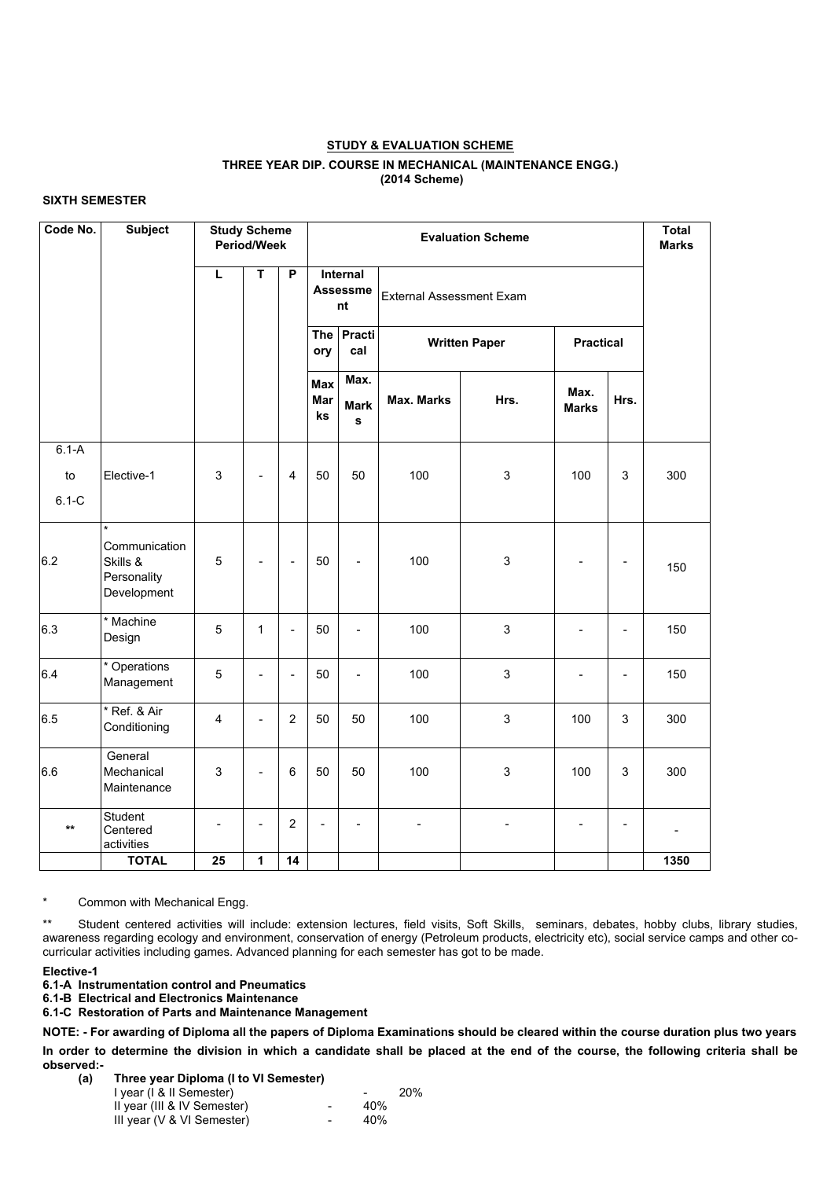**STUDY & EVALUATION SCHEME**

**THREE YEAR DIP. COURSE IN MECHANICAL (MAINTENANCE ENGG.)**
**(2014 Scheme)**

**SIXTH SEMESTER**

| Code No. | Subject | Study Scheme Period/Week | | | Evaluation Scheme | | | | | | Total Marks |
|---|---|---|---|---|---|---|---|---|---|---|---|
| | | L | T | P | Internal Assessment | | External Assessment Exam | | | | |
| | | | | | Theory | Practical | Written Paper | | Practical | | |
| | | | | | Max Marks | Max. Marks | Max. Marks | Hrs. | Max. Marks | Hrs. | |
| 6.1-A to 6.1-C | Elective-1 | 3 | - | 4 | 50 | 50 | 100 | 3 | 100 | 3 | 300 |
| 6.2 | * Communication Skills & Personality Development | 5 | - | - | 50 | - | 100 | 3 | - | - | 150 |
| 6.3 | * Machine Design | 5 | 1 | - | 50 | - | 100 | 3 | - | - | 150 |
| 6.4 | * Operations Management | 5 | - | - | 50 | - | 100 | 3 | - | - | 150 |
| 6.5 | * Ref. & Air Conditioning | 4 | - | 2 | 50 | 50 | 100 | 3 | 100 | 3 | 300 |
| 6.6 | General Mechanical Maintenance | 3 | - | 6 | 50 | 50 | 100 | 3 | 100 | 3 | 300 |
| ** | Student Centered activities | - | - | 2 | - | - | - | - | - | - | - |
| | **TOTAL** | **25** | **1** | **14** | | | | | | | **1350** |

\* Common with Mechanical Engg.

** Student centered activities will include: extension lectures, field visits, Soft Skills, seminars, debates, hobby clubs, library studies, awareness regarding ecology and environment, conservation of energy (Petroleum products, electricity etc), social service camps and other co-curricular activities including games. Advanced planning for each semester has got to be made.

**Elective-1**

**6.1-A Instrumentation control and Pneumatics**
**6.1-B Electrical and Electronics Maintenance**
**6.1-C Restoration of Parts and Maintenance Management**

**NOTE: - For awarding of Diploma all the papers of Diploma Examinations should be cleared within the course duration plus two years**

**In order to determine the division in which a candidate shall be placed at the end of the course, the following criteria shall be observed:-**

**(a) Three year Diploma (I to VI Semester)**

I year (I & II Semester) - 20%
II year (III & IV Semester) - 40%
III year (V & VI Semester) - 40%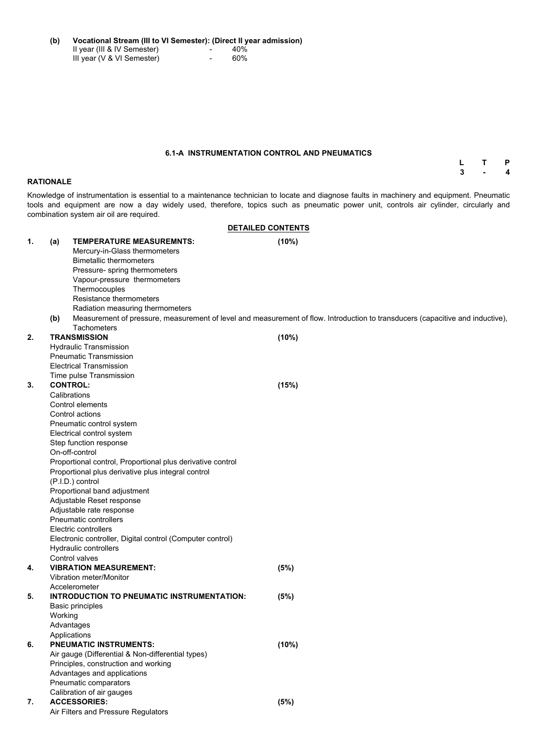**(b) Vocational Stream (III to VI Semester): (Direct II year admission)**

| | | |
|---|---|---|
| II year (III & IV Semester) | - | 40% |
| III year (V & VI Semester) | - | 60% |

## 6.1-A INSTRUMENTATION CONTROL AND PNEUMATICS

| L | T | P |
|---|---|---|
| 3 | - | 4 |

**RATIONALE**

Knowledge of instrumentation is essential to a maintenance technician to locate and diagnose faults in machinery and equipment. Pneumatic tools and equipment are now a day widely used, therefore, topics such as pneumatic power unit, controls air cylinder, circularly and combination system air oil are required.

**DETAILED CONTENTS**

1. (a) **TEMPERATURE MEASUREMNTS:** **(10%)**
   - Mercury-in-Glass thermometers
   - Bimetallic thermometers
   - Pressure- spring thermometers
   - Vapour-pressure thermometers
   - Thermocouples
   - Resistance thermometers
   - Radiation measuring thermometers

   (b) Measurement of pressure, measurement of level and measurement of flow. Introduction to transducers (capacitive and inductive), Tachometers

2. **TRANSMISSION** **(10%)**
   - Hydraulic Transmission
   - Pneumatic Transmission
   - Electrical Transmission
   - Time pulse Transmission

3. **CONTROL:** **(15%)**
   - Calibrations
   - Control elements
   - Control actions
   - Pneumatic control system
   - Electrical control system
   - Step function response
   - On-off-control
   - Proportional control, Proportional plus derivative control
   - Proportional plus derivative plus integral control (P.I.D.) control
   - Proportional band adjustment
   - Adjustable Reset response
   - Adjustable rate response
   - Pneumatic controllers
   - Electric controllers
   - Electronic controller, Digital control (Computer control)
   - Hydraulic controllers
   - Control valves

4. **VIBRATION MEASUREMENT:** **(5%)**
   - Vibration meter/Monitor
   - Accelerometer

5. **INTRODUCTION TO PNEUMATIC INSTRUMENTATION:** **(5%)**
   - Basic principles
   - Working
   - Advantages
   - Applications

6. **PNEUMATIC INSTRUMENTS:** **(10%)**
   - Air gauge (Differential & Non-differential types)
   - Principles, construction and working
   - Advantages and applications
   - Pneumatic comparators
   - Calibration of air gauges

7. **ACCESSORIES:** **(5%)**
   - Air Filters and Pressure Regulators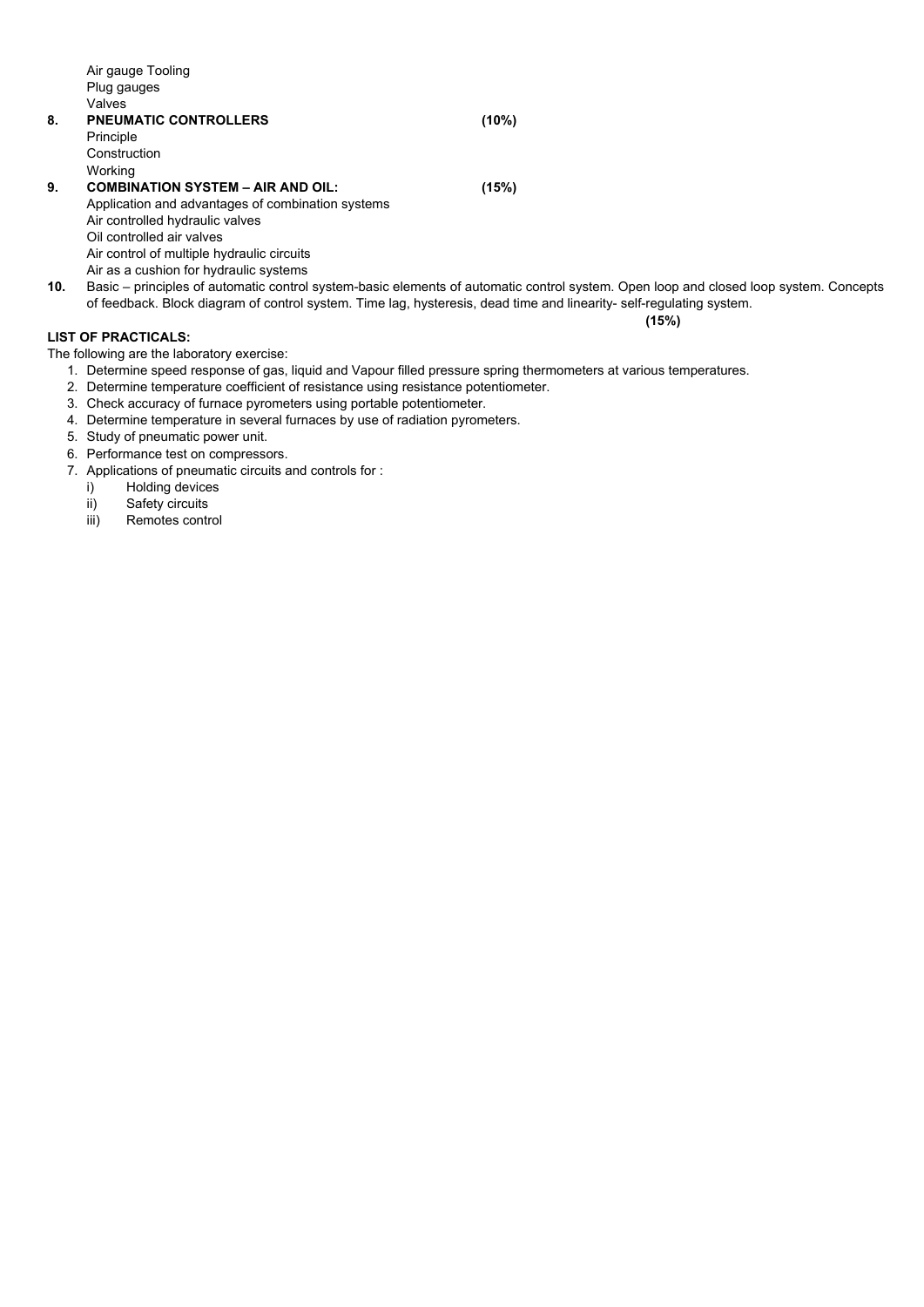Air gauge Tooling
Plug gauges
Valves

**8. PNEUMATIC CONTROLLERS (10%)**

Principle
Construction
Working

**9. COMBINATION SYSTEM – AIR AND OIL: (15%)**

Application and advantages of combination systems
Air controlled hydraulic valves
Oil controlled air valves
Air control of multiple hydraulic circuits
Air as a cushion for hydraulic systems

**10.** Basic – principles of automatic control system-basic elements of automatic control system. Open loop and closed loop system. Concepts of feedback. Block diagram of control system. Time lag, hysteresis, dead time and linearity- self-regulating system. **(15%)**

**LIST OF PRACTICALS:**

The following are the laboratory exercise:

1. Determine speed response of gas, liquid and Vapour filled pressure spring thermometers at various temperatures.
2. Determine temperature coefficient of resistance using resistance potentiometer.
3. Check accuracy of furnace pyrometers using portable potentiometer.
4. Determine temperature in several furnaces by use of radiation pyrometers.
5. Study of pneumatic power unit.
6. Performance test on compressors.
7. Applications of pneumatic circuits and controls for :
   i) Holding devices
   ii) Safety circuits
   iii) Remotes control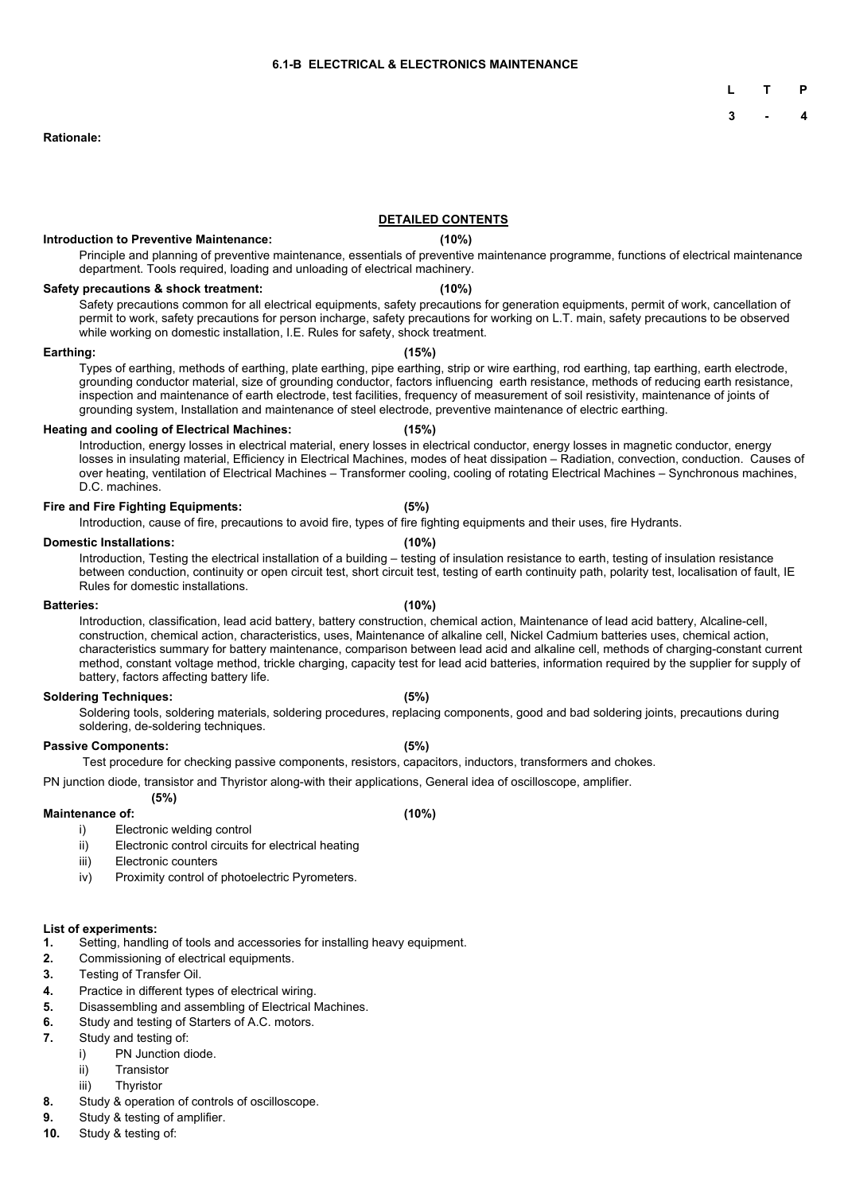## 6.1-B ELECTRICAL & ELECTRONICS MAINTENANCE

| L | T | P |
|---|---|---|
| 3 | - | 4 |

**Rationale:**

### DETAILED CONTENTS

**Introduction to Preventive Maintenance: (10%)**

Principle and planning of preventive maintenance, essentials of preventive maintenance programme, functions of electrical maintenance department. Tools required, loading and unloading of electrical machinery.

**Safety precautions & shock treatment: (10%)**

Safety precautions common for all electrical equipments, safety precautions for generation equipments, permit of work, cancellation of permit to work, safety precautions for person incharge, safety precautions for working on L.T. main, safety precautions to be observed while working on domestic installation, I.E. Rules for safety, shock treatment.

**Earthing: (15%)**

Types of earthing, methods of earthing, plate earthing, pipe earthing, strip or wire earthing, rod earthing, tap earthing, earth electrode, grounding conductor material, size of grounding conductor, factors influencing earth resistance, methods of reducing earth resistance, inspection and maintenance of earth electrode, test facilities, frequency of measurement of soil resistivity, maintenance of joints of grounding system, Installation and maintenance of steel electrode, preventive maintenance of electric earthing.

**Heating and cooling of Electrical Machines: (15%)**

Introduction, energy losses in electrical material, enery losses in electrical conductor, energy losses in magnetic conductor, energy losses in insulating material, Efficiency in Electrical Machines, modes of heat dissipation – Radiation, convection, conduction. Causes of over heating, ventilation of Electrical Machines – Transformer cooling, cooling of rotating Electrical Machines – Synchronous machines, D.C. machines.

**Fire and Fire Fighting Equipments: (5%)**

Introduction, cause of fire, precautions to avoid fire, types of fire fighting equipments and their uses, fire Hydrants.

**Domestic Installations: (10%)**

Introduction, Testing the electrical installation of a building – testing of insulation resistance to earth, testing of insulation resistance between conduction, continuity or open circuit test, short circuit test, testing of earth continuity path, polarity test, localisation of fault, IE Rules for domestic installations.

**Batteries: (10%)**

Introduction, classification, lead acid battery, battery construction, chemical action, Maintenance of lead acid battery, Alcaline-cell, construction, chemical action, characteristics, uses, Maintenance of alkaline cell, Nickel Cadmium batteries uses, chemical action, characteristics summary for battery maintenance, comparison between lead acid and alkaline cell, methods of charging-constant current method, constant voltage method, trickle charging, capacity test for lead acid batteries, information required by the supplier for supply of battery, factors affecting battery life.

**Soldering Techniques: (5%)**

Soldering tools, soldering materials, soldering procedures, replacing components, good and bad soldering joints, precautions during soldering, de-soldering techniques.

**Passive Components: (5%)**

Test procedure for checking passive components, resistors, capacitors, inductors, transformers and chokes.

PN junction diode, transistor and Thyristor along-with their applications, General idea of oscilloscope, amplifier.
**(5%)**

**Maintenance of: (10%)**

i) Electronic welding control
ii) Electronic control circuits for electrical heating
iii) Electronic counters
iv) Proximity control of photoelectric Pyrometers.

**List of experiments:**

1. Setting, handling of tools and accessories for installing heavy equipment.
2. Commissioning of electrical equipments.
3. Testing of Transfer Oil.
4. Practice in different types of electrical wiring.
5. Disassembling and assembling of Electrical Machines.
6. Study and testing of Starters of A.C. motors.
7. Study and testing of:
   i) PN Junction diode.
   ii) Transistor
   iii) Thyristor
8. Study & operation of controls of oscilloscope.
9. Study & testing of amplifier.
10. Study & testing of: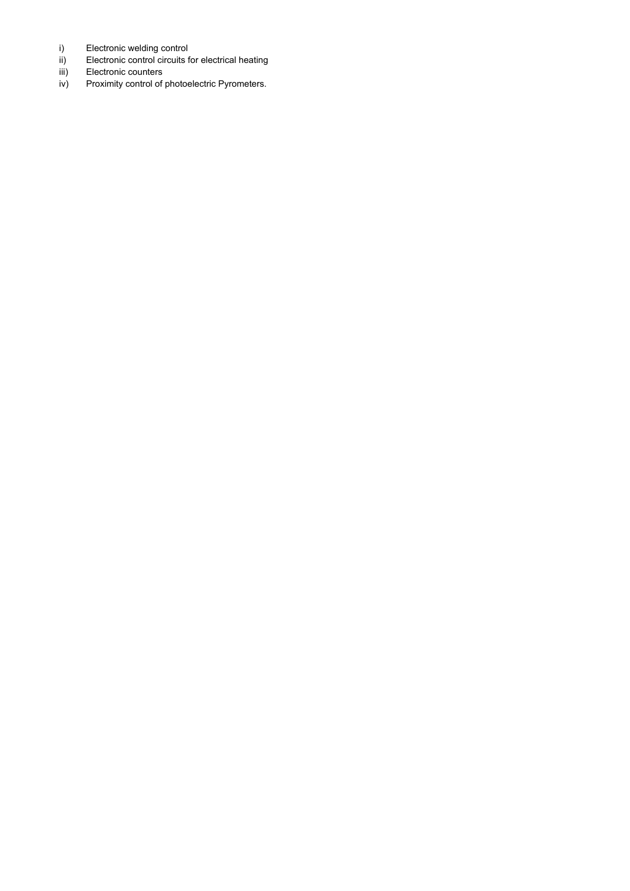i) Electronic welding control
ii) Electronic control circuits for electrical heating
iii) Electronic counters
iv) Proximity control of photoelectric Pyrometers.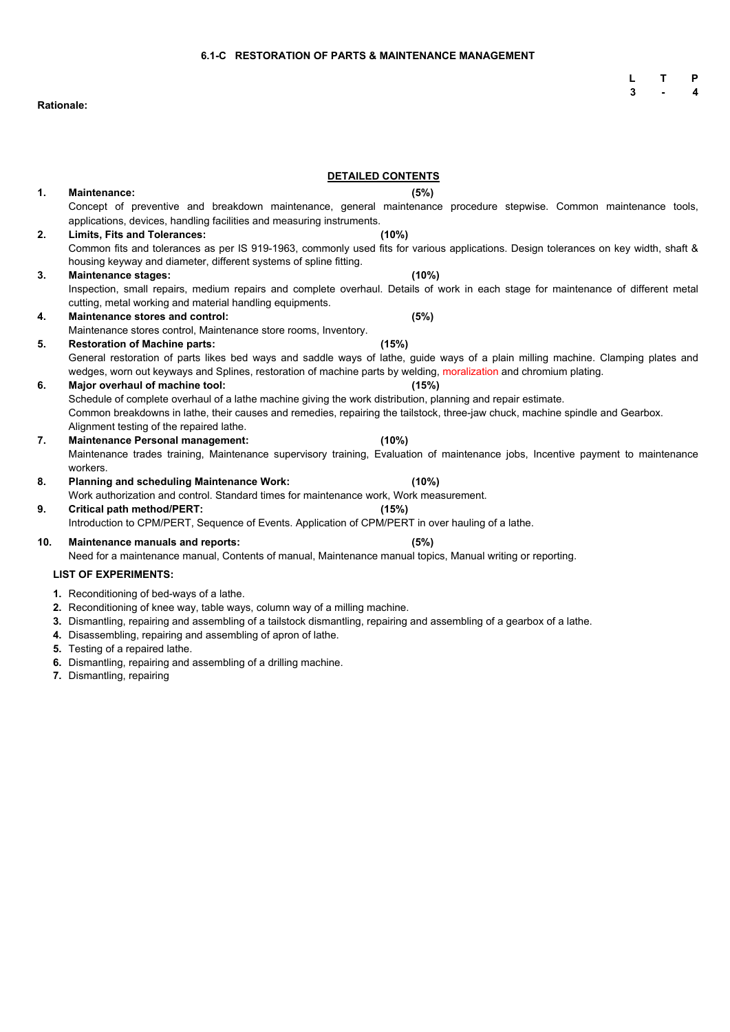## 6.1-C RESTORATION OF PARTS & MAINTENANCE MANAGEMENT

| L | T | P |
|---|---|---|
| 3 | - | 4 |

**Rationale:**

### DETAILED CONTENTS

1. **Maintenance: (5%)**
   Concept of preventive and breakdown maintenance, general maintenance procedure stepwise. Common maintenance tools, applications, devices, handling facilities and measuring instruments.
2. **Limits, Fits and Tolerances: (10%)**
   Common fits and tolerances as per IS 919-1963, commonly used fits for various applications. Design tolerances on key width, shaft & housing keyway and diameter, different systems of spline fitting.
3. **Maintenance stages: (10%)**
   Inspection, small repairs, medium repairs and complete overhaul. Details of work in each stage for maintenance of different metal cutting, metal working and material handling equipments.
4. **Maintenance stores and control: (5%)**
   Maintenance stores control, Maintenance store rooms, Inventory.
5. **Restoration of Machine parts: (15%)**
   General restoration of parts likes bed ways and saddle ways of lathe, guide ways of a plain milling machine. Clamping plates and wedges, worn out keyways and Splines, restoration of machine parts by welding, moralization and chromium plating.
6. **Major overhaul of machine tool: (15%)**
   Schedule of complete overhaul of a lathe machine giving the work distribution, planning and repair estimate.
   Common breakdowns in lathe, their causes and remedies, repairing the tailstock, three-jaw chuck, machine spindle and Gearbox.
   Alignment testing of the repaired lathe.
7. **Maintenance Personal management: (10%)**
   Maintenance trades training, Maintenance supervisory training, Evaluation of maintenance jobs, Incentive payment to maintenance workers.
8. **Planning and scheduling Maintenance Work: (10%)**
   Work authorization and control. Standard times for maintenance work, Work measurement.
9. **Critical path method/PERT: (15%)**
   Introduction to CPM/PERT, Sequence of Events. Application of CPM/PERT in over hauling of a lathe.
10. **Maintenance manuals and reports: (5%)**
    Need for a maintenance manual, Contents of manual, Maintenance manual topics, Manual writing or reporting.

**LIST OF EXPERIMENTS:**

1. Reconditioning of bed-ways of a lathe.
2. Reconditioning of knee way, table ways, column way of a milling machine.
3. Dismantling, repairing and assembling of a tailstock dismantling, repairing and assembling of a gearbox of a lathe.
4. Disassembling, repairing and assembling of apron of lathe.
5. Testing of a repaired lathe.
6. Dismantling, repairing and assembling of a drilling machine.
7. Dismantling, repairing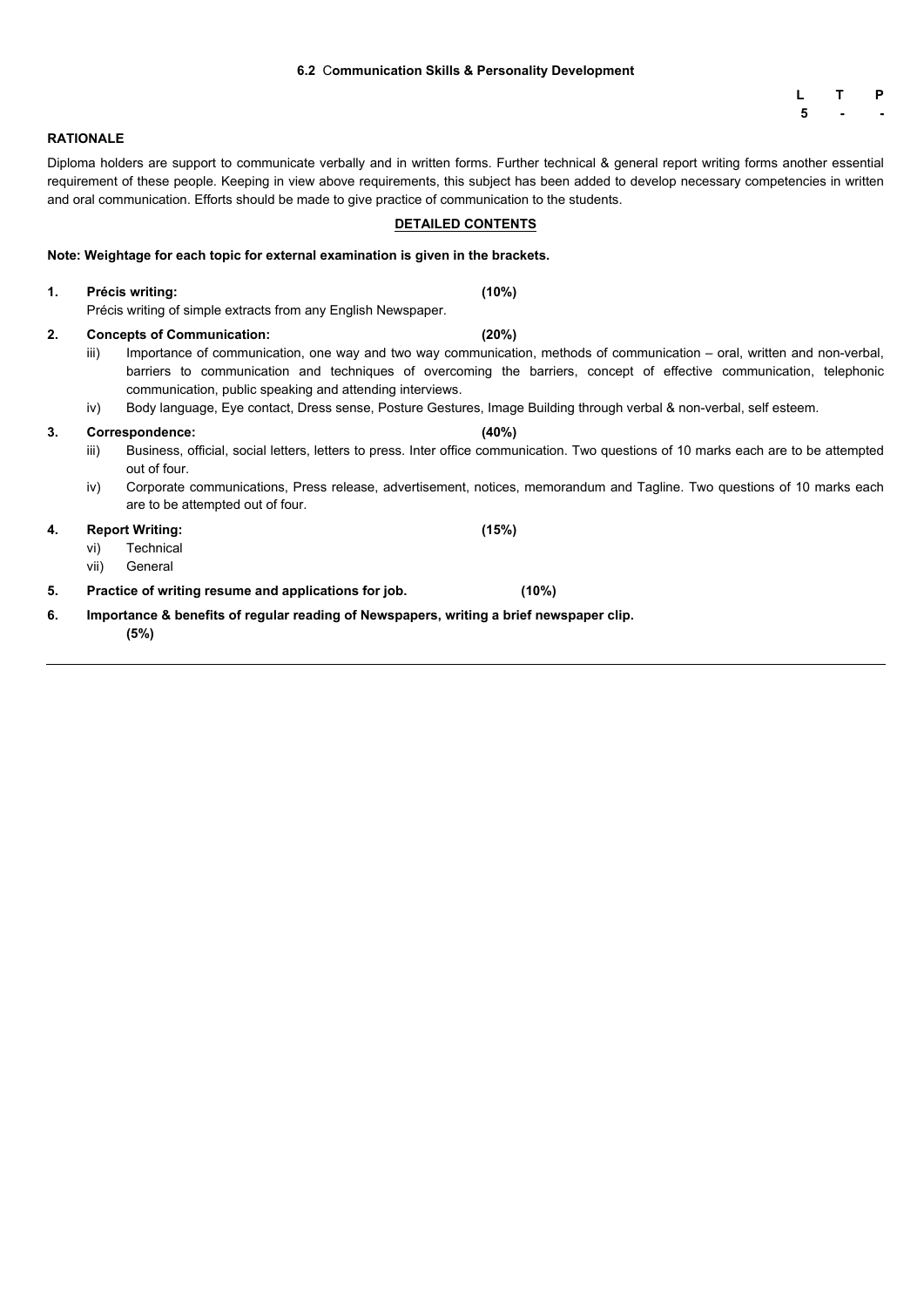## 6.2 Communication Skills & Personality Development

| L | T | P |
|---|---|---|
| 5 | - | - |

**RATIONALE**

Diploma holders are support to communicate verbally and in written forms. Further technical & general report writing forms another essential requirement of these people. Keeping in view above requirements, this subject has been added to develop necessary competencies in written and oral communication. Efforts should be made to give practice of communication to the students.

**DETAILED CONTENTS**

**Note: Weightage for each topic for external examination is given in the brackets.**

1. **Précis writing: (10%)**
   Précis writing of simple extracts from any English Newspaper.

2. **Concepts of Communication: (20%)**
   iii) Importance of communication, one way and two way communication, methods of communication – oral, written and non-verbal, barriers to communication and techniques of overcoming the barriers, concept of effective communication, telephonic communication, public speaking and attending interviews.
   iv) Body language, Eye contact, Dress sense, Posture Gestures, Image Building through verbal & non-verbal, self esteem.

3. **Correspondence: (40%)**
   iii) Business, official, social letters, letters to press. Inter office communication. Two questions of 10 marks each are to be attempted out of four.
   iv) Corporate communications, Press release, advertisement, notices, memorandum and Tagline. Two questions of 10 marks each are to be attempted out of four.

4. **Report Writing: (15%)**
   vi) Technical
   vii) General

5. **Practice of writing resume and applications for job. (10%)**

6. **Importance & benefits of regular reading of Newspapers, writing a brief newspaper clip. (5%)**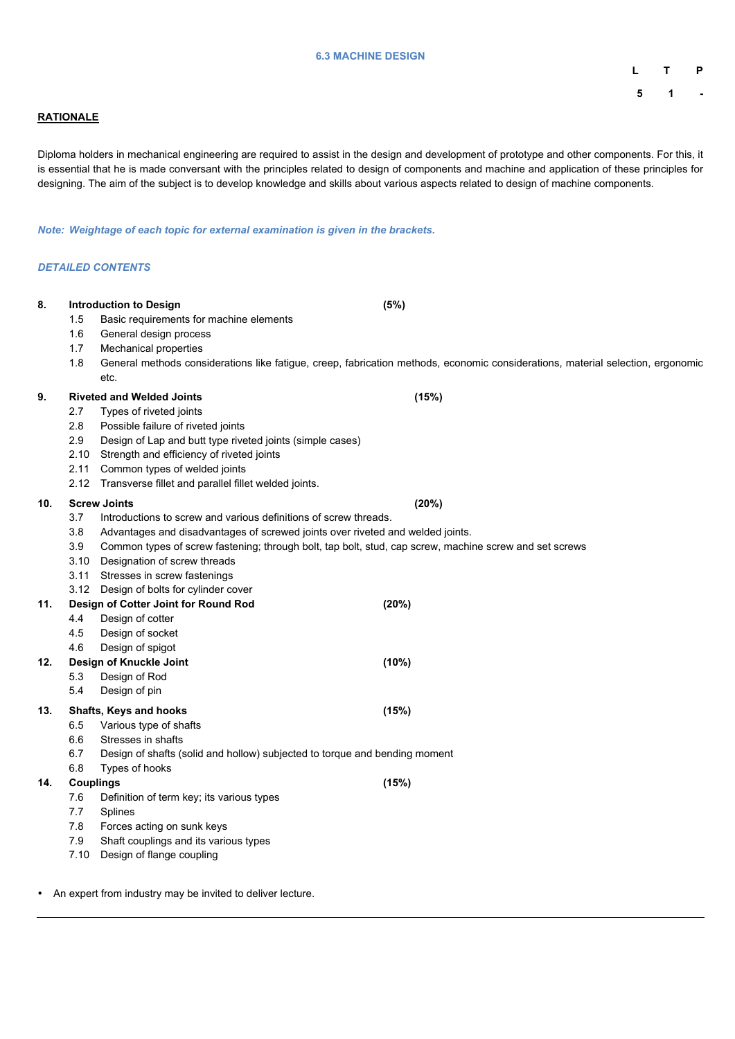## 6.3 MACHINE DESIGN

| L | T | P |
|---|---|---|
| 5 | 1 | - |

**RATIONALE**

Diploma holders in mechanical engineering are required to assist in the design and development of prototype and other components. For this, it is essential that he is made conversant with the principles related to design of components and machine and application of these principles for designing. The aim of the subject is to develop knowledge and skills about various aspects related to design of machine components.

***Note: Weightage of each topic for external examination is given in the brackets.***

***DETAILED CONTENTS***

**8. Introduction to Design (5%)**

- 1.5 Basic requirements for machine elements
- 1.6 General design process
- 1.7 Mechanical properties
- 1.8 General methods considerations like fatigue, creep, fabrication methods, economic considerations, material selection, ergonomic etc.

**9. Riveted and Welded Joints (15%)**

- 2.7 Types of riveted joints
- 2.8 Possible failure of riveted joints
- 2.9 Design of Lap and butt type riveted joints (simple cases)
- 2.10 Strength and efficiency of riveted joints
- 2.11 Common types of welded joints
- 2.12 Transverse fillet and parallel fillet welded joints.

**10. Screw Joints (20%)**

- 3.7 Introductions to screw and various definitions of screw threads.
- 3.8 Advantages and disadvantages of screwed joints over riveted and welded joints.
- 3.9 Common types of screw fastening; through bolt, tap bolt, stud, cap screw, machine screw and set screws
- 3.10 Designation of screw threads
- 3.11 Stresses in screw fastenings
- 3.12 Design of bolts for cylinder cover

**11. Design of Cotter Joint for Round Rod (20%)**

- 4.4 Design of cotter
- 4.5 Design of socket
- 4.6 Design of spigot

**12. Design of Knuckle Joint (10%)**

- 5.3 Design of Rod
- 5.4 Design of pin

**13. Shafts, Keys and hooks (15%)**

- 6.5 Various type of shafts
- 6.6 Stresses in shafts
- 6.7 Design of shafts (solid and hollow) subjected to torque and bending moment
- 6.8 Types of hooks

**14. Couplings (15%)**

- 7.6 Definition of term key; its various types
- 7.7 Splines
- 7.8 Forces acting on sunk keys
- 7.9 Shaft couplings and its various types
- 7.10 Design of flange coupling

- An expert from industry may be invited to deliver lecture.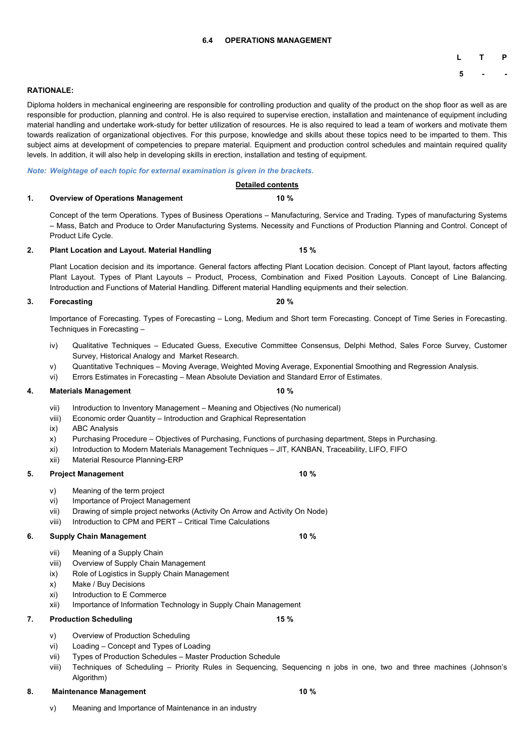## 6.4 OPERATIONS MANAGEMENT

| L | T | P |
|---|---|---|
| 5 | - | - |

**RATIONALE:**

Diploma holders in mechanical engineering are responsible for controlling production and quality of the product on the shop floor as well as are responsible for production, planning and control. He is also required to supervise erection, installation and maintenance of equipment including material handling and undertake work-study for better utilization of resources. He is also required to lead a team of workers and motivate them towards realization of organizational objectives. For this purpose, knowledge and skills about these topics need to be imparted to them. This subject aims at development of competencies to prepare material. Equipment and production control schedules and maintain required quality levels. In addition, it will also help in developing skills in erection, installation and testing of equipment.

***Note: Weightage of each topic for external examination is given in the brackets.***

**Detailed contents**

**1. Overview of Operations Management 10 %**

Concept of the term Operations. Types of Business Operations – Manufacturing, Service and Trading. Types of manufacturing Systems – Mass, Batch and Produce to Order Manufacturing Systems. Necessity and Functions of Production Planning and Control. Concept of Product Life Cycle.

**2. Plant Location and Layout. Material Handling 15 %**

Plant Location decision and its importance. General factors affecting Plant Location decision. Concept of Plant layout, factors affecting Plant Layout. Types of Plant Layouts – Product, Process, Combination and Fixed Position Layouts. Concept of Line Balancing. Introduction and Functions of Material Handling. Different material Handling equipments and their selection.

**3. Forecasting 20 %**

Importance of Forecasting. Types of Forecasting – Long, Medium and Short term Forecasting. Concept of Time Series in Forecasting. Techniques in Forecasting –

iv) Qualitative Techniques – Educated Guess, Executive Committee Consensus, Delphi Method, Sales Force Survey, Customer Survey, Historical Analogy and Market Research.
v) Quantitative Techniques – Moving Average, Weighted Moving Average, Exponential Smoothing and Regression Analysis.
vi) Errors Estimates in Forecasting – Mean Absolute Deviation and Standard Error of Estimates.

**4. Materials Management 10 %**

vii) Introduction to Inventory Management – Meaning and Objectives (No numerical)
viii) Economic order Quantity – Introduction and Graphical Representation
ix) ABC Analysis
x) Purchasing Procedure – Objectives of Purchasing, Functions of purchasing department, Steps in Purchasing.
xi) Introduction to Modern Materials Management Techniques – JIT, KANBAN, Traceability, LIFO, FIFO
xii) Material Resource Planning-ERP

**5. Project Management 10 %**

v) Meaning of the term project
vi) Importance of Project Management
vii) Drawing of simple project networks (Activity On Arrow and Activity On Node)
viii) Introduction to CPM and PERT – Critical Time Calculations

**6. Supply Chain Management 10 %**

vii) Meaning of a Supply Chain
viii) Overview of Supply Chain Management
ix) Role of Logistics in Supply Chain Management
x) Make / Buy Decisions
xi) Introduction to E Commerce
xii) Importance of Information Technology in Supply Chain Management

**7. Production Scheduling 15 %**

v) Overview of Production Scheduling
vi) Loading – Concept and Types of Loading
vii) Types of Production Schedules – Master Production Schedule
viii) Techniques of Scheduling – Priority Rules in Sequencing, Sequencing n jobs in one, two and three machines (Johnson's Algorithm)

**8. Maintenance Management 10 %**

v) Meaning and Importance of Maintenance in an industry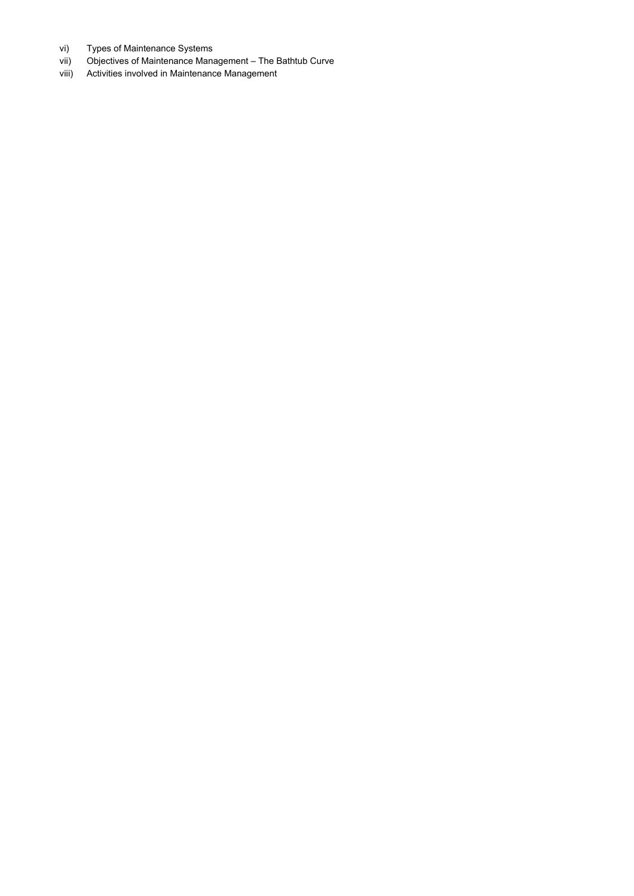vi) Types of Maintenance Systems
vii) Objectives of Maintenance Management – The Bathtub Curve
viii) Activities involved in Maintenance Management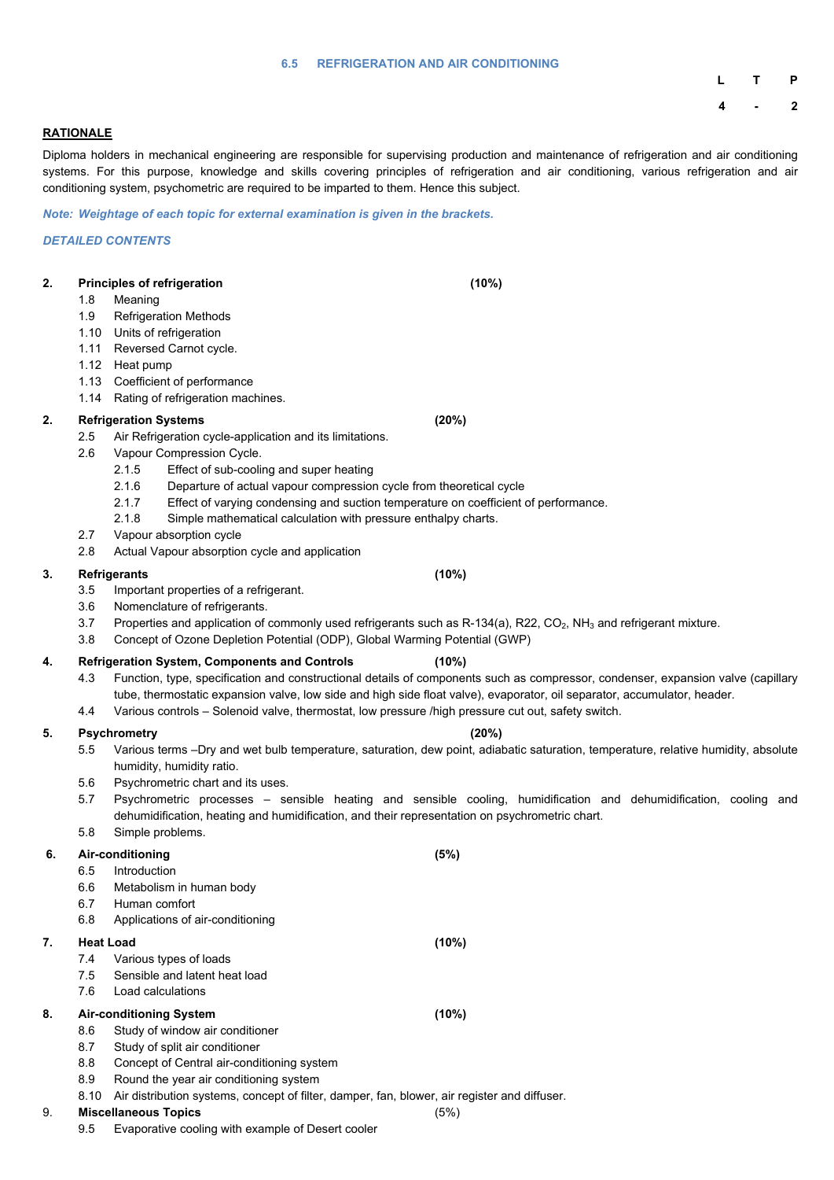### 6.5 REFRIGERATION AND AIR CONDITIONING

| L | T | P |
|---|---|---|
| 4 | - | 2 |

**RATIONALE**

Diploma holders in mechanical engineering are responsible for supervising production and maintenance of refrigeration and air conditioning systems. For this purpose, knowledge and skills covering principles of refrigeration and air conditioning, various refrigeration and air conditioning system, psychometric are required to be imparted to them. Hence this subject.

***Note: Weightage of each topic for external examination is given in the brackets.***

***DETAILED CONTENTS***

**2. Principles of refrigeration (10%)**

- 1.8 Meaning
- 1.9 Refrigeration Methods
- 1.10 Units of refrigeration
- 1.11 Reversed Carnot cycle.
- 1.12 Heat pump
- 1.13 Coefficient of performance
- 1.14 Rating of refrigeration machines.

**2. Refrigeration Systems (20%)**

- 2.5 Air Refrigeration cycle-application and its limitations.
- 2.6 Vapour Compression Cycle.
  - 2.1.5 Effect of sub-cooling and super heating
  - 2.1.6 Departure of actual vapour compression cycle from theoretical cycle
  - 2.1.7 Effect of varying condensing and suction temperature on coefficient of performance.
  - 2.1.8 Simple mathematical calculation with pressure enthalpy charts.
- 2.7 Vapour absorption cycle
- 2.8 Actual Vapour absorption cycle and application

**3. Refrigerants (10%)**

- 3.5 Important properties of a refrigerant.
- 3.6 Nomenclature of refrigerants.
- 3.7 Properties and application of commonly used refrigerants such as R-134(a), R22, $CO_2$, $NH_3$ and refrigerant mixture.
- 3.8 Concept of Ozone Depletion Potential (ODP), Global Warming Potential (GWP)

**4. Refrigeration System, Components and Controls (10%)**

- 4.3 Function, type, specification and constructional details of components such as compressor, condenser, expansion valve (capillary tube, thermostatic expansion valve, low side and high side float valve), evaporator, oil separator, accumulator, header.
- 4.4 Various controls – Solenoid valve, thermostat, low pressure /high pressure cut out, safety switch.

**5. Psychrometry (20%)**

- 5.5 Various terms –Dry and wet bulb temperature, saturation, dew point, adiabatic saturation, temperature, relative humidity, absolute humidity, humidity ratio.
- 5.6 Psychrometric chart and its uses.
- 5.7 Psychrometric processes – sensible heating and sensible cooling, humidification and dehumidification, cooling and dehumidification, heating and humidification, and their representation on psychrometric chart.
- 5.8 Simple problems.

**6. Air-conditioning (5%)**

- 6.5 Introduction
- 6.6 Metabolism in human body
- 6.7 Human comfort
- 6.8 Applications of air-conditioning

**7. Heat Load (10%)**

- 7.4 Various types of loads
- 7.5 Sensible and latent heat load
- 7.6 Load calculations

**8. Air-conditioning System (10%)**

- 8.6 Study of window air conditioner
- 8.7 Study of split air conditioner
- 8.8 Concept of Central air-conditioning system
- 8.9 Round the year air conditioning system
- 8.10 Air distribution systems, concept of filter, damper, fan, blower, air register and diffuser.

**9. Miscellaneous Topics** (5%)

- 9.5 Evaporative cooling with example of Desert cooler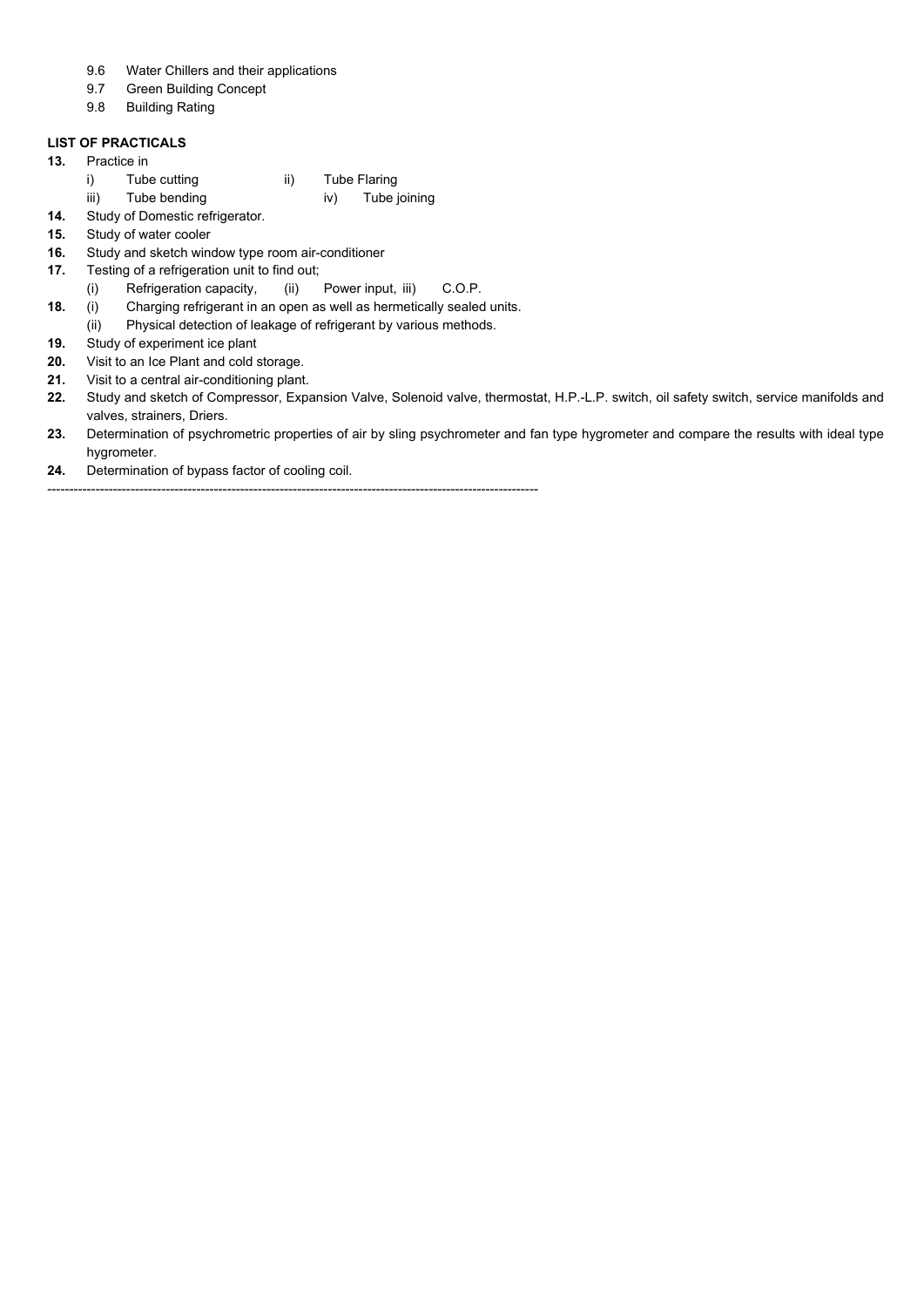9.6 Water Chillers and their applications
9.7 Green Building Concept
9.8 Building Rating

**LIST OF PRACTICALS**

**13.** Practice in
   i) Tube cutting    ii) Tube Flaring
   iii) Tube bending    iv) Tube joining

**14.** Study of Domestic refrigerator.

**15.** Study of water cooler

**16.** Study and sketch window type room air-conditioner

**17.** Testing of a refrigeration unit to find out;
   (i) Refrigeration capacity,  (ii) Power input, iii) C.O.P.

**18.** (i) Charging refrigerant in an open as well as hermetically sealed units.
   (ii) Physical detection of leakage of refrigerant by various methods.

**19.** Study of experiment ice plant

**20.** Visit to an Ice Plant and cold storage.

**21.** Visit to a central air-conditioning plant.

**22.** Study and sketch of Compressor, Expansion Valve, Solenoid valve, thermostat, H.P.-L.P. switch, oil safety switch, service manifolds and valves, strainers, Driers.

**23.** Determination of psychrometric properties of air by sling psychrometer and fan type hygrometer and compare the results with ideal type hygrometer.

**24.** Determination of bypass factor of cooling coil.

---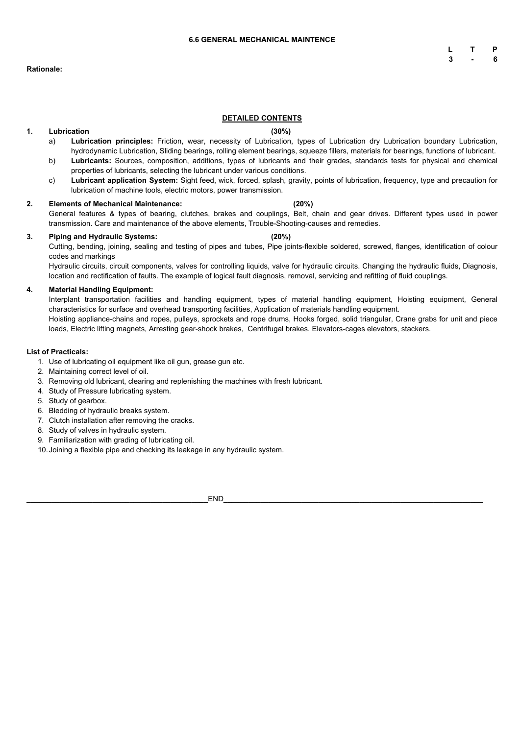### 6.6 GENERAL MECHANICAL MAINTENCE

| L | T | P |
|---|---|---|
| 3 | - | 6 |

**Rationale:**

## DETAILED CONTENTS

**1. Lubrication (30%)**

a) **Lubrication principles:** Friction, wear, necessity of Lubrication, types of Lubrication dry Lubrication boundary Lubrication, hydrodynamic Lubrication, Sliding bearings, rolling element bearings, squeeze fillers, materials for bearings, functions of lubricant.

b) **Lubricants:** Sources, composition, additions, types of lubricants and their grades, standards tests for physical and chemical properties of lubricants, selecting the lubricant under various conditions.

c) **Lubricant application System:** Sight feed, wick, forced, splash, gravity, points of lubrication, frequency, type and precaution for lubrication of machine tools, electric motors, power transmission.

**2. Elements of Mechanical Maintenance: (20%)**

General features & types of bearing, clutches, brakes and couplings, Belt, chain and gear drives. Different types used in power transmission. Care and maintenance of the above elements, Trouble-Shooting-causes and remedies.

**3. Piping and Hydraulic Systems: (20%)**

Cutting, bending, joining, sealing and testing of pipes and tubes, Pipe joints-flexible soldered, screwed, flanges, identification of colour codes and markings

Hydraulic circuits, circuit components, valves for controlling liquids, valve for hydraulic circuits. Changing the hydraulic fluids, Diagnosis, location and rectification of faults. The example of logical fault diagnosis, removal, servicing and refitting of fluid couplings.

**4. Material Handling Equipment:**

Interplant transportation facilities and handling equipment, types of material handling equipment, Hoisting equipment, General characteristics for surface and overhead transporting facilities, Application of materials handling equipment.

Hoisting appliance-chains and ropes, pulleys, sprockets and rope drums, Hooks forged, solid triangular, Crane grabs for unit and piece loads, Electric lifting magnets, Arresting gear-shock brakes, Centrifugal brakes, Elevators-cages elevators, stackers.

**List of Practicals:**

1. Use of lubricating oil equipment like oil gun, grease gun etc.
2. Maintaining correct level of oil.
3. Removing old lubricant, clearing and replenishing the machines with fresh lubricant.
4. Study of Pressure lubricating system.
5. Study of gearbox.
6. Bledding of hydraulic breaks system.
7. Clutch installation after removing the cracks.
8. Study of valves in hydraulic system.
9. Familiarization with grading of lubricating oil.
10. Joining a flexible pipe and checking its leakage in any hydraulic system.

END